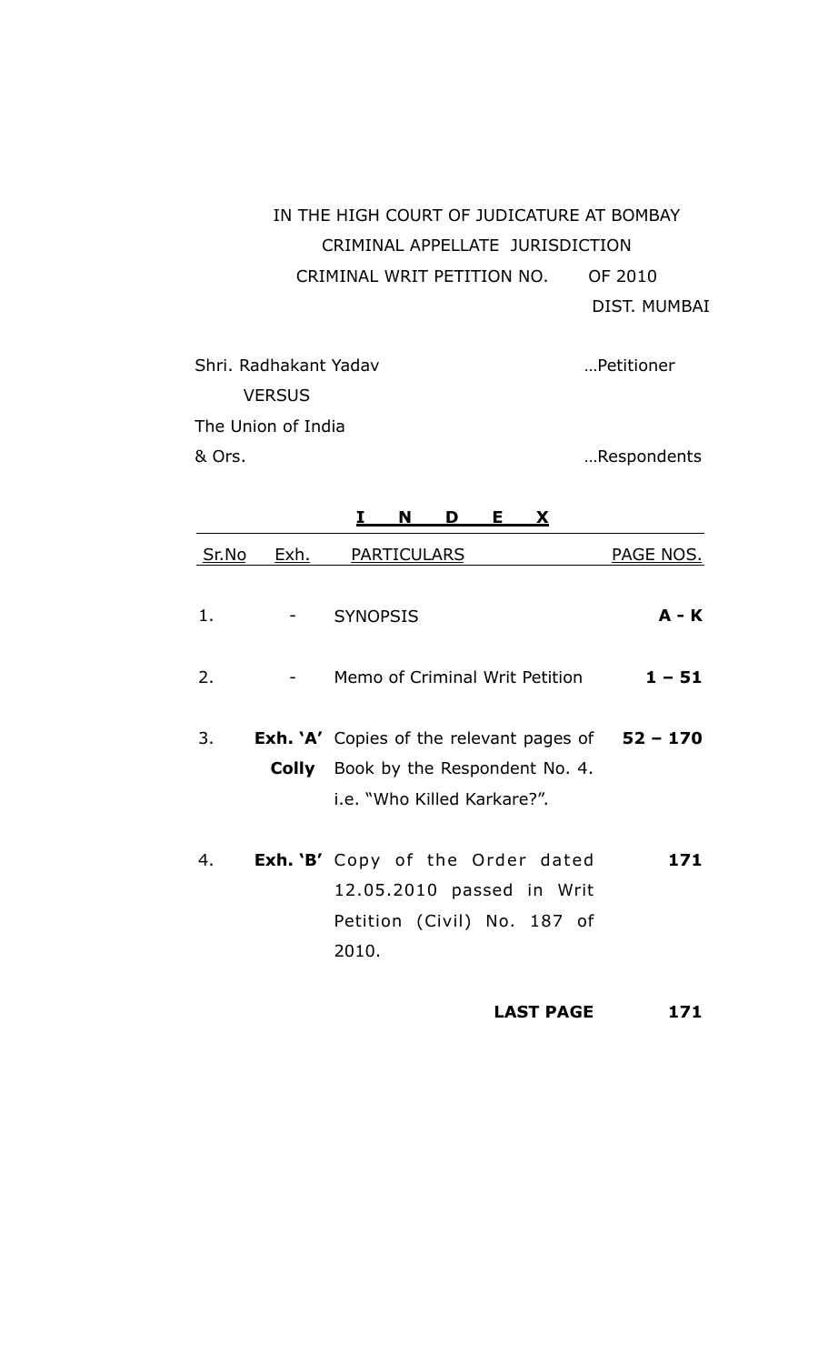IN THE HIGH COURT OF JUDICATURE AT BOMBAY

CRIMINAL APPELLATE JURISDICTION

CRIMINAL WRIT PETITION NO. OF 2010

DIST. MUMBAI

Shri. Radhakant Yadav …Petitioner

VERSUS

The Union of India
& Ors. …Respondents

# I N D E X

| Sr.No | Exh. | PARTICULARS | PAGE NOS. |
|---|---|---|---|
| 1. | - | SYNOPSIS | **A - K** |
| 2. | - | Memo of Criminal Writ Petition | **1 – 51** |
| 3. | **Exh. 'A' Colly** | Copies of the relevant pages of Book by the Respondent No. 4. i.e. "Who Killed Karkare?". | **52 – 170** |
| 4. | **Exh. 'B'** | Copy of the Order dated 12.05.2010 passed in Writ Petition (Civil) No. 187 of 2010. | **171** |
| | | **LAST PAGE** | **171** |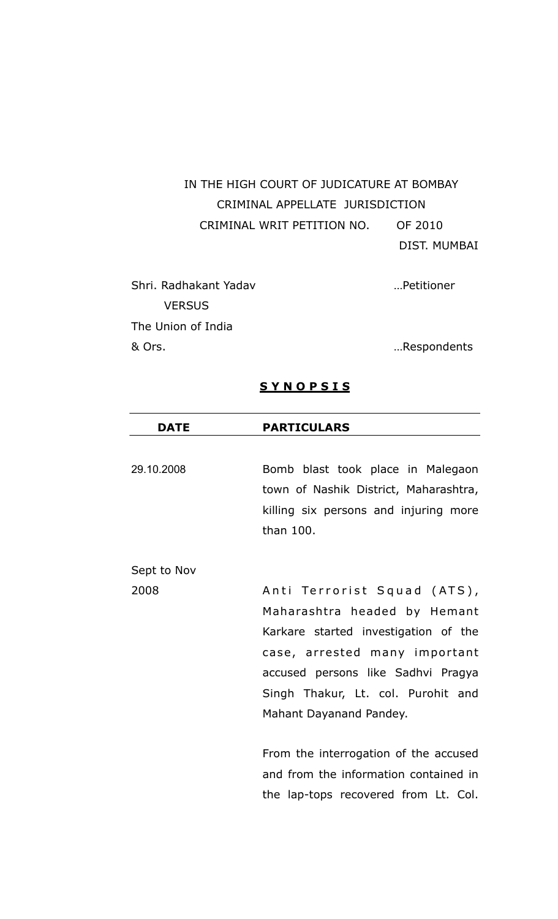IN THE HIGH COURT OF JUDICATURE AT BOMBAY
CRIMINAL APPELLATE JURISDICTION
CRIMINAL WRIT PETITION NO. OF 2010
DIST. MUMBAI

Shri. Radhakant Yadav …Petitioner

VERSUS

The Union of India
& Ors. …Respondents

## **S Y N O P S I S**

| DATE | PARTICULARS |
|---|---|
| 29.10.2008 | Bomb blast took place in Malegaon town of Nashik District, Maharashtra, killing six persons and injuring more than 100. |
| Sept to Nov 2008 | Anti Terrorist Squad (ATS), Maharashtra headed by Hemant Karkare started investigation of the case, arrested many important accused persons like Sadhvi Pragya Singh Thakur, Lt. col. Purohit and Mahant Dayanand Pandey.<br><br>From the interrogation of the accused and from the information contained in the lap-tops recovered from Lt. Col. |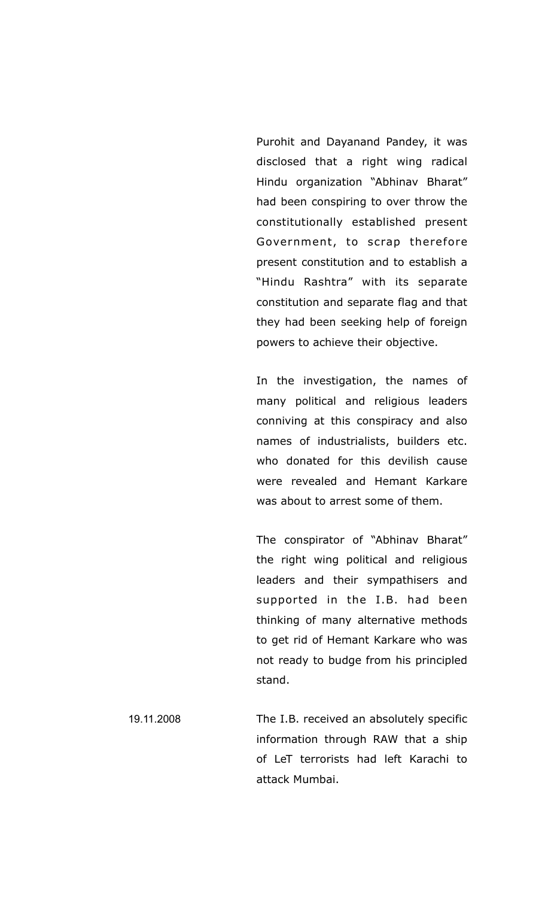Purohit and Dayanand Pandey, it was disclosed that a right wing radical Hindu organization "Abhinav Bharat" had been conspiring to over throw the constitutionally established present Government, to scrap therefore present constitution and to establish a "Hindu Rashtra" with its separate constitution and separate flag and that they had been seeking help of foreign powers to achieve their objective.

In the investigation, the names of many political and religious leaders conniving at this conspiracy and also names of industrialists, builders etc. who donated for this devilish cause were revealed and Hemant Karkare was about to arrest some of them.

The conspirator of "Abhinav Bharat" the right wing political and religious leaders and their sympathisers and supported in the I.B. had been thinking of many alternative methods to get rid of Hemant Karkare who was not ready to budge from his principled stand.

19.11.2008 — The I.B. received an absolutely specific information through RAW that a ship of LeT terrorists had left Karachi to attack Mumbai.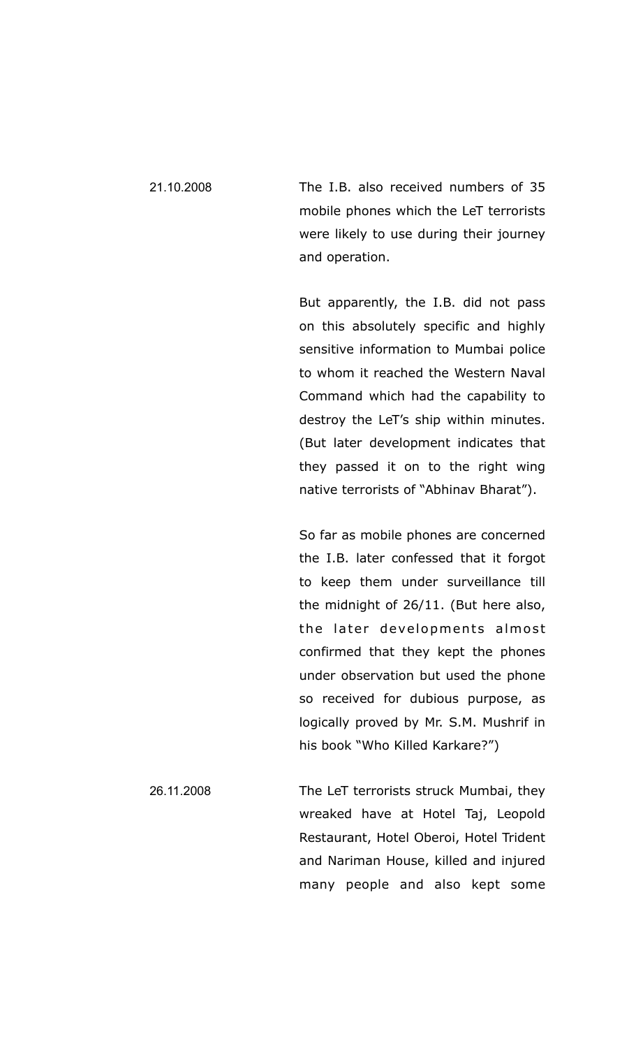| | |
|---|---|
| 21.10.2008 | The I.B. also received numbers of 35 mobile phones which the LeT terrorists were likely to use during their journey and operation.<br><br>But apparently, the I.B. did not pass on this absolutely specific and highly sensitive information to Mumbai police to whom it reached the Western Naval Command which had the capability to destroy the LeT's ship within minutes. (But later development indicates that they passed it on to the right wing native terrorists of "Abhinav Bharat").<br><br>So far as mobile phones are concerned the I.B. later confessed that it forgot to keep them under surveillance till the midnight of 26/11. (But here also, the later developments almost confirmed that they kept the phones under observation but used the phone so received for dubious purpose, as logically proved by Mr. S.M. Mushrif in his book "Who Killed Karkare?") |
| 26.11.2008 | The LeT terrorists struck Mumbai, they wreaked have at Hotel Taj, Leopold Restaurant, Hotel Oberoi, Hotel Trident and Nariman House, killed and injured many people and also kept some |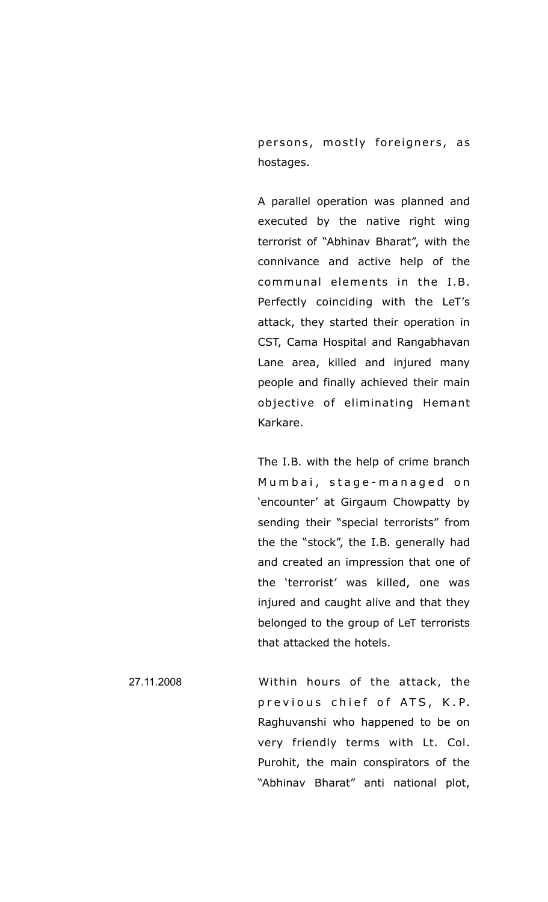persons, mostly foreigners, as hostages.

A parallel operation was planned and executed by the native right wing terrorist of "Abhinav Bharat", with the connivance and active help of the communal elements in the I.B. Perfectly coinciding with the LeT's attack, they started their operation in CST, Cama Hospital and Rangabhavan Lane area, killed and injured many people and finally achieved their main objective of eliminating Hemant Karkare.

The I.B. with the help of crime branch Mumbai, stage-managed on 'encounter' at Girgaum Chowpatty by sending their "special terrorists" from the the "stock", the I.B. generally had and created an impression that one of the 'terrorist' was killed, one was injured and caught alive and that they belonged to the group of LeT terrorists that attacked the hotels.

27.11.2008 Within hours of the attack, the previous chief of ATS, K.P. Raghuvanshi who happened to be on very friendly terms with Lt. Col. Purohit, the main conspirators of the "Abhinav Bharat" anti national plot,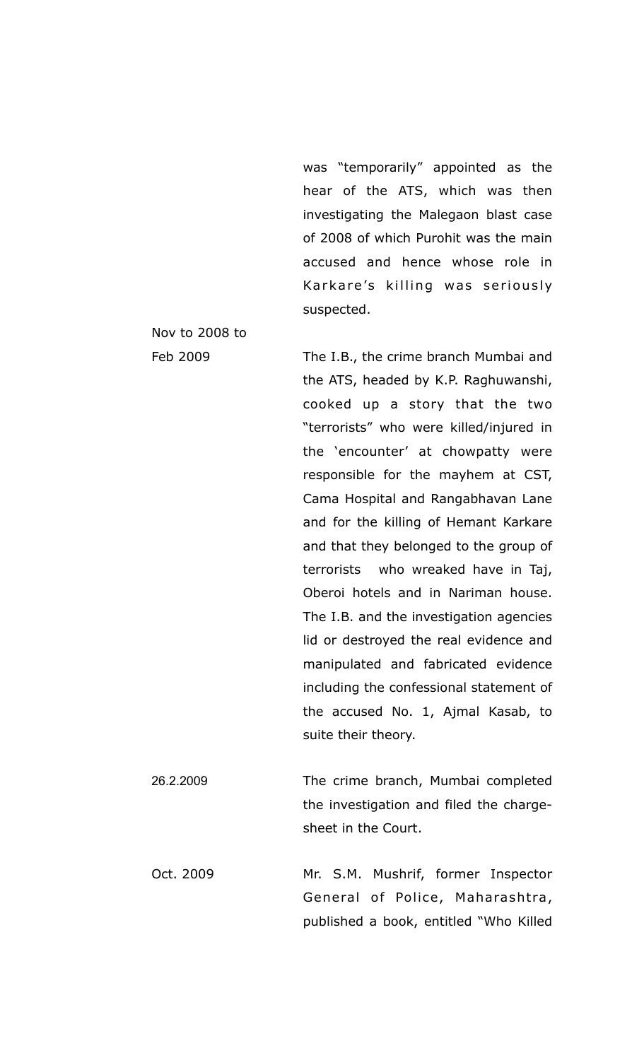| | |
|---|---|
| | was "temporarily" appointed as the hear of the ATS, which was then investigating the Malegaon blast case of 2008 of which Purohit was the main accused and hence whose role in Karkare's killing was seriously suspected. |
| Nov to 2008 to Feb 2009 | The I.B., the crime branch Mumbai and the ATS, headed by K.P. Raghuwanshi, cooked up a story that the two "terrorists" who were killed/injured in the 'encounter' at chowpatty were responsible for the mayhem at CST, Cama Hospital and Rangabhavan Lane and for the killing of Hemant Karkare and that they belonged to the group of terrorists who wreaked have in Taj, Oberoi hotels and in Nariman house. The I.B. and the investigation agencies lid or destroyed the real evidence and manipulated and fabricated evidence including the confessional statement of the accused No. 1, Ajmal Kasab, to suite their theory. |
| 26.2.2009 | The crime branch, Mumbai completed the investigation and filed the charge-sheet in the Court. |
| Oct. 2009 | Mr. S.M. Mushrif, former Inspector General of Police, Maharashtra, published a book, entitled "Who Killed |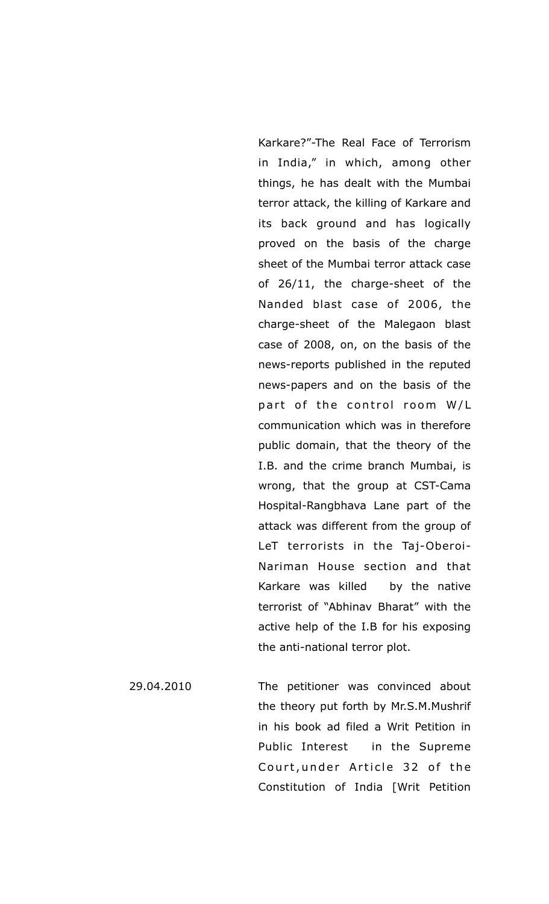| | |
|---|---|
| | Karkare?"-The Real Face of Terrorism in India," in which, among other things, he has dealt with the Mumbai terror attack, the killing of Karkare and its back ground and has logically proved on the basis of the charge sheet of the Mumbai terror attack case of 26/11, the charge-sheet of the Nanded blast case of 2006, the charge-sheet of the Malegaon blast case of 2008, on, on the basis of the news-reports published in the reputed news-papers and on the basis of the part of the control room W/L communication which was in therefore public domain, that the theory of the I.B. and the crime branch Mumbai, is wrong, that the group at CST-Cama Hospital-Rangbhava Lane part of the attack was different from the group of LeT terrorists in the Taj-Oberoi-Nariman House section and that Karkare was killed by the native terrorist of "Abhinav Bharat" with the active help of the I.B for his exposing the anti-national terror plot. |
| 29.04.2010 | The petitioner was convinced about the theory put forth by Mr.S.M.Mushrif in his book ad filed a Writ Petition in Public Interest in the Supreme Court,under Article 32 of the Constitution of India [Writ Petition |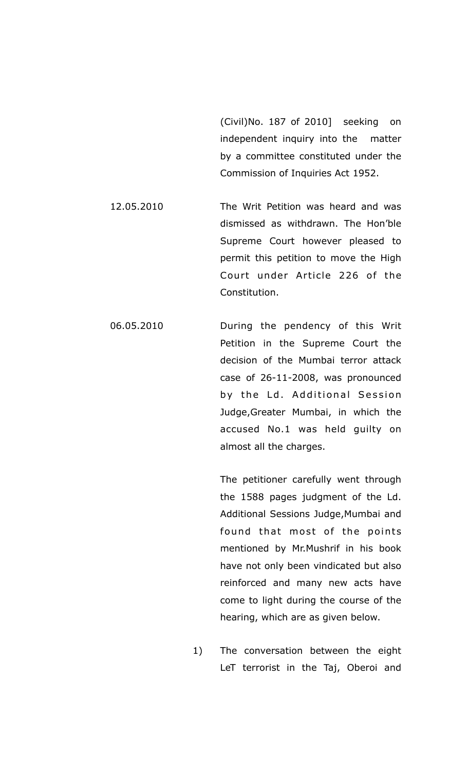(Civil)No. 187 of 2010] seeking on independent inquiry into the matter by a committee constituted under the Commission of Inquiries Act 1952.

12.05.2010 The Writ Petition was heard and was dismissed as withdrawn. The Hon'ble Supreme Court however pleased to permit this petition to move the High Court under Article 226 of the Constitution.

06.05.2010 During the pendency of this Writ Petition in the Supreme Court the decision of the Mumbai terror attack case of 26-11-2008, was pronounced by the Ld. Additional Session Judge,Greater Mumbai, in which the accused No.1 was held guilty on almost all the charges.

The petitioner carefully went through the 1588 pages judgment of the Ld. Additional Sessions Judge,Mumbai and found that most of the points mentioned by Mr.Mushrif in his book have not only been vindicated but also reinforced and many new acts have come to light during the course of the hearing, which are as given below.

1) The conversation between the eight LeT terrorist in the Taj, Oberoi and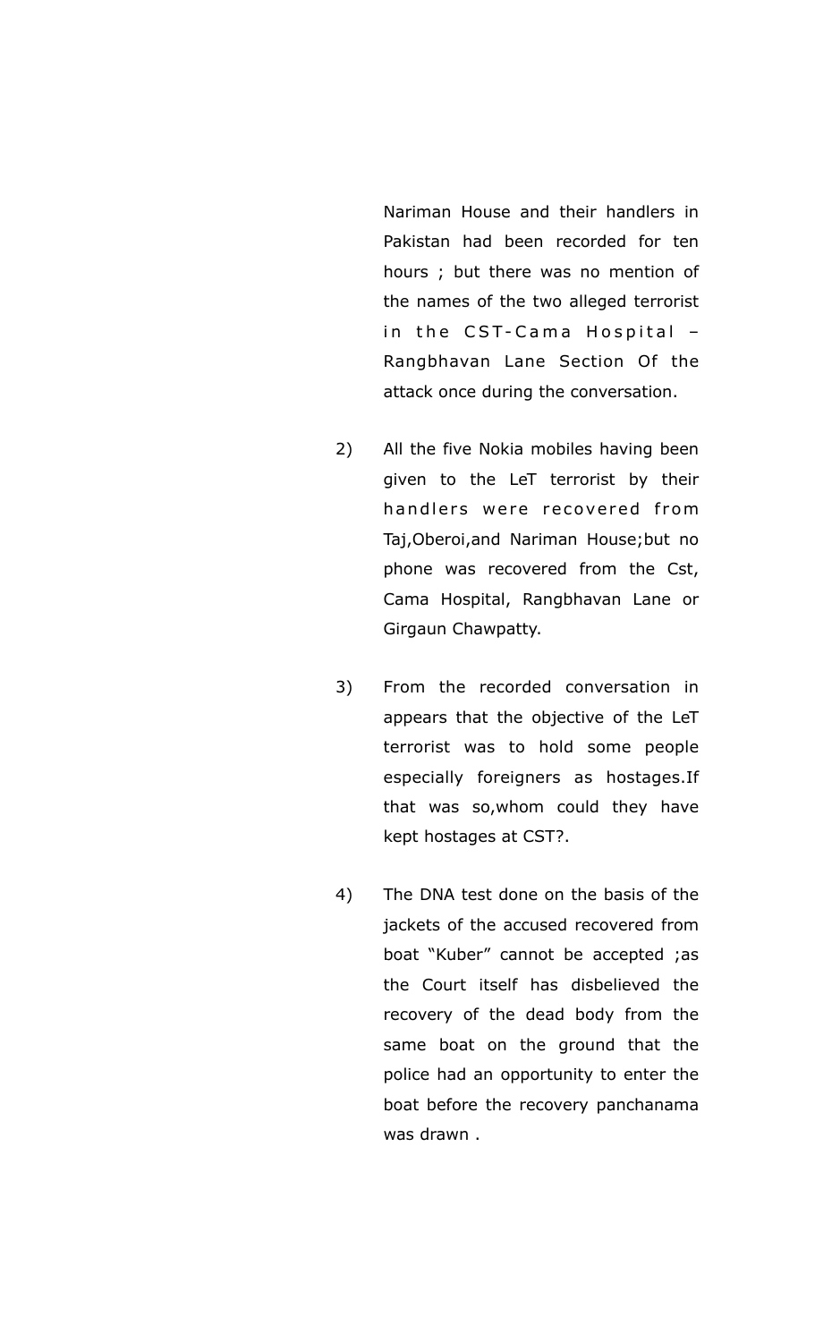Nariman House and their handlers in Pakistan had been recorded for ten hours ; but there was no mention of the names of the two alleged terrorist in the CST-Cama Hospital – Rangbhavan Lane Section Of the attack once during the conversation.

2) All the five Nokia mobiles having been given to the LeT terrorist by their handlers were recovered from Taj,Oberoi,and Nariman House;but no phone was recovered from the Cst, Cama Hospital, Rangbhavan Lane or Girgaun Chawpatty.

3) From the recorded conversation in appears that the objective of the LeT terrorist was to hold some people especially foreigners as hostages.If that was so,whom could they have kept hostages at CST?.

4) The DNA test done on the basis of the jackets of the accused recovered from boat "Kuber" cannot be accepted ;as the Court itself has disbelieved the recovery of the dead body from the same boat on the ground that the police had an opportunity to enter the boat before the recovery panchanama was drawn .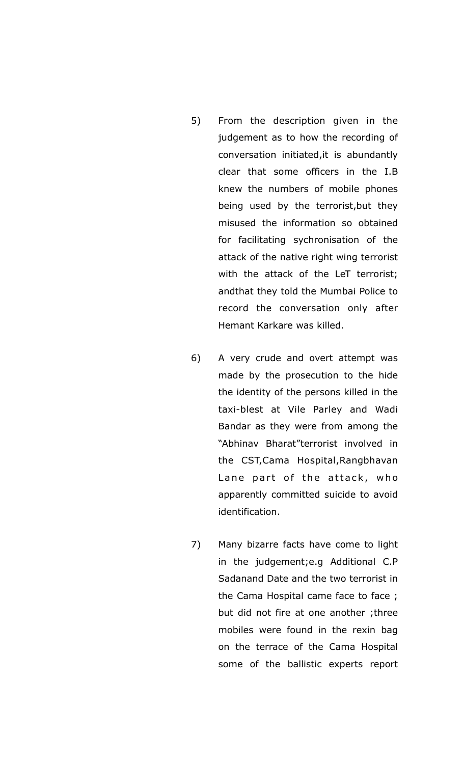5) From the description given in the judgement as to how the recording of conversation initiated,it is abundantly clear that some officers in the I.B knew the numbers of mobile phones being used by the terrorist,but they misused the information so obtained for facilitating sychronisation of the attack of the native right wing terrorist with the attack of the LeT terrorist; andthat they told the Mumbai Police to record the conversation only after Hemant Karkare was killed.

6) A very crude and overt attempt was made by the prosecution to the hide the identity of the persons killed in the taxi-blest at Vile Parley and Wadi Bandar as they were from among the "Abhinav Bharat"terrorist involved in the CST,Cama Hospital,Rangbhavan Lane part of the attack, who apparently committed suicide to avoid identification.

7) Many bizarre facts have come to light in the judgement;e.g Additional C.P Sadanand Date and the two terrorist in the Cama Hospital came face to face ; but did not fire at one another ;three mobiles were found in the rexin bag on the terrace of the Cama Hospital some of the ballistic experts report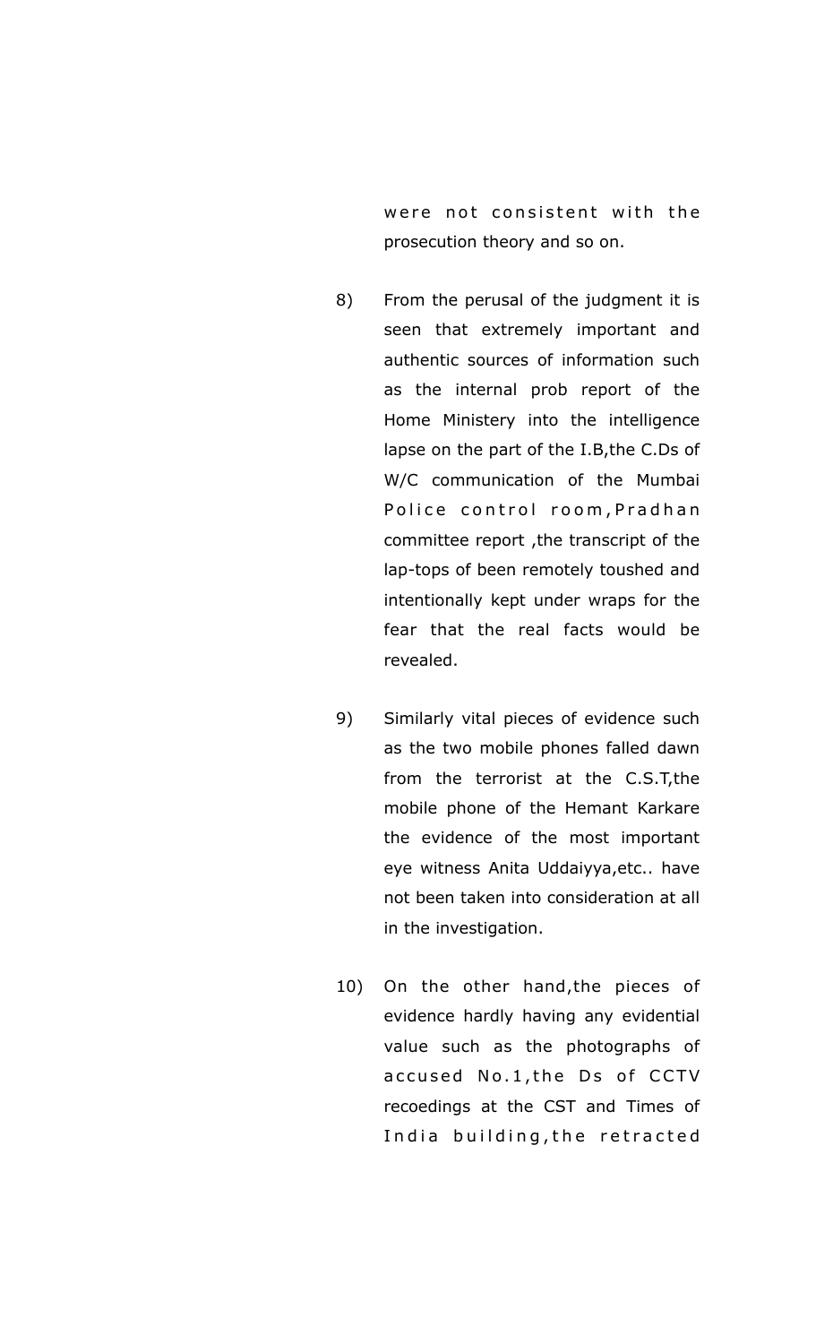were not consistent with the prosecution theory and so on.

8) From the perusal of the judgment it is seen that extremely important and authentic sources of information such as the internal prob report of the Home Ministery into the intelligence lapse on the part of the I.B,the C.Ds of W/C communication of the Mumbai Police control room,Pradhan committee report ,the transcript of the lap-tops of been remotely toushed and intentionally kept under wraps for the fear that the real facts would be revealed.

9) Similarly vital pieces of evidence such as the two mobile phones falled dawn from the terrorist at the C.S.T,the mobile phone of the Hemant Karkare the evidence of the most important eye witness Anita Uddaiyya,etc.. have not been taken into consideration at all in the investigation.

10) On the other hand,the pieces of evidence hardly having any evidential value such as the photographs of accused No.1,the Ds of CCTV recoedings at the CST and Times of India building,the retracted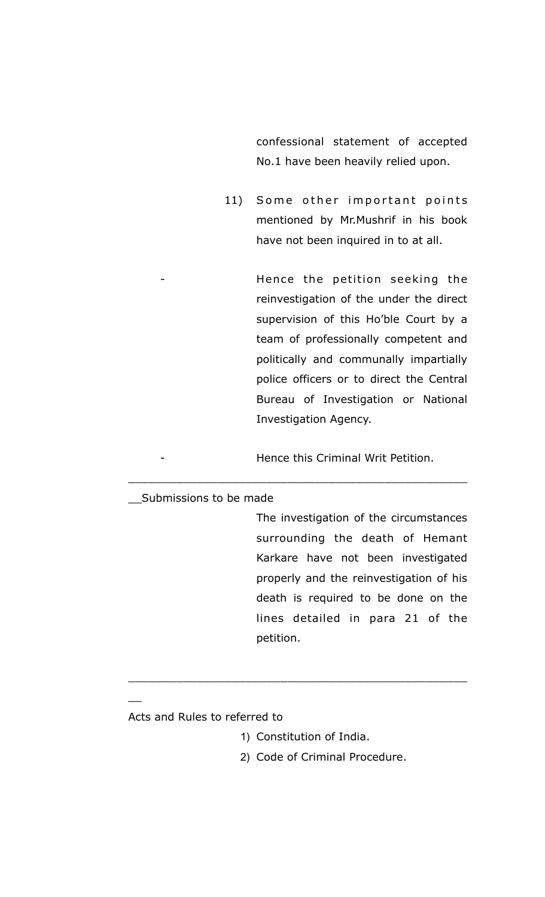confessional statement of accepted No.1 have been heavily relied upon.

11) Some other important points mentioned by Mr.Mushrif in his book have not been inquired in to at all.

- Hence the petition seeking the reinvestigation of the under the direct supervision of this Ho'ble Court by a team of professionally competent and politically and communally impartially police officers or to direct the Central Bureau of Investigation or National Investigation Agency.

- Hence this Criminal Writ Petition.

---

__Submissions to be made

The investigation of the circumstances surrounding the death of Hemant Karkare have not been investigated properly and the reinvestigation of his death is required to be done on the lines detailed in para 21 of the petition.

---

__

Acts and Rules to referred to

1) Constitution of India.
2) Code of Criminal Procedure.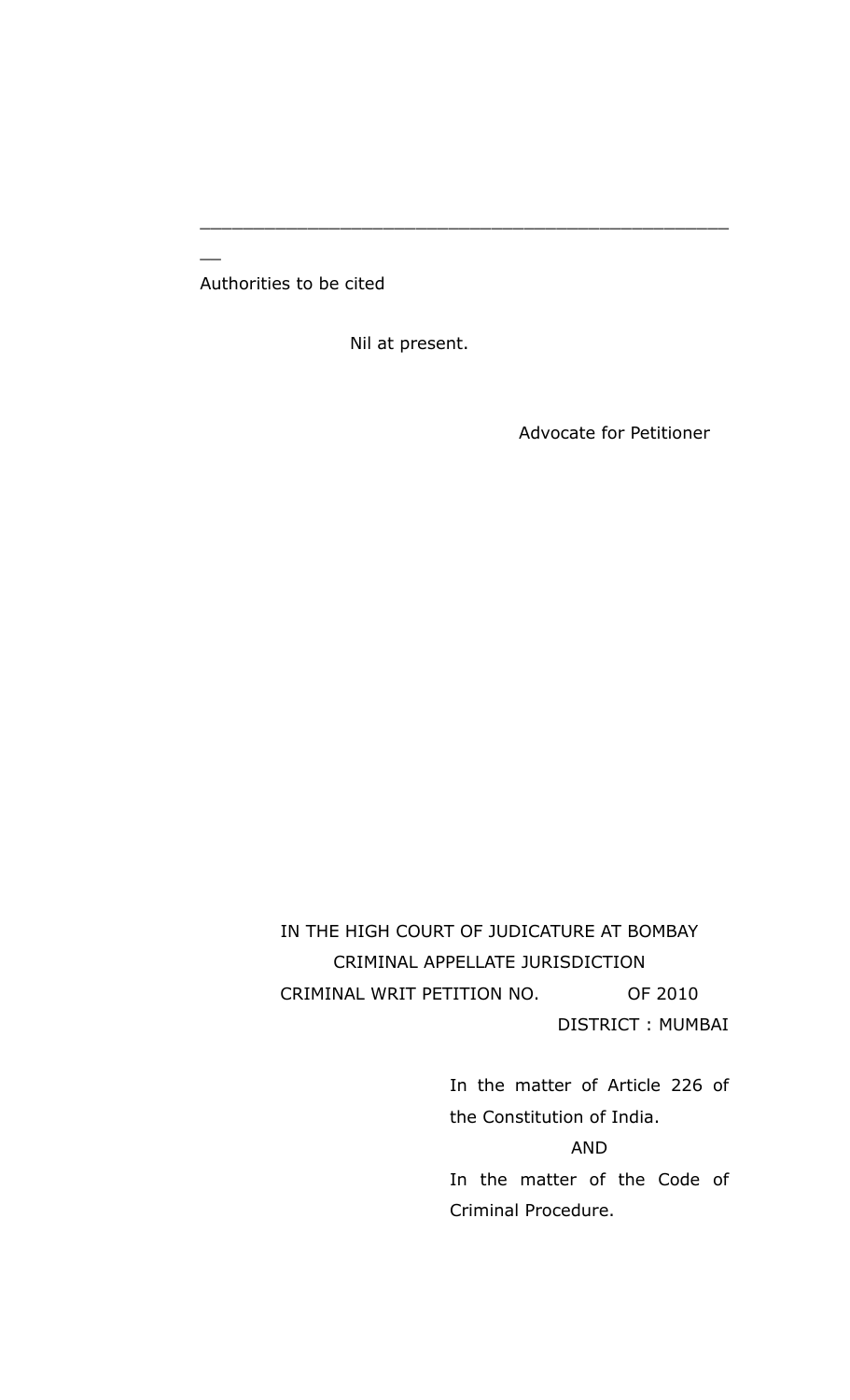---

Authorities to be cited

Nil at present.

Advocate for Petitioner

IN THE HIGH COURT OF JUDICATURE AT BOMBAY

CRIMINAL APPELLATE JURISDICTION

CRIMINAL WRIT PETITION NO. OF 2010

DISTRICT : MUMBAI

In the matter of Article 226 of the Constitution of India.

AND

In the matter of the Code of Criminal Procedure.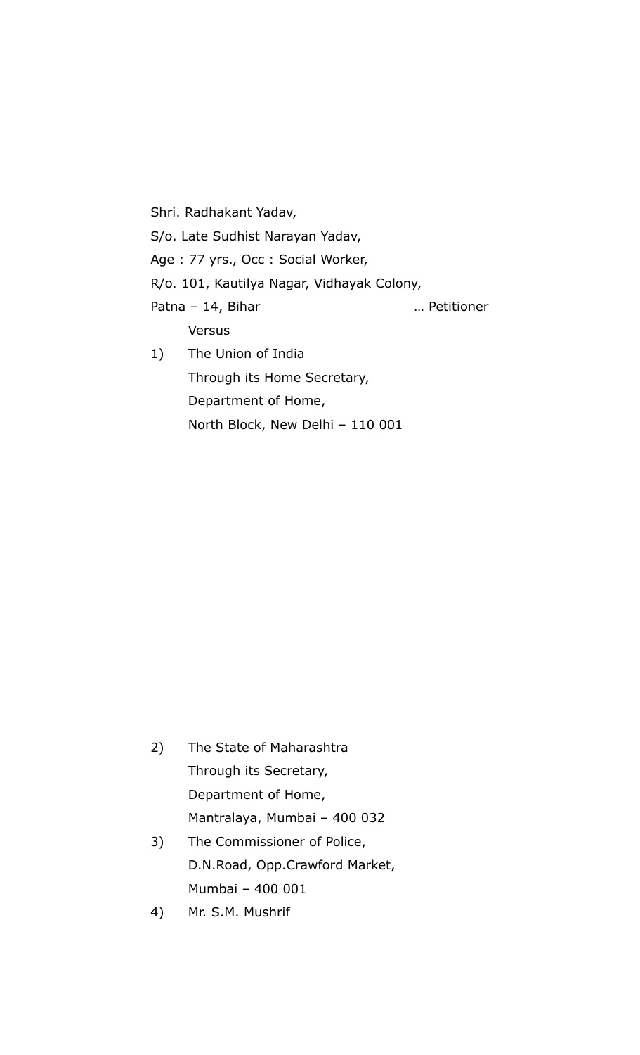Shri. Radhakant Yadav,

S/o. Late Sudhist Narayan Yadav,

Age : 77 yrs., Occ : Social Worker,

R/o. 101, Kautilya Nagar, Vidhayak Colony,

Patna – 14, Bihar … Petitioner

Versus

1) The Union of India
   Through its Home Secretary,
   Department of Home,
   North Block, New Delhi – 110 001

2) The State of Maharashtra
   Through its Secretary,
   Department of Home,
   Mantralaya, Mumbai – 400 032

3) The Commissioner of Police,
   D.N.Road, Opp.Crawford Market,
   Mumbai – 400 001

4) Mr. S.M. Mushrif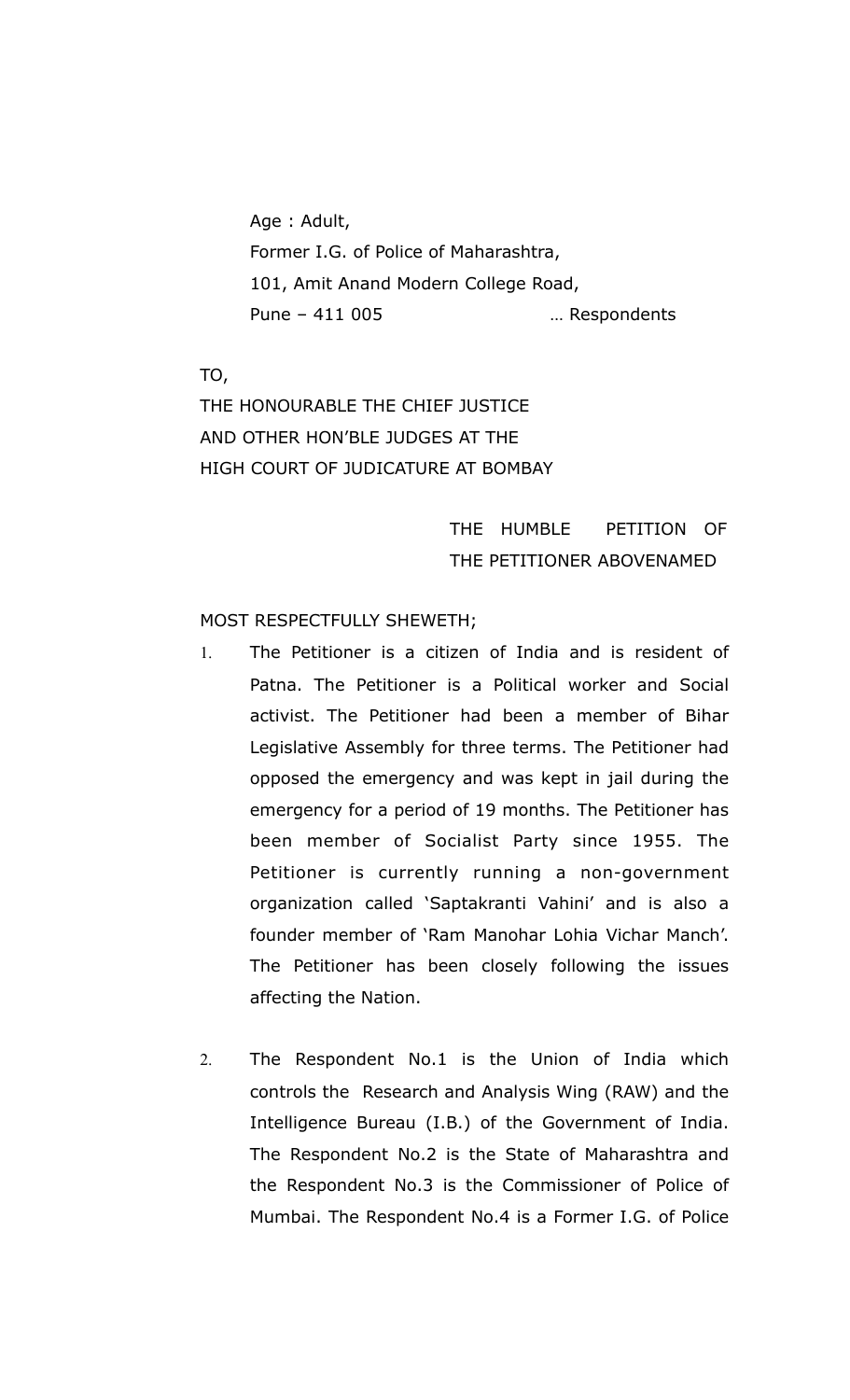Age : Adult,
Former I.G. of Police of Maharashtra,
101, Amit Anand Modern College Road,
Pune – 411 005 … Respondents

TO,
THE HONOURABLE THE CHIEF JUSTICE
AND OTHER HON'BLE JUDGES AT THE
HIGH COURT OF JUDICATURE AT BOMBAY

THE HUMBLE PETITION OF
THE PETITIONER ABOVENAMED

MOST RESPECTFULLY SHEWETH;

1. The Petitioner is a citizen of India and is resident of Patna. The Petitioner is a Political worker and Social activist. The Petitioner had been a member of Bihar Legislative Assembly for three terms. The Petitioner had opposed the emergency and was kept in jail during the emergency for a period of 19 months. The Petitioner has been member of Socialist Party since 1955. The Petitioner is currently running a non-government organization called 'Saptakranti Vahini' and is also a founder member of 'Ram Manohar Lohia Vichar Manch'. The Petitioner has been closely following the issues affecting the Nation.

2. The Respondent No.1 is the Union of India which controls the Research and Analysis Wing (RAW) and the Intelligence Bureau (I.B.) of the Government of India. The Respondent No.2 is the State of Maharashtra and the Respondent No.3 is the Commissioner of Police of Mumbai. The Respondent No.4 is a Former I.G. of Police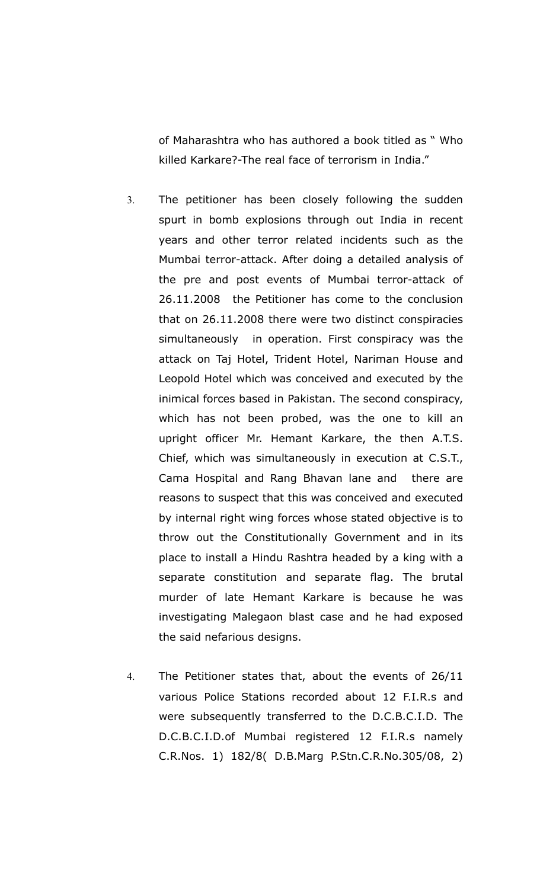of Maharashtra who has authored a book titled as " Who killed Karkare?-The real face of terrorism in India."

3. The petitioner has been closely following the sudden spurt in bomb explosions through out India in recent years and other terror related incidents such as the Mumbai terror-attack. After doing a detailed analysis of the pre and post events of Mumbai terror-attack of 26.11.2008 the Petitioner has come to the conclusion that on 26.11.2008 there were two distinct conspiracies simultaneously in operation. First conspiracy was the attack on Taj Hotel, Trident Hotel, Nariman House and Leopold Hotel which was conceived and executed by the inimical forces based in Pakistan. The second conspiracy, which has not been probed, was the one to kill an upright officer Mr. Hemant Karkare, the then A.T.S. Chief, which was simultaneously in execution at C.S.T., Cama Hospital and Rang Bhavan lane and there are reasons to suspect that this was conceived and executed by internal right wing forces whose stated objective is to throw out the Constitutionally Government and in its place to install a Hindu Rashtra headed by a king with a separate constitution and separate flag. The brutal murder of late Hemant Karkare is because he was investigating Malegaon blast case and he had exposed the said nefarious designs.

4. The Petitioner states that, about the events of 26/11 various Police Stations recorded about 12 F.I.R.s and were subsequently transferred to the D.C.B.C.I.D. The D.C.B.C.I.D.of Mumbai registered 12 F.I.R.s namely C.R.Nos. 1) 182/8( D.B.Marg P.Stn.C.R.No.305/08, 2)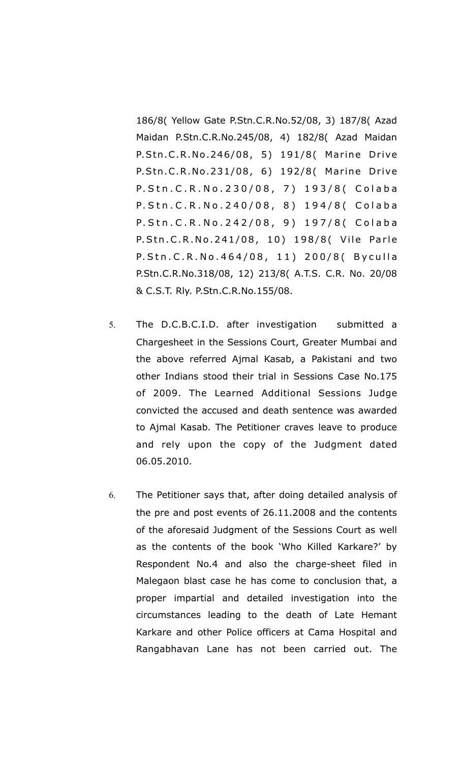186/8( Yellow Gate P.Stn.C.R.No.52/08, 3) 187/8( Azad Maidan P.Stn.C.R.No.245/08, 4) 182/8( Azad Maidan P.Stn.C.R.No.246/08, 5) 191/8( Marine Drive P.Stn.C.R.No.231/08, 6) 192/8( Marine Drive P.Stn.C.R.No.230/08, 7) 193/8( Colaba P.Stn.C.R.No.240/08, 8) 194/8( Colaba P.Stn.C.R.No.242/08, 9) 197/8( Colaba P.Stn.C.R.No.241/08, 10) 198/8( Vile Parle P.Stn.C.R.No.464/08, 11) 200/8( Byculla P.Stn.C.R.No.318/08, 12) 213/8( A.T.S. C.R. No. 20/08 & C.S.T. Rly. P.Stn.C.R.No.155/08.

5. The D.C.B.C.I.D. after investigation submitted a Chargesheet in the Sessions Court, Greater Mumbai and the above referred Ajmal Kasab, a Pakistani and two other Indians stood their trial in Sessions Case No.175 of 2009. The Learned Additional Sessions Judge convicted the accused and death sentence was awarded to Ajmal Kasab. The Petitioner craves leave to produce and rely upon the copy of the Judgment dated 06.05.2010.

6. The Petitioner says that, after doing detailed analysis of the pre and post events of 26.11.2008 and the contents of the aforesaid Judgment of the Sessions Court as well as the contents of the book 'Who Killed Karkare?' by Respondent No.4 and also the charge-sheet filed in Malegaon blast case he has come to conclusion that, a proper impartial and detailed investigation into the circumstances leading to the death of Late Hemant Karkare and other Police officers at Cama Hospital and Rangabhavan Lane has not been carried out. The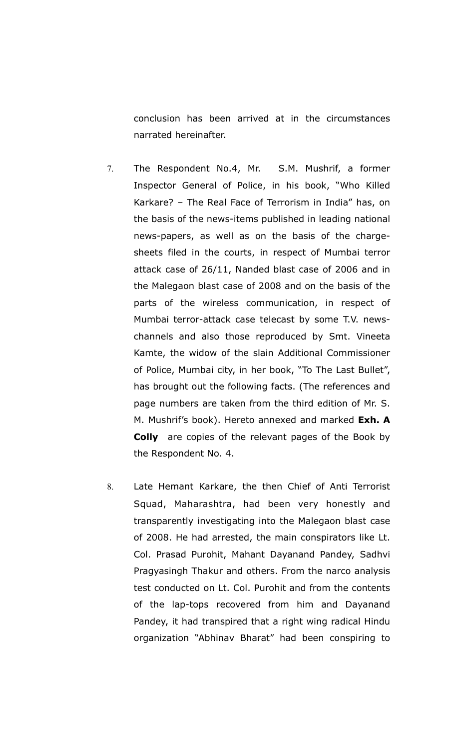conclusion has been arrived at in the circumstances narrated hereinafter.

7. The Respondent No.4, Mr. S.M. Mushrif, a former Inspector General of Police, in his book, "Who Killed Karkare? – The Real Face of Terrorism in India" has, on the basis of the news-items published in leading national news-papers, as well as on the basis of the charge-sheets filed in the courts, in respect of Mumbai terror attack case of 26/11, Nanded blast case of 2006 and in the Malegaon blast case of 2008 and on the basis of the parts of the wireless communication, in respect of Mumbai terror-attack case telecast by some T.V. news-channels and also those reproduced by Smt. Vineeta Kamte, the widow of the slain Additional Commissioner of Police, Mumbai city, in her book, "To The Last Bullet", has brought out the following facts. (The references and page numbers are taken from the third edition of Mr. S. M. Mushrif's book). Hereto annexed and marked **Exh. A Colly** are copies of the relevant pages of the Book by the Respondent No. 4.

8. Late Hemant Karkare, the then Chief of Anti Terrorist Squad, Maharashtra, had been very honestly and transparently investigating into the Malegaon blast case of 2008. He had arrested, the main conspirators like Lt. Col. Prasad Purohit, Mahant Dayanand Pandey, Sadhvi Pragyasingh Thakur and others. From the narco analysis test conducted on Lt. Col. Purohit and from the contents of the lap-tops recovered from him and Dayanand Pandey, it had transpired that a right wing radical Hindu organization "Abhinav Bharat" had been conspiring to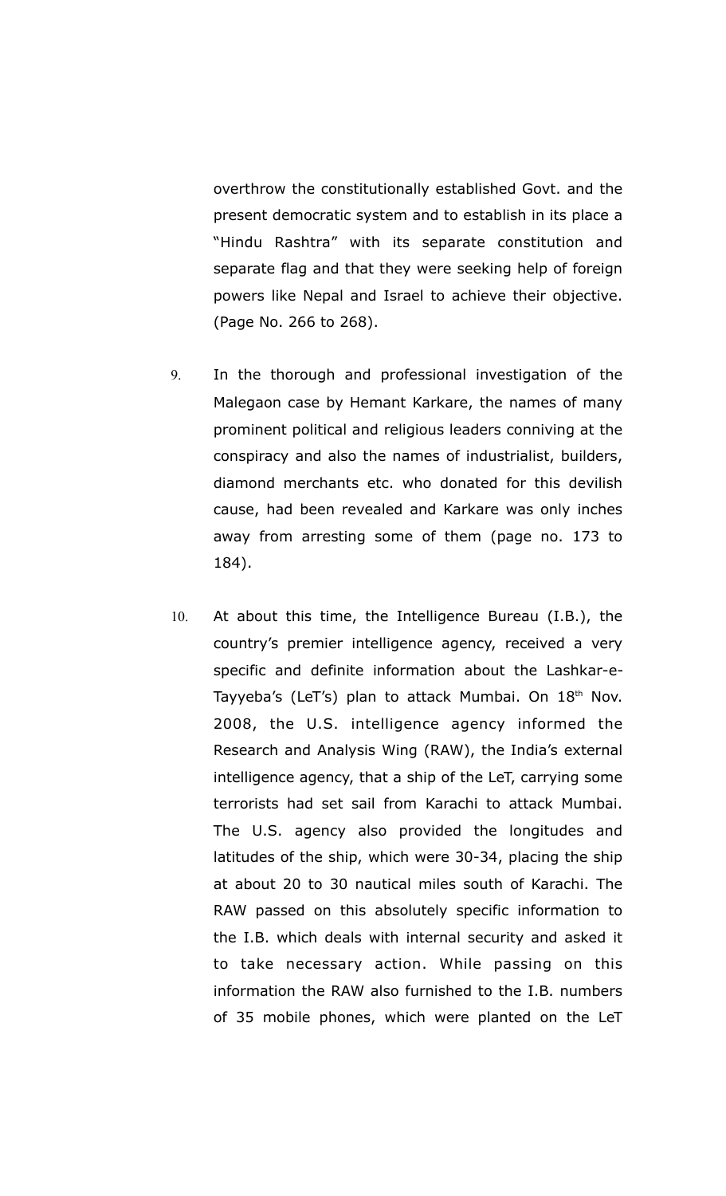overthrow the constitutionally established Govt. and the present democratic system and to establish in its place a "Hindu Rashtra" with its separate constitution and separate flag and that they were seeking help of foreign powers like Nepal and Israel to achieve their objective. (Page No. 266 to 268).

9. In the thorough and professional investigation of the Malegaon case by Hemant Karkare, the names of many prominent political and religious leaders conniving at the conspiracy and also the names of industrialist, builders, diamond merchants etc. who donated for this devilish cause, had been revealed and Karkare was only inches away from arresting some of them (page no. 173 to 184).

10. At about this time, the Intelligence Bureau (I.B.), the country's premier intelligence agency, received a very specific and definite information about the Lashkar-e-Tayyeba's (LeT's) plan to attack Mumbai. On 18th Nov. 2008, the U.S. intelligence agency informed the Research and Analysis Wing (RAW), the India's external intelligence agency, that a ship of the LeT, carrying some terrorists had set sail from Karachi to attack Mumbai. The U.S. agency also provided the longitudes and latitudes of the ship, which were 30-34, placing the ship at about 20 to 30 nautical miles south of Karachi. The RAW passed on this absolutely specific information to the I.B. which deals with internal security and asked it to take necessary action. While passing on this information the RAW also furnished to the I.B. numbers of 35 mobile phones, which were planted on the LeT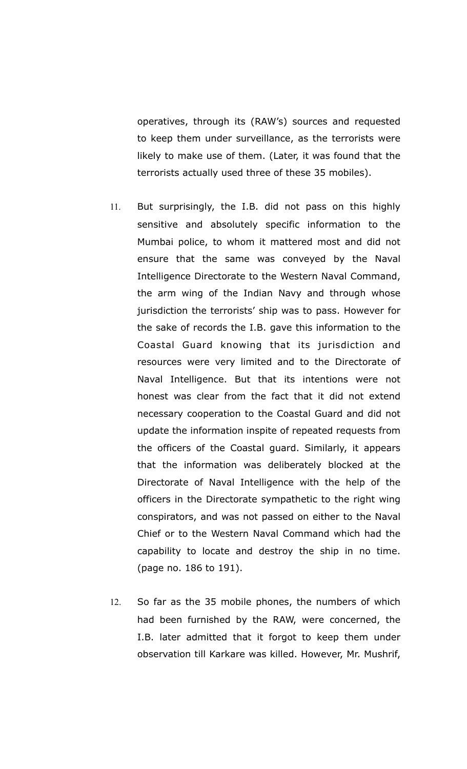operatives, through its (RAW's) sources and requested to keep them under surveillance, as the terrorists were likely to make use of them. (Later, it was found that the terrorists actually used three of these 35 mobiles).

11. But surprisingly, the I.B. did not pass on this highly sensitive and absolutely specific information to the Mumbai police, to whom it mattered most and did not ensure that the same was conveyed by the Naval Intelligence Directorate to the Western Naval Command, the arm wing of the Indian Navy and through whose jurisdiction the terrorists' ship was to pass. However for the sake of records the I.B. gave this information to the Coastal Guard knowing that its jurisdiction and resources were very limited and to the Directorate of Naval Intelligence. But that its intentions were not honest was clear from the fact that it did not extend necessary cooperation to the Coastal Guard and did not update the information inspite of repeated requests from the officers of the Coastal guard. Similarly, it appears that the information was deliberately blocked at the Directorate of Naval Intelligence with the help of the officers in the Directorate sympathetic to the right wing conspirators, and was not passed on either to the Naval Chief or to the Western Naval Command which had the capability to locate and destroy the ship in no time. (page no. 186 to 191).

12. So far as the 35 mobile phones, the numbers of which had been furnished by the RAW, were concerned, the I.B. later admitted that it forgot to keep them under observation till Karkare was killed. However, Mr. Mushrif,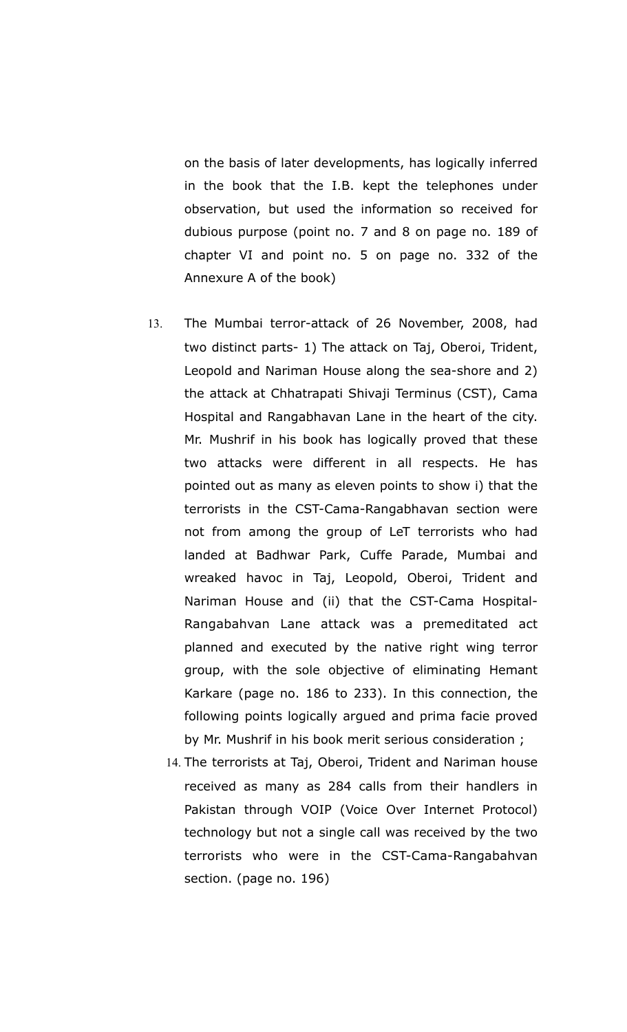on the basis of later developments, has logically inferred in the book that the I.B. kept the telephones under observation, but used the information so received for dubious purpose (point no. 7 and 8 on page no. 189 of chapter VI and point no. 5 on page no. 332 of the Annexure A of the book)

13. The Mumbai terror-attack of 26 November, 2008, had two distinct parts- 1) The attack on Taj, Oberoi, Trident, Leopold and Nariman House along the sea-shore and 2) the attack at Chhatrapati Shivaji Terminus (CST), Cama Hospital and Rangabhavan Lane in the heart of the city. Mr. Mushrif in his book has logically proved that these two attacks were different in all respects. He has pointed out as many as eleven points to show i) that the terrorists in the CST-Cama-Rangabhavan section were not from among the group of LeT terrorists who had landed at Badhwar Park, Cuffe Parade, Mumbai and wreaked havoc in Taj, Leopold, Oberoi, Trident and Nariman House and (ii) that the CST-Cama Hospital-Rangabahvan Lane attack was a premeditated act planned and executed by the native right wing terror group, with the sole objective of eliminating Hemant Karkare (page no. 186 to 233). In this connection, the following points logically argued and prima facie proved by Mr. Mushrif in his book merit serious consideration ;

14. The terrorists at Taj, Oberoi, Trident and Nariman house received as many as 284 calls from their handlers in Pakistan through VOIP (Voice Over Internet Protocol) technology but not a single call was received by the two terrorists who were in the CST-Cama-Rangabahvan section. (page no. 196)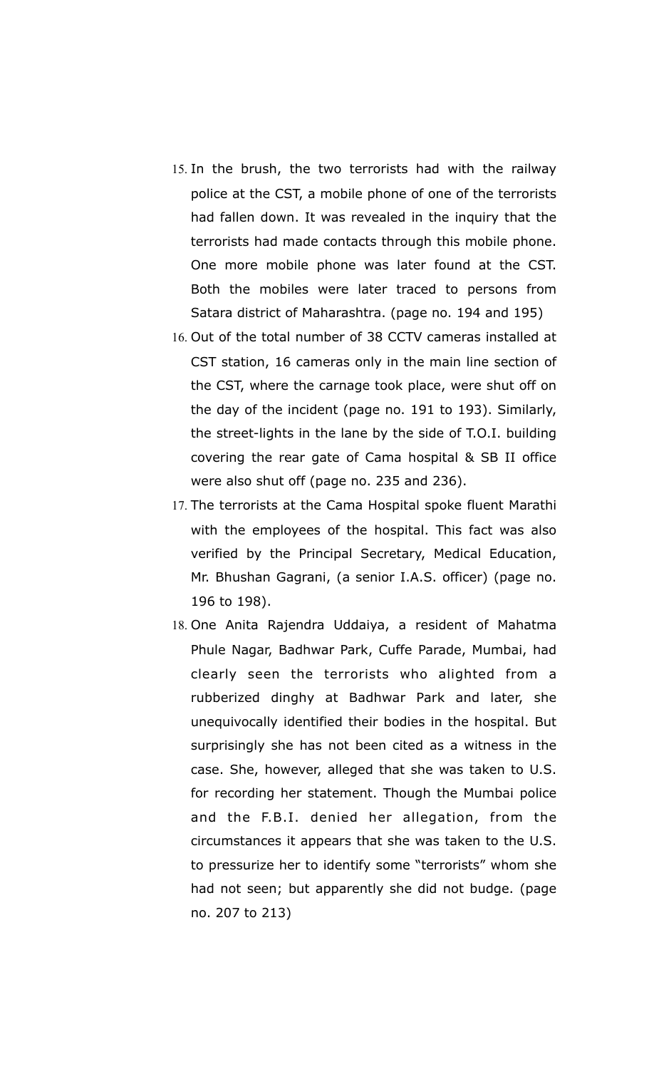15. In the brush, the two terrorists had with the railway police at the CST, a mobile phone of one of the terrorists had fallen down. It was revealed in the inquiry that the terrorists had made contacts through this mobile phone. One more mobile phone was later found at the CST. Both the mobiles were later traced to persons from Satara district of Maharashtra. (page no. 194 and 195)
16. Out of the total number of 38 CCTV cameras installed at CST station, 16 cameras only in the main line section of the CST, where the carnage took place, were shut off on the day of the incident (page no. 191 to 193). Similarly, the street-lights in the lane by the side of T.O.I. building covering the rear gate of Cama hospital & SB II office were also shut off (page no. 235 and 236).
17. The terrorists at the Cama Hospital spoke fluent Marathi with the employees of the hospital. This fact was also verified by the Principal Secretary, Medical Education, Mr. Bhushan Gagrani, (a senior I.A.S. officer) (page no. 196 to 198).
18. One Anita Rajendra Uddaiya, a resident of Mahatma Phule Nagar, Badhwar Park, Cuffe Parade, Mumbai, had clearly seen the terrorists who alighted from a rubberized dinghy at Badhwar Park and later, she unequivocally identified their bodies in the hospital. But surprisingly she has not been cited as a witness in the case. She, however, alleged that she was taken to U.S. for recording her statement. Though the Mumbai police and the F.B.I. denied her allegation, from the circumstances it appears that she was taken to the U.S. to pressurize her to identify some "terrorists" whom she had not seen; but apparently she did not budge. (page no. 207 to 213)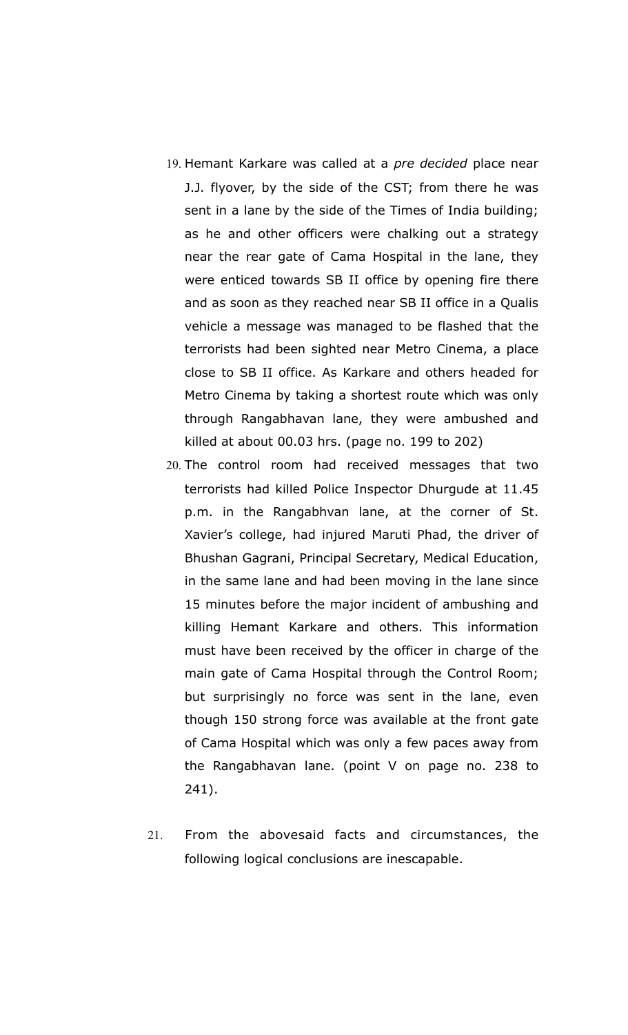19. Hemant Karkare was called at a *pre decided* place near J.J. flyover, by the side of the CST; from there he was sent in a lane by the side of the Times of India building; as he and other officers were chalking out a strategy near the rear gate of Cama Hospital in the lane, they were enticed towards SB II office by opening fire there and as soon as they reached near SB II office in a Qualis vehicle a message was managed to be flashed that the terrorists had been sighted near Metro Cinema, a place close to SB II office. As Karkare and others headed for Metro Cinema by taking a shortest route which was only through Rangabhavan lane, they were ambushed and killed at about 00.03 hrs. (page no. 199 to 202)
20. The control room had received messages that two terrorists had killed Police Inspector Dhurgude at 11.45 p.m. in the Rangabhvan lane, at the corner of St. Xavier's college, had injured Maruti Phad, the driver of Bhushan Gagrani, Principal Secretary, Medical Education, in the same lane and had been moving in the lane since 15 minutes before the major incident of ambushing and killing Hemant Karkare and others. This information must have been received by the officer in charge of the main gate of Cama Hospital through the Control Room; but surprisingly no force was sent in the lane, even though 150 strong force was available at the front gate of Cama Hospital which was only a few paces away from the Rangabhavan lane. (point V on page no. 238 to 241).

21. From the abovesaid facts and circumstances, the following logical conclusions are inescapable.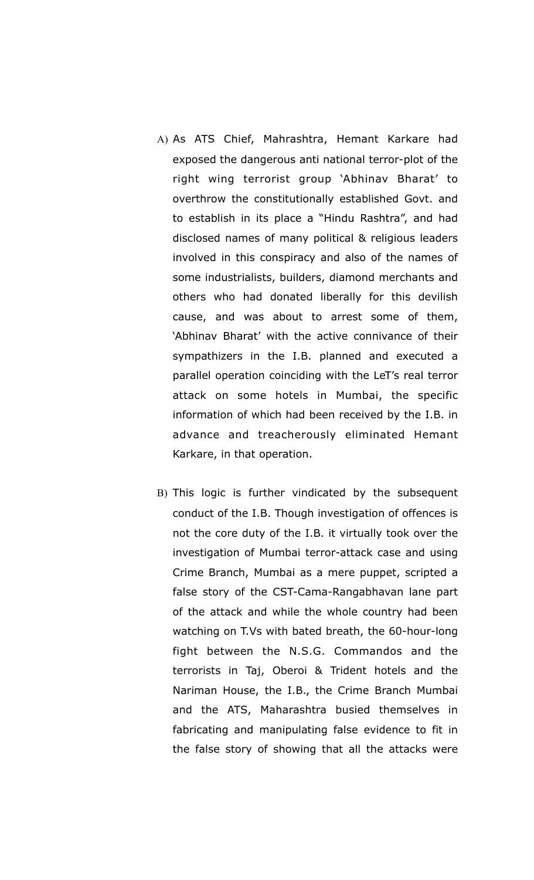A) As ATS Chief, Mahrashtra, Hemant Karkare had exposed the dangerous anti national terror-plot of the right wing terrorist group 'Abhinav Bharat' to overthrow the constitutionally established Govt. and to establish in its place a "Hindu Rashtra", and had disclosed names of many political & religious leaders involved in this conspiracy and also of the names of some industrialists, builders, diamond merchants and others who had donated liberally for this devilish cause, and was about to arrest some of them, 'Abhinav Bharat' with the active connivance of their sympathizers in the I.B. planned and executed a parallel operation coinciding with the LeT's real terror attack on some hotels in Mumbai, the specific information of which had been received by the I.B. in advance and treacherously eliminated Hemant Karkare, in that operation.

B) This logic is further vindicated by the subsequent conduct of the I.B. Though investigation of offences is not the core duty of the I.B. it virtually took over the investigation of Mumbai terror-attack case and using Crime Branch, Mumbai as a mere puppet, scripted a false story of the CST-Cama-Rangabhavan lane part of the attack and while the whole country had been watching on T.Vs with bated breath, the 60-hour-long fight between the N.S.G. Commandos and the terrorists in Taj, Oberoi & Trident hotels and the Nariman House, the I.B., the Crime Branch Mumbai and the ATS, Maharashtra busied themselves in fabricating and manipulating false evidence to fit in the false story of showing that all the attacks were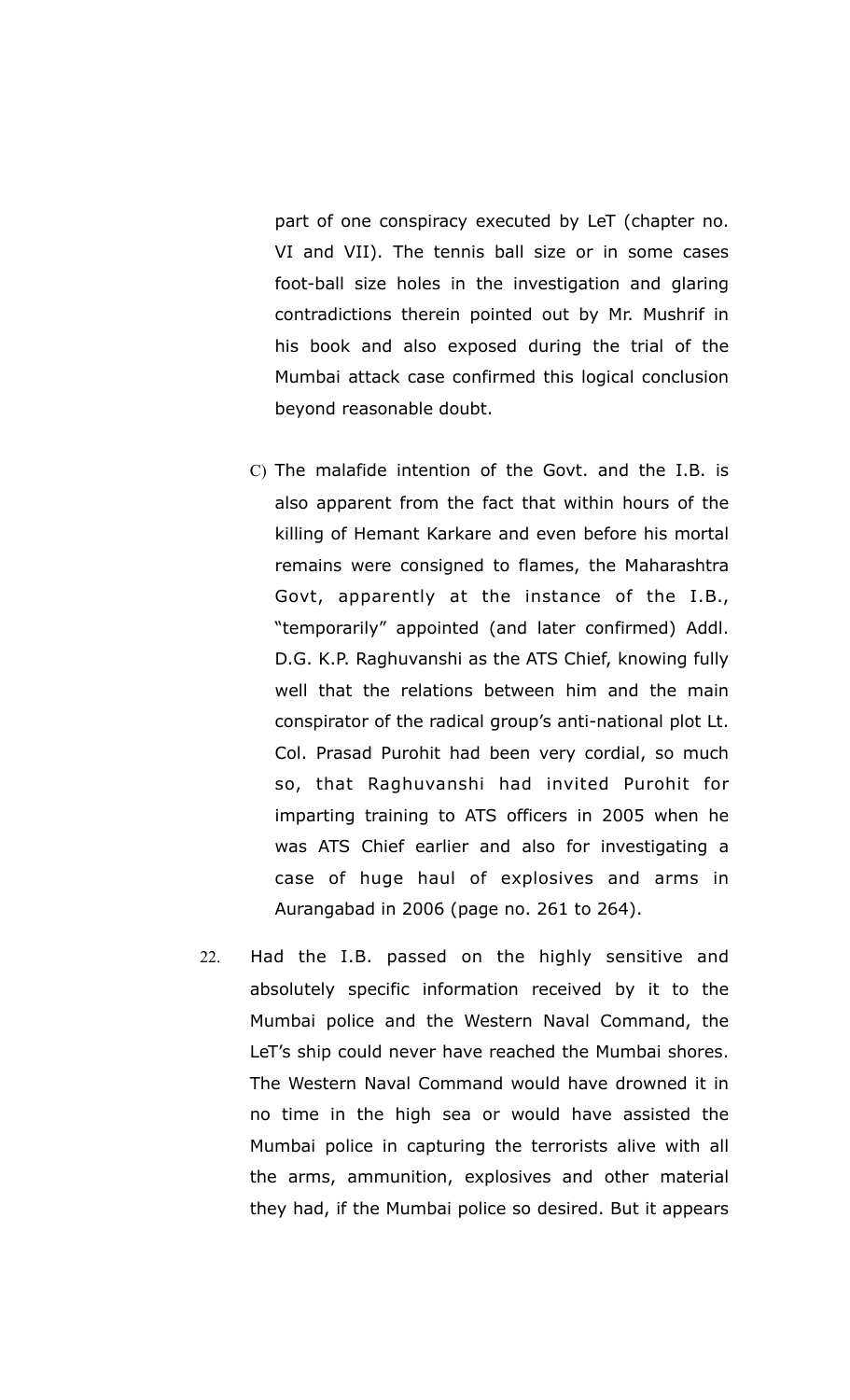part of one conspiracy executed by LeT (chapter no. VI and VII). The tennis ball size or in some cases foot-ball size holes in the investigation and glaring contradictions therein pointed out by Mr. Mushrif in his book and also exposed during the trial of the Mumbai attack case confirmed this logical conclusion beyond reasonable doubt.

C) The malafide intention of the Govt. and the I.B. is also apparent from the fact that within hours of the killing of Hemant Karkare and even before his mortal remains were consigned to flames, the Maharashtra Govt, apparently at the instance of the I.B., "temporarily" appointed (and later confirmed) Addl. D.G. K.P. Raghuvanshi as the ATS Chief, knowing fully well that the relations between him and the main conspirator of the radical group's anti-national plot Lt. Col. Prasad Purohit had been very cordial, so much so, that Raghuvanshi had invited Purohit for imparting training to ATS officers in 2005 when he was ATS Chief earlier and also for investigating a case of huge haul of explosives and arms in Aurangabad in 2006 (page no. 261 to 264).

22. Had the I.B. passed on the highly sensitive and absolutely specific information received by it to the Mumbai police and the Western Naval Command, the LeT's ship could never have reached the Mumbai shores. The Western Naval Command would have drowned it in no time in the high sea or would have assisted the Mumbai police in capturing the terrorists alive with all the arms, ammunition, explosives and other material they had, if the Mumbai police so desired. But it appears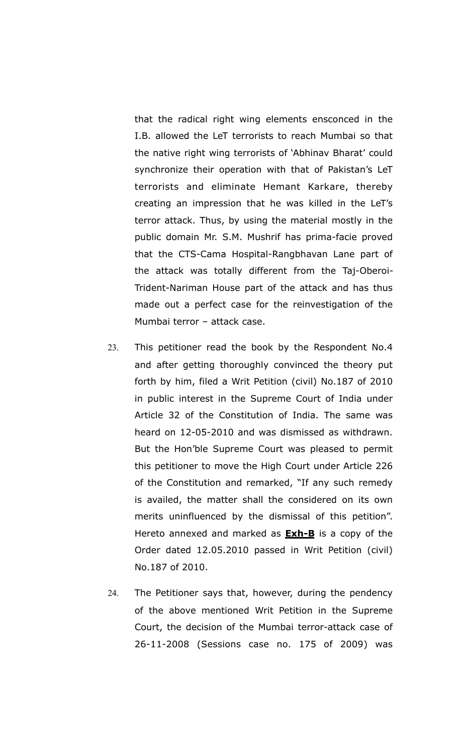that the radical right wing elements ensconced in the I.B. allowed the LeT terrorists to reach Mumbai so that the native right wing terrorists of 'Abhinav Bharat' could synchronize their operation with that of Pakistan's LeT terrorists and eliminate Hemant Karkare, thereby creating an impression that he was killed in the LeT's terror attack. Thus, by using the material mostly in the public domain Mr. S.M. Mushrif has prima-facie proved that the CTS-Cama Hospital-Rangbhavan Lane part of the attack was totally different from the Taj-Oberoi-Trident-Nariman House part of the attack and has thus made out a perfect case for the reinvestigation of the Mumbai terror – attack case.

23. This petitioner read the book by the Respondent No.4 and after getting thoroughly convinced the theory put forth by him, filed a Writ Petition (civil) No.187 of 2010 in public interest in the Supreme Court of India under Article 32 of the Constitution of India. The same was heard on 12-05-2010 and was dismissed as withdrawn. But the Hon'ble Supreme Court was pleased to permit this petitioner to move the High Court under Article 226 of the Constitution and remarked, "If any such remedy is availed, the matter shall the considered on its own merits uninfluenced by the dismissal of this petition". Hereto annexed and marked as **Exh-B** is a copy of the Order dated 12.05.2010 passed in Writ Petition (civil) No.187 of 2010.

24. The Petitioner says that, however, during the pendency of the above mentioned Writ Petition in the Supreme Court, the decision of the Mumbai terror-attack case of 26-11-2008 (Sessions case no. 175 of 2009) was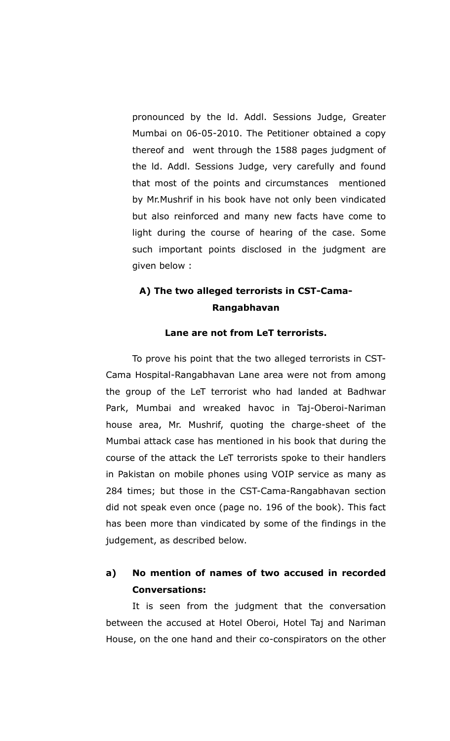pronounced by the ld. Addl. Sessions Judge, Greater Mumbai on 06-05-2010. The Petitioner obtained a copy thereof and went through the 1588 pages judgment of the ld. Addl. Sessions Judge, very carefully and found that most of the points and circumstances mentioned by Mr.Mushrif in his book have not only been vindicated but also reinforced and many new facts have come to light during the course of hearing of the case. Some such important points disclosed in the judgment are given below :

### A) The two alleged terrorists in CST-Cama-Rangabhavan Lane are not from LeT terrorists.

To prove his point that the two alleged terrorists in CST-Cama Hospital-Rangabhavan Lane area were not from among the group of the LeT terrorist who had landed at Badhwar Park, Mumbai and wreaked havoc in Taj-Oberoi-Nariman house area, Mr. Mushrif, quoting the charge-sheet of the Mumbai attack case has mentioned in his book that during the course of the attack the LeT terrorists spoke to their handlers in Pakistan on mobile phones using VOIP service as many as 284 times; but those in the CST-Cama-Rangabhavan section did not speak even once (page no. 196 of the book). This fact has been more than vindicated by some of the findings in the judgement, as described below.

#### a) No mention of names of two accused in recorded Conversations:

It is seen from the judgment that the conversation between the accused at Hotel Oberoi, Hotel Taj and Nariman House, on the one hand and their co-conspirators on the other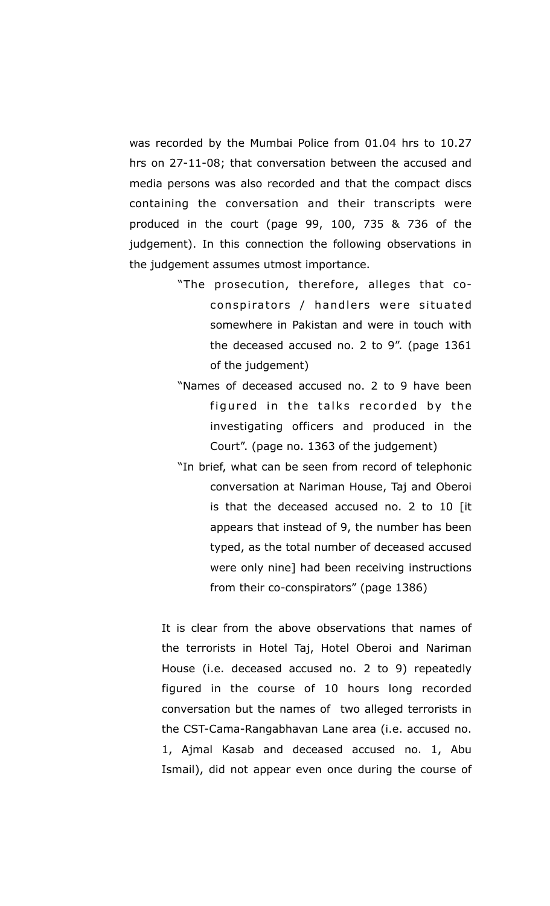was recorded by the Mumbai Police from 01.04 hrs to 10.27 hrs on 27-11-08; that conversation between the accused and media persons was also recorded and that the compact discs containing the conversation and their transcripts were produced in the court (page 99, 100, 735 & 736 of the judgement). In this connection the following observations in the judgement assumes utmost importance.

> "The prosecution, therefore, alleges that co-conspirators / handlers were situated somewhere in Pakistan and were in touch with the deceased accused no. 2 to 9". (page 1361 of the judgement)
>
> "Names of deceased accused no. 2 to 9 have been figured in the talks recorded by the investigating officers and produced in the Court". (page no. 1363 of the judgement)
>
> "In brief, what can be seen from record of telephonic conversation at Nariman House, Taj and Oberoi is that the deceased accused no. 2 to 10 [it appears that instead of 9, the number has been typed, as the total number of deceased accused were only nine] had been receiving instructions from their co-conspirators" (page 1386)

It is clear from the above observations that names of the terrorists in Hotel Taj, Hotel Oberoi and Nariman House (i.e. deceased accused no. 2 to 9) repeatedly figured in the course of 10 hours long recorded conversation but the names of two alleged terrorists in the CST-Cama-Rangabhavan Lane area (i.e. accused no. 1, Ajmal Kasab and deceased accused no. 1, Abu Ismail), did not appear even once during the course of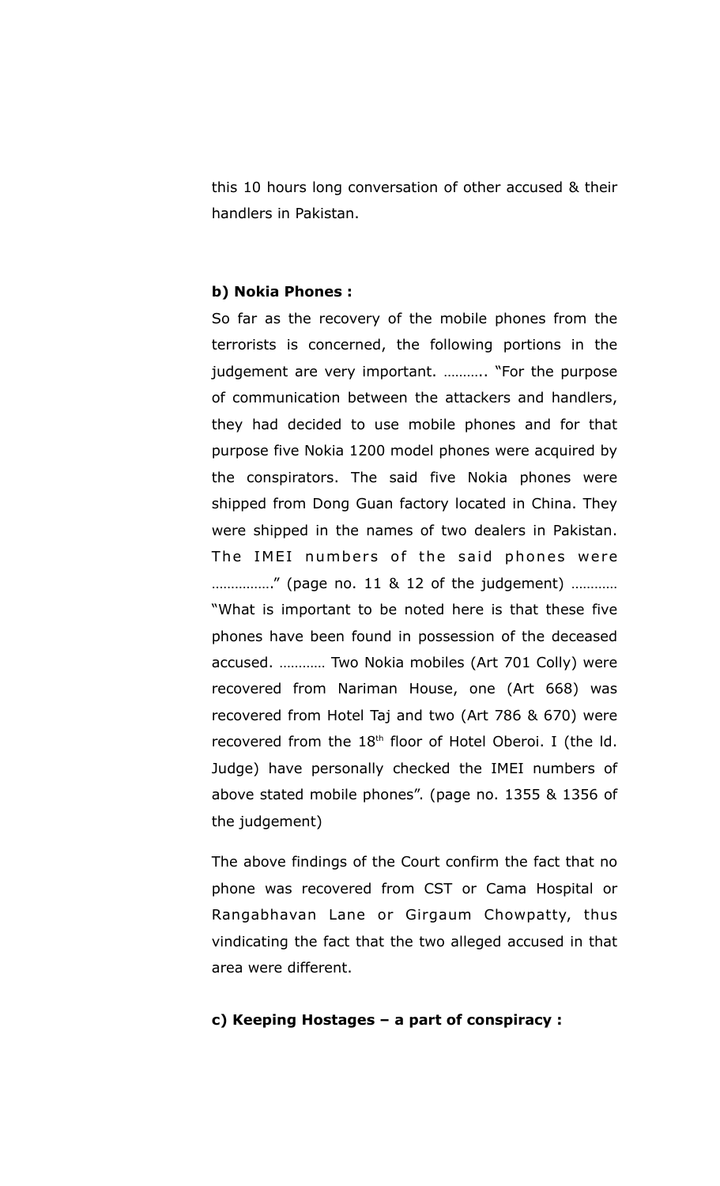this 10 hours long conversation of other accused & their handlers in Pakistan.

**b) Nokia Phones :**

So far as the recovery of the mobile phones from the terrorists is concerned, the following portions in the judgement are very important. ……….. "For the purpose of communication between the attackers and handlers, they had decided to use mobile phones and for that purpose five Nokia 1200 model phones were acquired by the conspirators. The said five Nokia phones were shipped from Dong Guan factory located in China. They were shipped in the names of two dealers in Pakistan. The IMEI numbers of the said phones were ……………." (page no. 11 & 12 of the judgement) ………… "What is important to be noted here is that these five phones have been found in possession of the deceased accused. ………… Two Nokia mobiles (Art 701 Colly) were recovered from Nariman House, one (Art 668) was recovered from Hotel Taj and two (Art 786 & 670) were recovered from the 18th floor of Hotel Oberoi. I (the ld. Judge) have personally checked the IMEI numbers of above stated mobile phones". (page no. 1355 & 1356 of the judgement)

The above findings of the Court confirm the fact that no phone was recovered from CST or Cama Hospital or Rangabhavan Lane or Girgaum Chowpatty, thus vindicating the fact that the two alleged accused in that area were different.

**c) Keeping Hostages – a part of conspiracy :**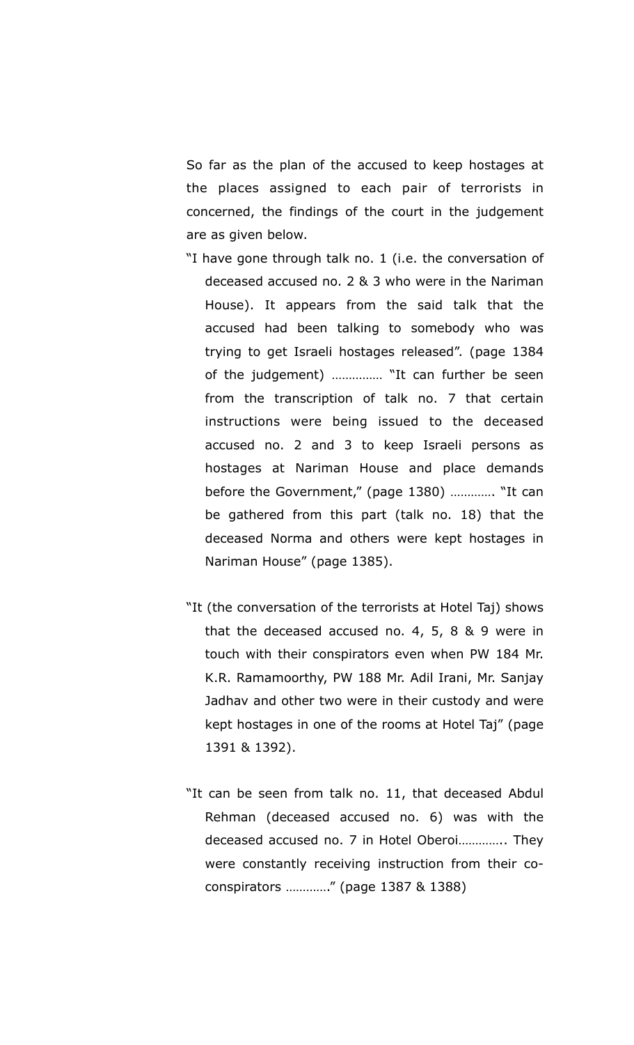So far as the plan of the accused to keep hostages at the places assigned to each pair of terrorists in concerned, the findings of the court in the judgement are as given below.

"I have gone through talk no. 1 (i.e. the conversation of deceased accused no. 2 & 3 who were in the Nariman House). It appears from the said talk that the accused had been talking to somebody who was trying to get Israeli hostages released". (page 1384 of the judgement) …………… "It can further be seen from the transcription of talk no. 7 that certain instructions were being issued to the deceased accused no. 2 and 3 to keep Israeli persons as hostages at Nariman House and place demands before the Government," (page 1380) …………. "It can be gathered from this part (talk no. 18) that the deceased Norma and others were kept hostages in Nariman House" (page 1385).

"It (the conversation of the terrorists at Hotel Taj) shows that the deceased accused no. 4, 5, 8 & 9 were in touch with their conspirators even when PW 184 Mr. K.R. Ramamoorthy, PW 188 Mr. Adil Irani, Mr. Sanjay Jhadhav and other two were in their custody and were kept hostages in one of the rooms at Hotel Taj" (page 1391 & 1392).

"It can be seen from talk no. 11, that deceased Abdul Rehman (deceased accused no. 6) was with the deceased accused no. 7 in Hotel Oberoi………….. They were constantly receiving instruction from their co-conspirators …………" (page 1387 & 1388)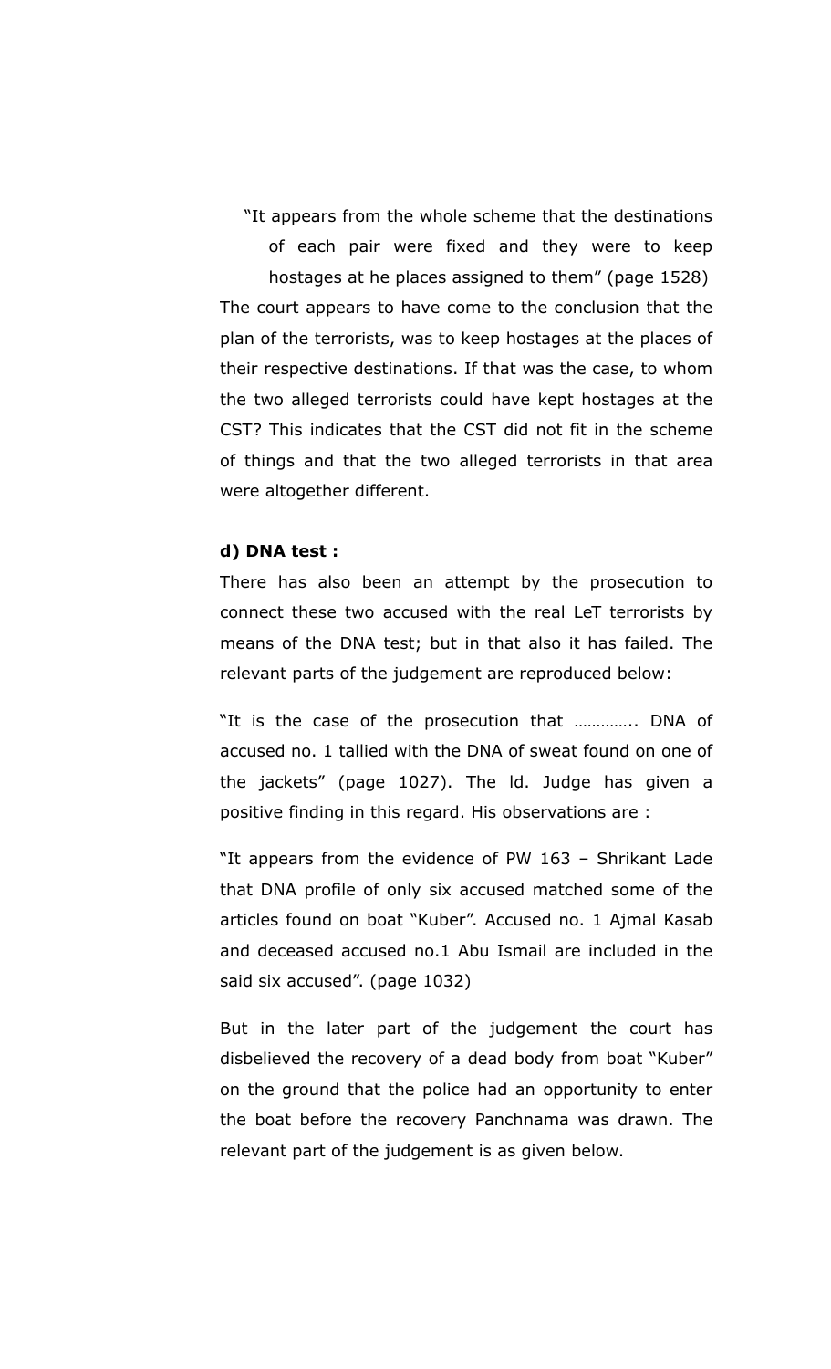"It appears from the whole scheme that the destinations of each pair were fixed and they were to keep hostages at he places assigned to them" (page 1528)

The court appears to have come to the conclusion that the plan of the terrorists, was to keep hostages at the places of their respective destinations. If that was the case, to whom the two alleged terrorists could have kept hostages at the CST? This indicates that the CST did not fit in the scheme of things and that the two alleged terrorists in that area were altogether different.

**d) DNA test :**

There has also been an attempt by the prosecution to connect these two accused with the real LeT terrorists by means of the DNA test; but in that also it has failed. The relevant parts of the judgement are reproduced below:

"It is the case of the prosecution that ………….. DNA of accused no. 1 tallied with the DNA of sweat found on one of the jackets" (page 1027). The ld. Judge has given a positive finding in this regard. His observations are :

"It appears from the evidence of PW 163 – Shrikant Lade that DNA profile of only six accused matched some of the articles found on boat "Kuber". Accused no. 1 Ajmal Kasab and deceased accused no.1 Abu Ismail are included in the said six accused". (page 1032)

But in the later part of the judgement the court has disbelieved the recovery of a dead body from boat "Kuber" on the ground that the police had an opportunity to enter the boat before the recovery Panchnama was drawn. The relevant part of the judgement is as given below.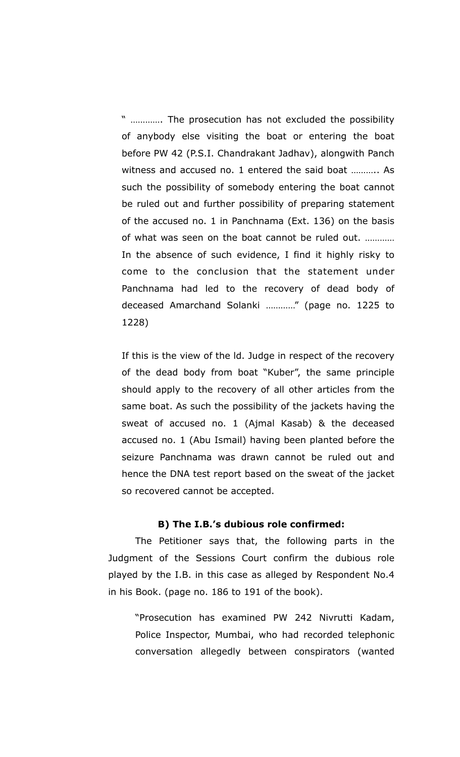> " …………. The prosecution has not excluded the possibility of anybody else visiting the boat or entering the boat before PW 42 (P.S.I. Chandrakant Jadhav), alongwith Panch witness and accused no. 1 entered the said boat ……….. As such the possibility of somebody entering the boat cannot be ruled out and further possibility of preparing statement of the accused no. 1 in Panchnama (Ext. 136) on the basis of what was seen on the boat cannot be ruled out. ………… In the absence of such evidence, I find it highly risky to come to the conclusion that the statement under Panchnama had led to the recovery of dead body of deceased Amarchand Solanki …………" (page no. 1225 to 1228)

If this is the view of the ld. Judge in respect of the recovery of the dead body from boat "Kuber", the same principle should apply to the recovery of all other articles from the same boat. As such the possibility of the jackets having the sweat of accused no. 1 (Ajmal Kasab) & the deceased accused no. 1 (Abu Ismail) having been planted before the seizure Panchnama was drawn cannot be ruled out and hence the DNA test report based on the sweat of the jacket so recovered cannot be accepted.

**B) The I.B.'s dubious role confirmed:**

The Petitioner says that, the following parts in the Judgment of the Sessions Court confirm the dubious role played by the I.B. in this case as alleged by Respondent No.4 in his Book. (page no. 186 to 191 of the book).

> "Prosecution has examined PW 242 Nivrutti Kadam, Police Inspector, Mumbai, who had recorded telephonic conversation allegedly between conspirators (wanted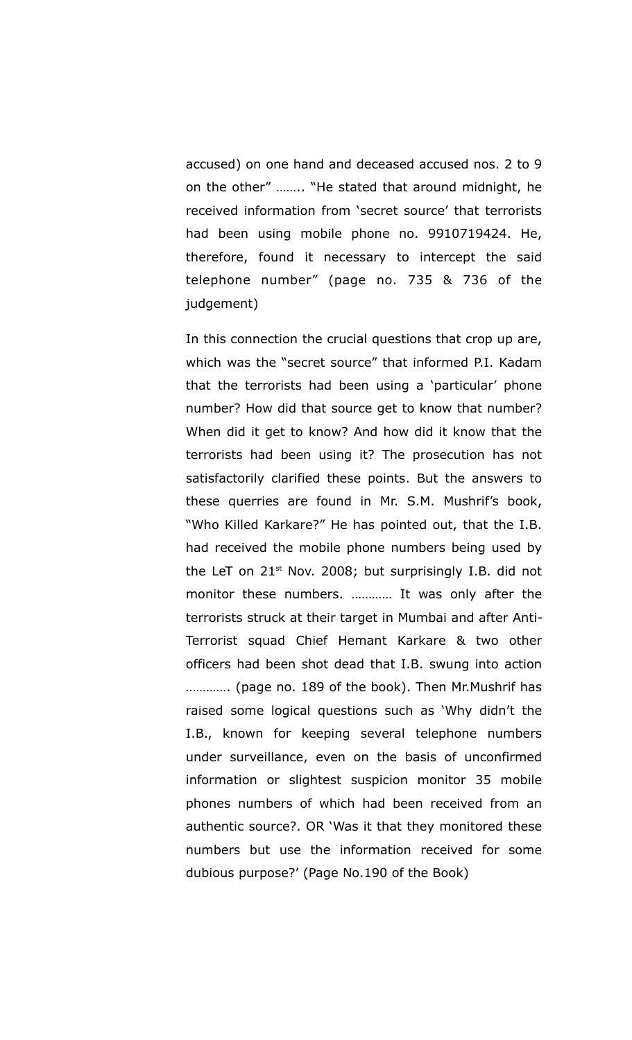accused) on one hand and deceased accused nos. 2 to 9 on the other" …….. "He stated that around midnight, he received information from 'secret source' that terrorists had been using mobile phone no. 9910719424. He, therefore, found it necessary to intercept the said telephone number" (page no. 735 & 736 of the judgement)

In this connection the crucial questions that crop up are, which was the "secret source" that informed P.I. Kadam that the terrorists had been using a 'particular' phone number? How did that source get to know that number? When did it get to know? And how did it know that the terrorists had been using it? The prosecution has not satisfactorily clarified these points. But the answers to these querries are found in Mr. S.M. Mushrif's book, "Who Killed Karkare?" He has pointed out, that the I.B. had received the mobile phone numbers being used by the LeT on 21st Nov. 2008; but surprisingly I.B. did not monitor these numbers. ………… It was only after the terrorists struck at their target in Mumbai and after Anti-Terrorist squad Chief Hemant Karkare & two other officers had been shot dead that I.B. swung into action …………. (page no. 189 of the book). Then Mr.Mushrif has raised some logical questions such as 'Why didn't the I.B., known for keeping several telephone numbers under surveillance, even on the basis of unconfirmed information or slightest suspicion monitor 35 mobile phones numbers of which had been received from an authentic source?. OR 'Was it that they monitored these numbers but use the information received for some dubious purpose?' (Page No.190 of the Book)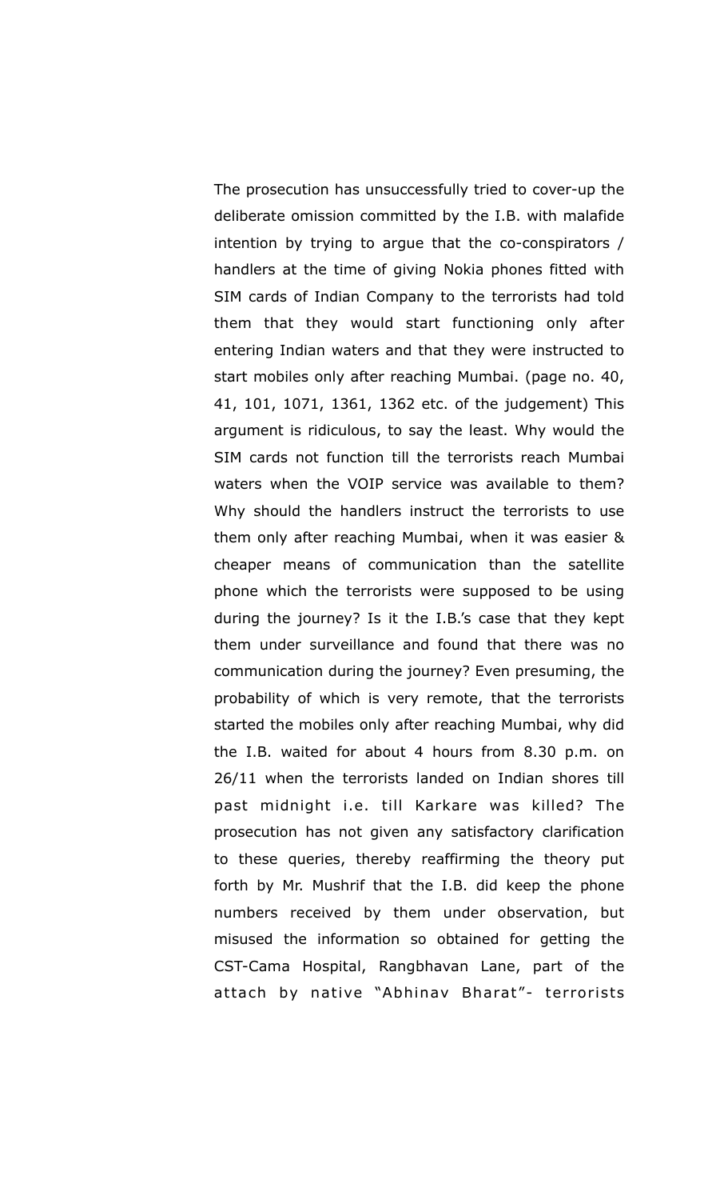The prosecution has unsuccessfully tried to cover-up the deliberate omission committed by the I.B. with malafide intention by trying to argue that the co-conspirators / handlers at the time of giving Nokia phones fitted with SIM cards of Indian Company to the terrorists had told them that they would start functioning only after entering Indian waters and that they were instructed to start mobiles only after reaching Mumbai. (page no. 40, 41, 101, 1071, 1361, 1362 etc. of the judgement) This argument is ridiculous, to say the least. Why would the SIM cards not function till the terrorists reach Mumbai waters when the VOIP service was available to them? Why should the handlers instruct the terrorists to use them only after reaching Mumbai, when it was easier & cheaper means of communication than the satellite phone which the terrorists were supposed to be using during the journey? Is it the I.B.'s case that they kept them under surveillance and found that there was no communication during the journey? Even presuming, the probability of which is very remote, that the terrorists started the mobiles only after reaching Mumbai, why did the I.B. waited for about 4 hours from 8.30 p.m. on 26/11 when the terrorists landed on Indian shores till past midnight i.e. till Karkare was killed? The prosecution has not given any satisfactory clarification to these queries, thereby reaffirming the theory put forth by Mr. Mushrif that the I.B. did keep the phone numbers received by them under observation, but misused the information so obtained for getting the CST-Cama Hospital, Rangbhavan Lane, part of the attach by native "Abhinav Bharat"- terrorists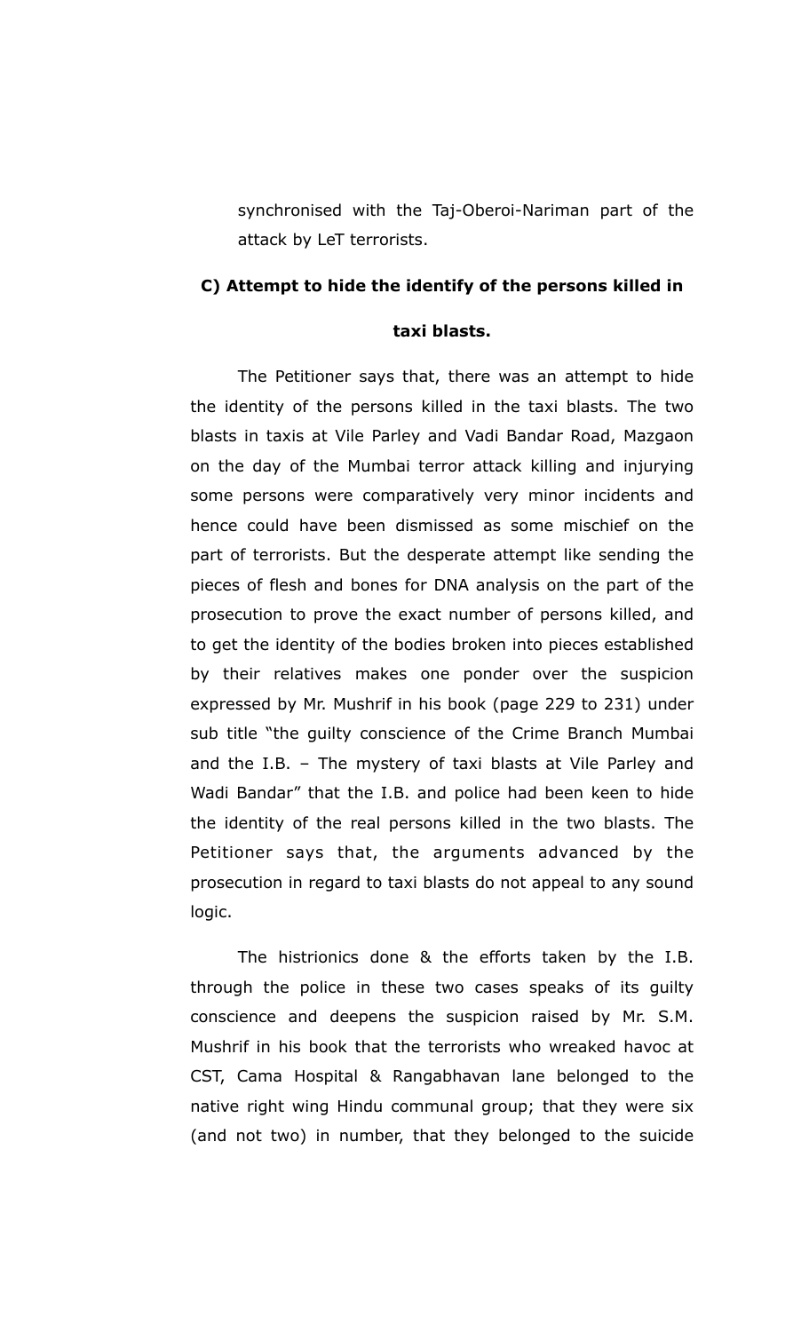synchronised with the Taj-Oberoi-Nariman part of the attack by LeT terrorists.

**C) Attempt to hide the identify of the persons killed in taxi blasts.**

The Petitioner says that, there was an attempt to hide the identity of the persons killed in the taxi blasts. The two blasts in taxis at Vile Parley and Vadi Bandar Road, Mazgaon on the day of the Mumbai terror attack killing and injurying some persons were comparatively very minor incidents and hence could have been dismissed as some mischief on the part of terrorists. But the desperate attempt like sending the pieces of flesh and bones for DNA analysis on the part of the prosecution to prove the exact number of persons killed, and to get the identity of the bodies broken into pieces established by their relatives makes one ponder over the suspicion expressed by Mr. Mushrif in his book (page 229 to 231) under sub title "the guilty conscience of the Crime Branch Mumbai and the I.B. – The mystery of taxi blasts at Vile Parley and Wadi Bandar" that the I.B. and police had been keen to hide the identity of the real persons killed in the two blasts. The Petitioner says that, the arguments advanced by the prosecution in regard to taxi blasts do not appeal to any sound logic.

The histrionics done & the efforts taken by the I.B. through the police in these two cases speaks of its guilty conscience and deepens the suspicion raised by Mr. S.M. Mushrif in his book that the terrorists who wreaked havoc at CST, Cama Hospital & Rangabhavan lane belonged to the native right wing Hindu communal group; that they were six (and not two) in number, that they belonged to the suicide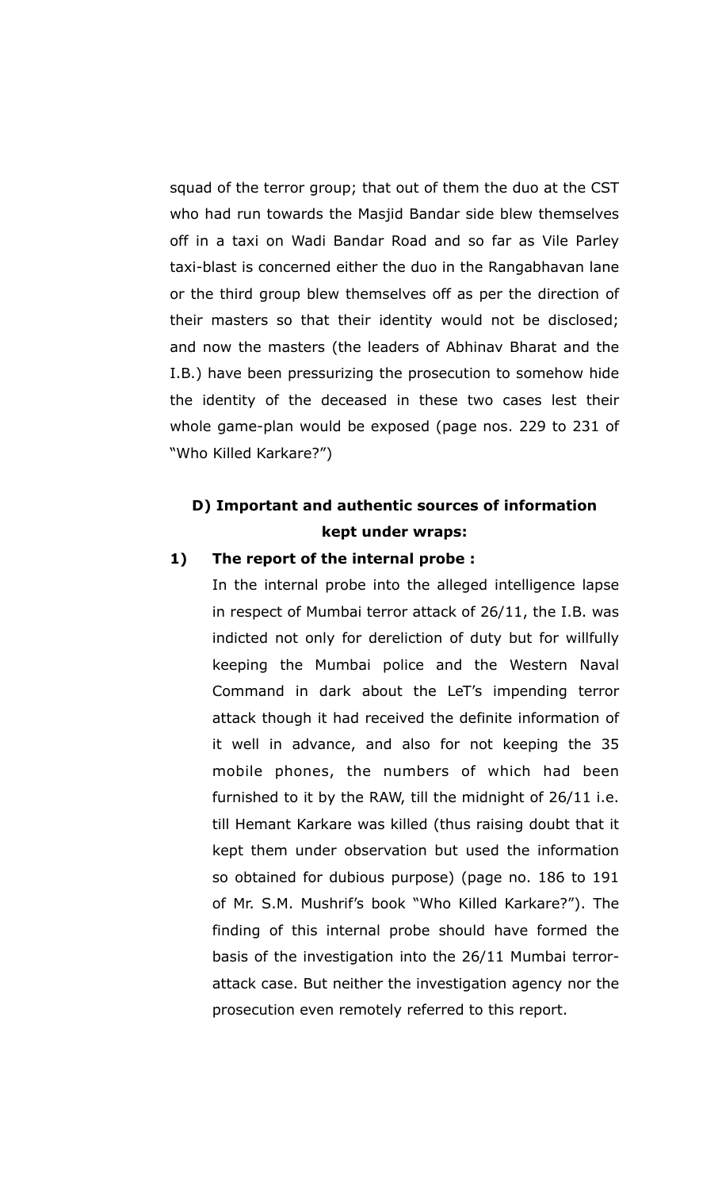squad of the terror group; that out of them the duo at the CST who had run towards the Masjid Bandar side blew themselves off in a taxi on Wadi Bandar Road and so far as Vile Parley taxi-blast is concerned either the duo in the Rangabhavan lane or the third group blew themselves off as per the direction of their masters so that their identity would not be disclosed; and now the masters (the leaders of Abhinav Bharat and the I.B.) have been pressurizing the prosecution to somehow hide the identity of the deceased in these two cases lest their whole game-plan would be exposed (page nos. 229 to 231 of "Who Killed Karkare?")

**D) Important and authentic sources of information kept under wraps:**

**1) The report of the internal probe :**

In the internal probe into the alleged intelligence lapse in respect of Mumbai terror attack of 26/11, the I.B. was indicted not only for dereliction of duty but for willfully keeping the Mumbai police and the Western Naval Command in dark about the LeT's impending terror attack though it had received the definite information of it well in advance, and also for not keeping the 35 mobile phones, the numbers of which had been furnished to it by the RAW, till the midnight of 26/11 i.e. till Hemant Karkare was killed (thus raising doubt that it kept them under observation but used the information so obtained for dubious purpose) (page no. 186 to 191 of Mr. S.M. Mushrif's book "Who Killed Karkare?"). The finding of this internal probe should have formed the basis of the investigation into the 26/11 Mumbai terror-attack case. But neither the investigation agency nor the prosecution even remotely referred to this report.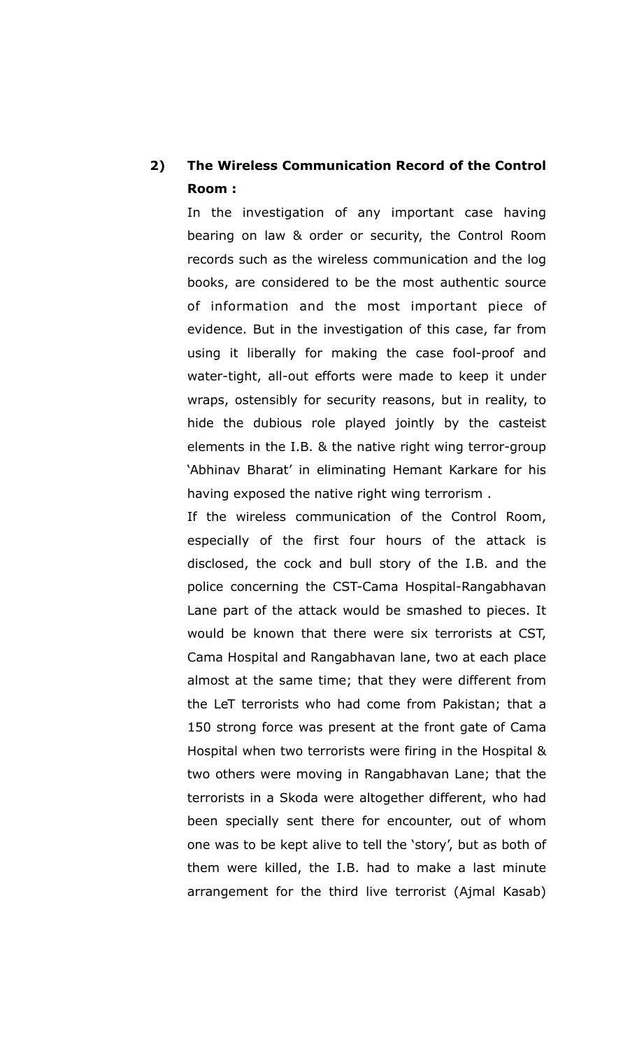**2) The Wireless Communication Record of the Control Room :**

In the investigation of any important case having bearing on law & order or security, the Control Room records such as the wireless communication and the log books, are considered to be the most authentic source of information and the most important piece of evidence. But in the investigation of this case, far from using it liberally for making the case fool-proof and water-tight, all-out efforts were made to keep it under wraps, ostensibly for security reasons, but in reality, to hide the dubious role played jointly by the casteist elements in the I.B. & the native right wing terror-group 'Abhinav Bharat' in eliminating Hemant Karkare for his having exposed the native right wing terrorism .

If the wireless communication of the Control Room, especially of the first four hours of the attack is disclosed, the cock and bull story of the I.B. and the police concerning the CST-Cama Hospital-Rangabhavan Lane part of the attack would be smashed to pieces. It would be known that there were six terrorists at CST, Cama Hospital and Rangabhavan lane, two at each place almost at the same time; that they were different from the LeT terrorists who had come from Pakistan; that a 150 strong force was present at the front gate of Cama Hospital when two terrorists were firing in the Hospital & two others were moving in Rangabhavan Lane; that the terrorists in a Skoda were altogether different, who had been specially sent there for encounter, out of whom one was to be kept alive to tell the 'story', but as both of them were killed, the I.B. had to make a last minute arrangement for the third live terrorist (Ajmal Kasab)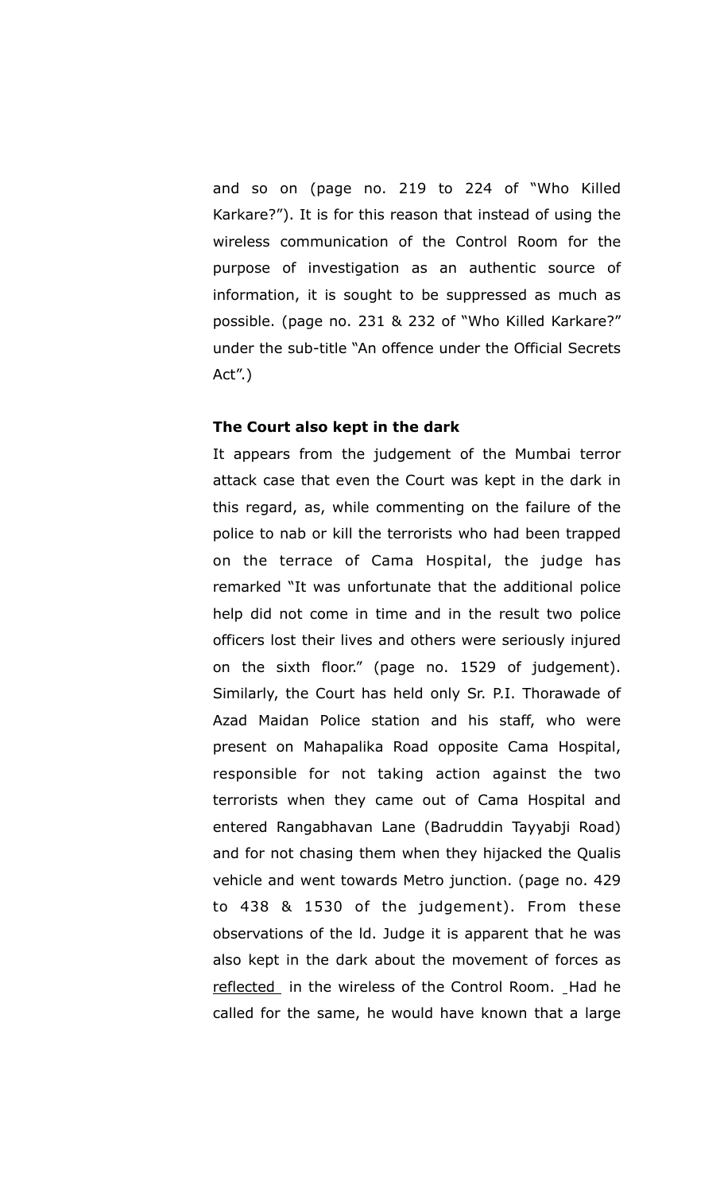and so on (page no. 219 to 224 of "Who Killed Karkare?"). It is for this reason that instead of using the wireless communication of the Control Room for the purpose of investigation as an authentic source of information, it is sought to be suppressed as much as possible. (page no. 231 & 232 of "Who Killed Karkare?" under the sub-title "An offence under the Official Secrets Act".)

**The Court also kept in the dark**

It appears from the judgement of the Mumbai terror attack case that even the Court was kept in the dark in this regard, as, while commenting on the failure of the police to nab or kill the terrorists who had been trapped on the terrace of Cama Hospital, the judge has remarked "It was unfortunate that the additional police help did not come in time and in the result two police officers lost their lives and others were seriously injured on the sixth floor." (page no. 1529 of judgement). Similarly, the Court has held only Sr. P.I. Thorawade of Azad Maidan Police station and his staff, who were present on Mahapalika Road opposite Cama Hospital, responsible for not taking action against the two terrorists when they came out of Cama Hospital and entered Rangabhavan Lane (Badruddin Tayyabji Road) and for not chasing them when they hijacked the Qualis vehicle and went towards Metro junction. (page no. 429 to 438 & 1530 of the judgement). From these observations of the ld. Judge it is apparent that he was also kept in the dark about the movement of forces as reflected in the wireless of the Control Room. Had he called for the same, he would have known that a large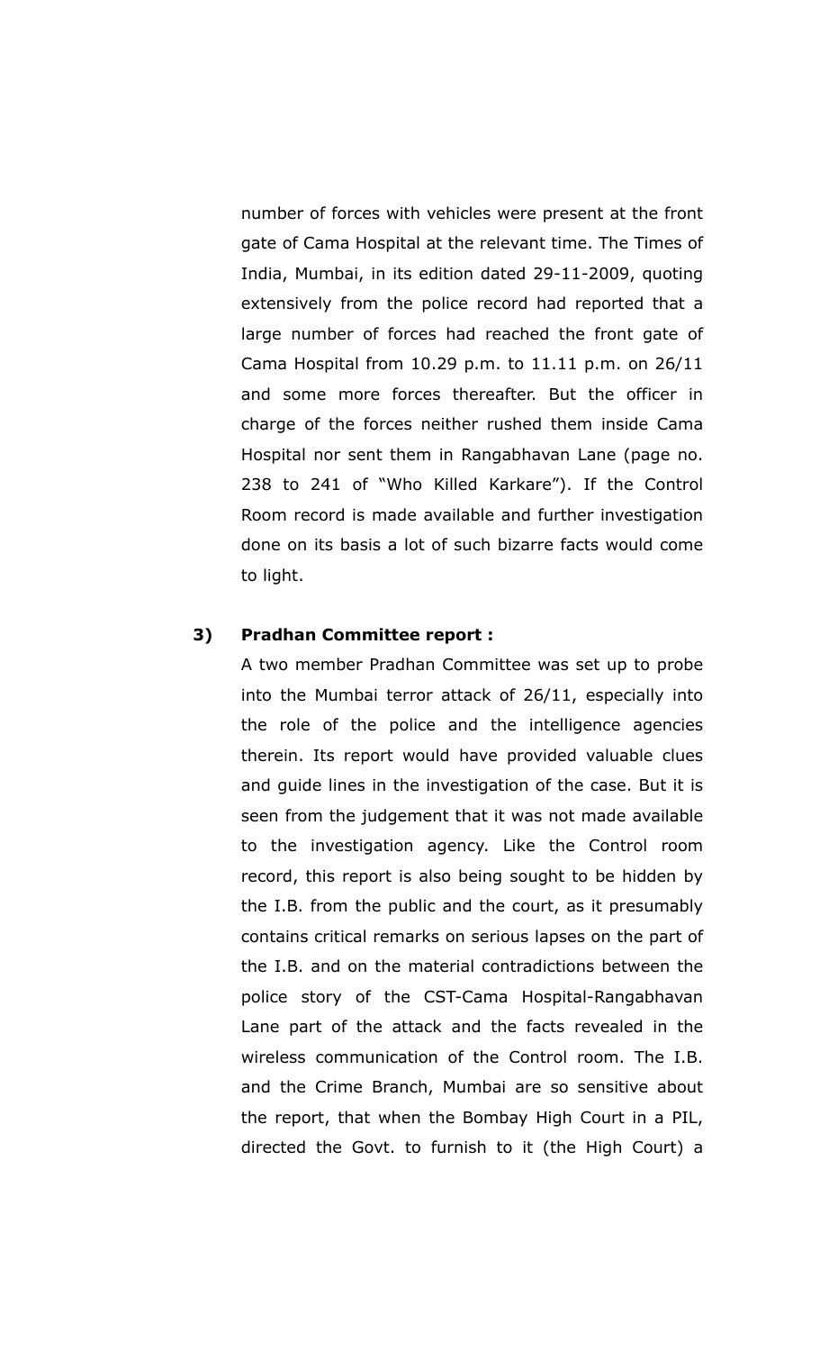number of forces with vehicles were present at the front gate of Cama Hospital at the relevant time. The Times of India, Mumbai, in its edition dated 29-11-2009, quoting extensively from the police record had reported that a large number of forces had reached the front gate of Cama Hospital from 10.29 p.m. to 11.11 p.m. on 26/11 and some more forces thereafter. But the officer in charge of the forces neither rushed them inside Cama Hospital nor sent them in Rangabhavan Lane (page no. 238 to 241 of "Who Killed Karkare"). If the Control Room record is made available and further investigation done on its basis a lot of such bizarre facts would come to light.

**3) Pradhan Committee report :**

A two member Pradhan Committee was set up to probe into the Mumbai terror attack of 26/11, especially into the role of the police and the intelligence agencies therein. Its report would have provided valuable clues and guide lines in the investigation of the case. But it is seen from the judgement that it was not made available to the investigation agency. Like the Control room record, this report is also being sought to be hidden by the I.B. from the public and the court, as it presumably contains critical remarks on serious lapses on the part of the I.B. and on the material contradictions between the police story of the CST-Cama Hospital-Rangabhavan Lane part of the attack and the facts revealed in the wireless communication of the Control room. The I.B. and the Crime Branch, Mumbai are so sensitive about the report, that when the Bombay High Court in a PIL, directed the Govt. to furnish to it (the High Court) a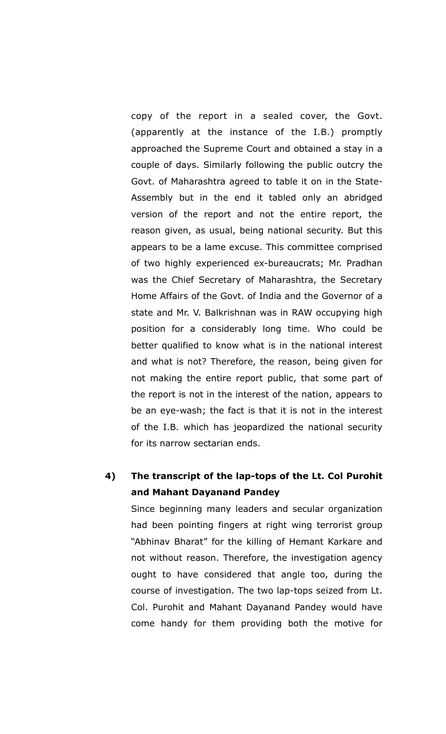copy of the report in a sealed cover, the Govt. (apparently at the instance of the I.B.) promptly approached the Supreme Court and obtained a stay in a couple of days. Similarly following the public outcry the Govt. of Maharashtra agreed to table it on in the State-Assembly but in the end it tabled only an abridged version of the report and not the entire report, the reason given, as usual, being national security. But this appears to be a lame excuse. This committee comprised of two highly experienced ex-bureaucrats; Mr. Pradhan was the Chief Secretary of Maharashtra, the Secretary Home Affairs of the Govt. of India and the Governor of a state and Mr. V. Balkrishnan was in RAW occupying high position for a considerably long time. Who could be better qualified to know what is in the national interest and what is not? Therefore, the reason, being given for not making the entire report public, that some part of the report is not in the interest of the nation, appears to be an eye-wash; the fact is that it is not in the interest of the I.B. which has jeopardized the national security for its narrow sectarian ends.

**4) The transcript of the lap-tops of the Lt. Col Purohit and Mahant Dayanand Pandey**

Since beginning many leaders and secular organization had been pointing fingers at right wing terrorist group "Abhinav Bharat" for the killing of Hemant Karkare and not without reason. Therefore, the investigation agency ought to have considered that angle too, during the course of investigation. The two lap-tops seized from Lt. Col. Purohit and Mahant Dayanand Pandey would have come handy for them providing both the motive for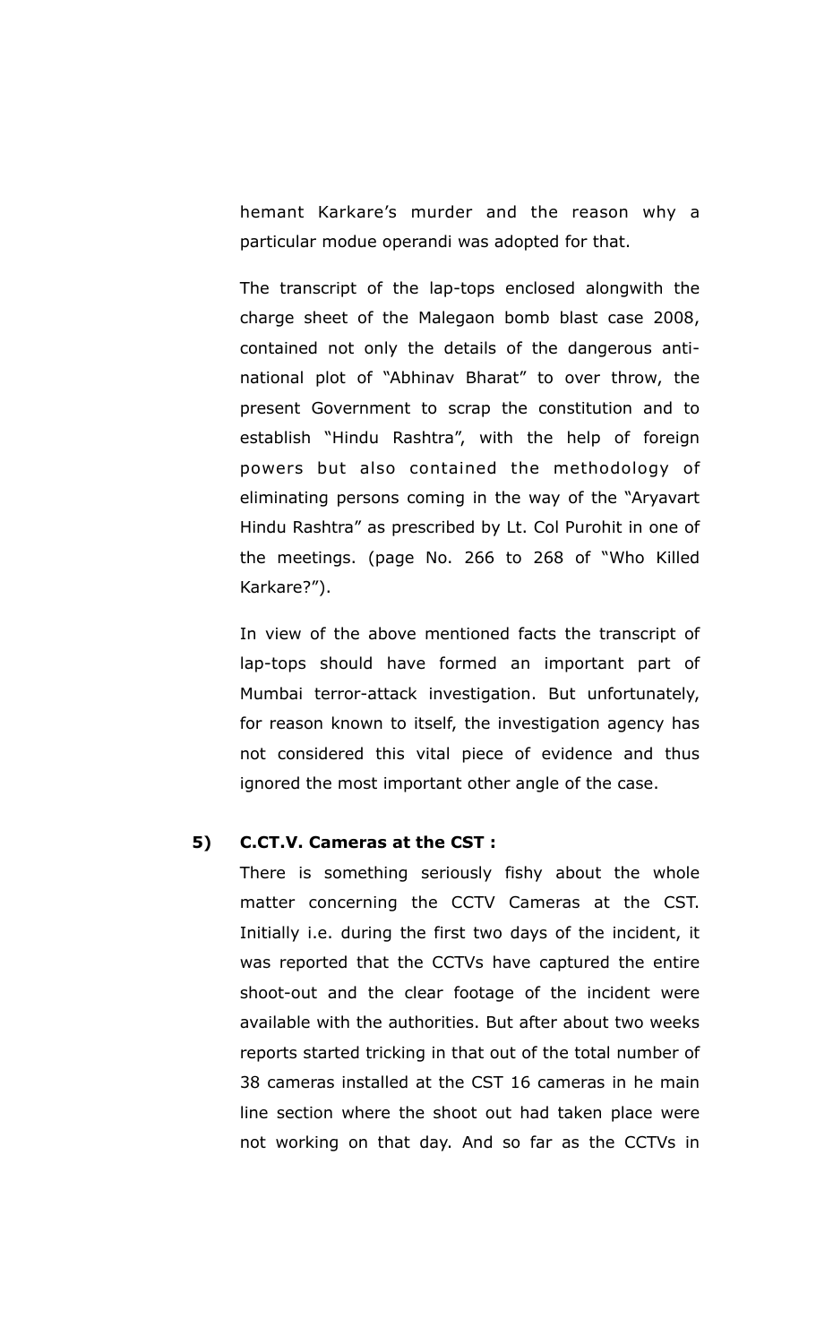hemant Karkare's murder and the reason why a particular modue operandi was adopted for that.

The transcript of the lap-tops enclosed alongwith the charge sheet of the Malegaon bomb blast case 2008, contained not only the details of the dangerous anti-national plot of "Abhinav Bharat" to over throw, the present Government to scrap the constitution and to establish "Hindu Rashtra", with the help of foreign powers but also contained the methodology of eliminating persons coming in the way of the "Aryavart Hindu Rashtra" as prescribed by Lt. Col Purohit in one of the meetings. (page No. 266 to 268 of "Who Killed Karkare?").

In view of the above mentioned facts the transcript of lap-tops should have formed an important part of Mumbai terror-attack investigation. But unfortunately, for reason known to itself, the investigation agency has not considered this vital piece of evidence and thus ignored the most important other angle of the case.

**5) C.CT.V. Cameras at the CST :**

There is something seriously fishy about the whole matter concerning the CCTV Cameras at the CST. Initially i.e. during the first two days of the incident, it was reported that the CCTVs have captured the entire shoot-out and the clear footage of the incident were available with the authorities. But after about two weeks reports started tricking in that out of the total number of 38 cameras installed at the CST 16 cameras in he main line section where the shoot out had taken place were not working on that day. And so far as the CCTVs in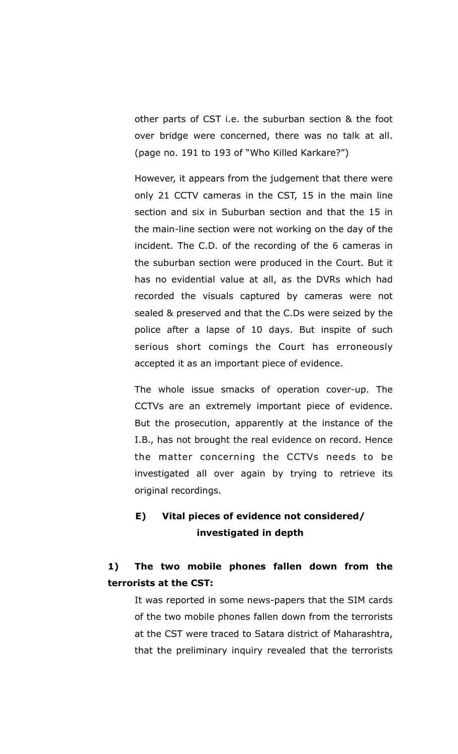other parts of CST i.e. the suburban section & the foot over bridge were concerned, there was no talk at all. (page no. 191 to 193 of "Who Killed Karkare?")

However, it appears from the judgement that there were only 21 CCTV cameras in the CST, 15 in the main line section and six in Suburban section and that the 15 in the main-line section were not working on the day of the incident. The C.D. of the recording of the 6 cameras in the suburban section were produced in the Court. But it has no evidential value at all, as the DVRs which had recorded the visuals captured by cameras were not sealed & preserved and that the C.Ds were seized by the police after a lapse of 10 days. But inspite of such serious short comings the Court has erroneously accepted it as an important piece of evidence.

The whole issue smacks of operation cover-up. The CCTVs are an extremely important piece of evidence. But the prosecution, apparently at the instance of the I.B., has not brought the real evidence on record. Hence the matter concerning the CCTVs needs to be investigated all over again by trying to retrieve its original recordings.

### E) Vital pieces of evidence not considered/ investigated in depth

**1) The two mobile phones fallen down from the terrorists at the CST:**

It was reported in some news-papers that the SIM cards of the two mobile phones fallen down from the terrorists at the CST were traced to Satara district of Maharashtra, that the preliminary inquiry revealed that the terrorists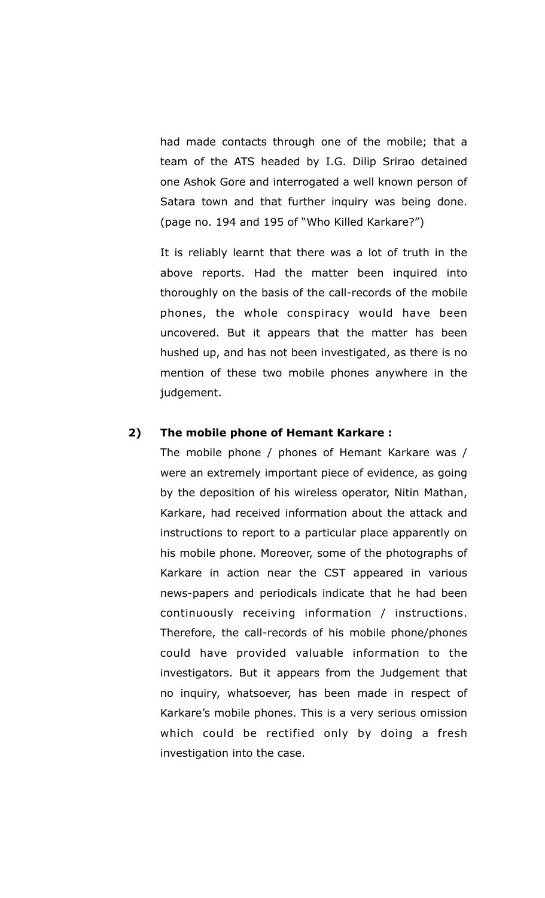had made contacts through one of the mobile; that a team of the ATS headed by I.G. Dilip Srirao detained one Ashok Gore and interrogated a well known person of Satara town and that further inquiry was being done. (page no. 194 and 195 of "Who Killed Karkare?")

It is reliably learnt that there was a lot of truth in the above reports. Had the matter been inquired into thoroughly on the basis of the call-records of the mobile phones, the whole conspiracy would have been uncovered. But it appears that the matter has been hushed up, and has not been investigated, as there is no mention of these two mobile phones anywhere in the judgement.

**2) The mobile phone of Hemant Karkare :**

The mobile phone / phones of Hemant Karkare was / were an extremely important piece of evidence, as going by the deposition of his wireless operator, Nitin Mathan, Karkare, had received information about the attack and instructions to report to a particular place apparently on his mobile phone. Moreover, some of the photographs of Karkare in action near the CST appeared in various news-papers and periodicals indicate that he had been continuously receiving information / instructions. Therefore, the call-records of his mobile phone/phones could have provided valuable information to the investigators. But it appears from the Judgement that no inquiry, whatsoever, has been made in respect of Karkare's mobile phones. This is a very serious omission which could be rectified only by doing a fresh investigation into the case.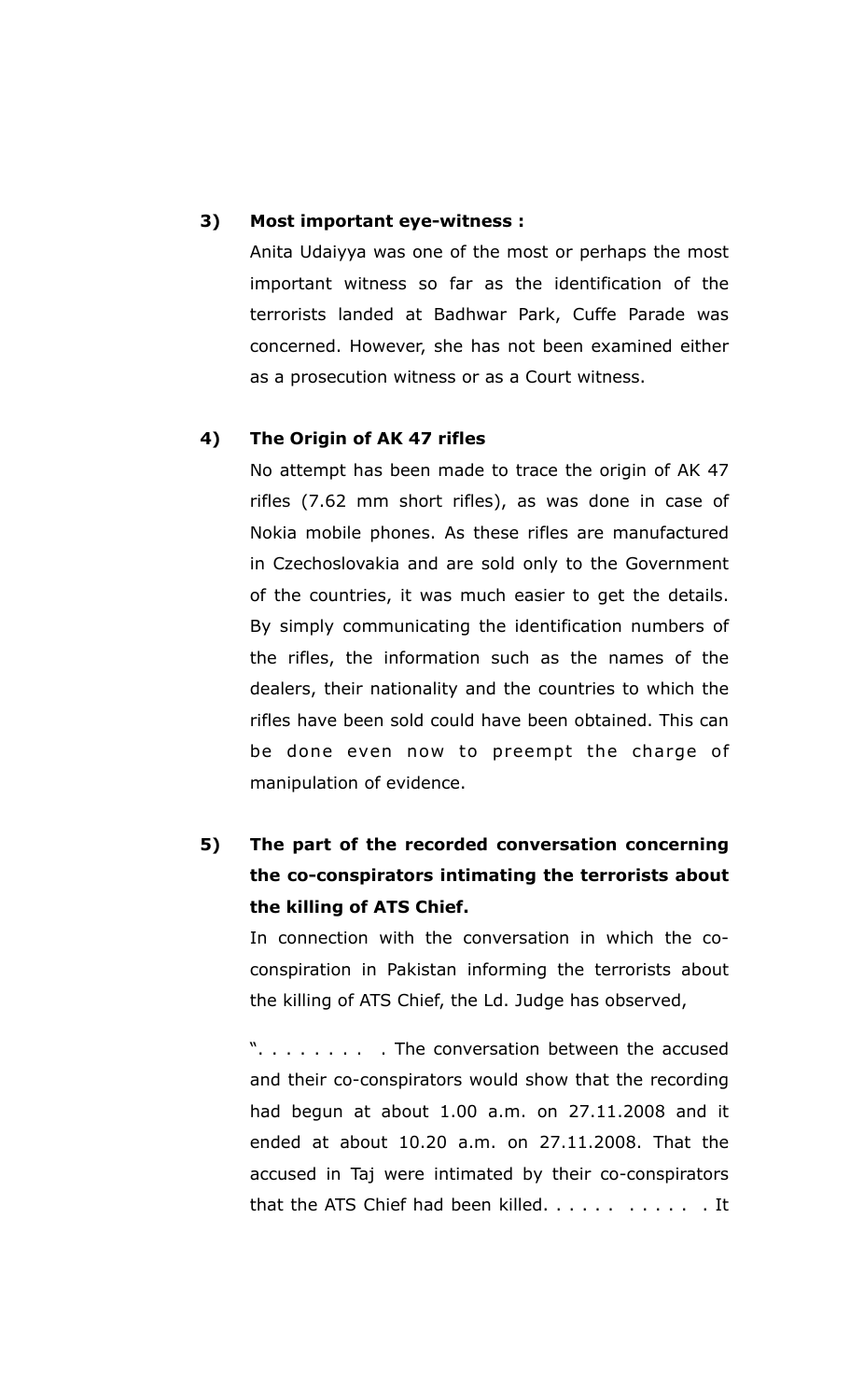**3) Most important eye-witness :**

Anita Udaiyya was one of the most or perhaps the most important witness so far as the identification of the terrorists landed at Badhwar Park, Cuffe Parade was concerned. However, she has not been examined either as a prosecution witness or as a Court witness.

**4) The Origin of AK 47 rifles**

No attempt has been made to trace the origin of AK 47 rifles (7.62 mm short rifles), as was done in case of Nokia mobile phones. As these rifles are manufactured in Czechoslovakia and are sold only to the Government of the countries, it was much easier to get the details. By simply communicating the identification numbers of the rifles, the information such as the names of the dealers, their nationality and the countries to which the rifles have been sold could have been obtained. This can be done even now to preempt the charge of manipulation of evidence.

**5) The part of the recorded conversation concerning the co-conspirators intimating the terrorists about the killing of ATS Chief.**

In connection with the conversation in which the co-conspiration in Pakistan informing the terrorists about the killing of ATS Chief, the Ld. Judge has observed,

". . . . . . . . . The conversation between the accused and their co-conspirators would show that the recording had begun at about 1.00 a.m. on 27.11.2008 and it ended at about 10.20 a.m. on 27.11.2008. That the accused in Taj were intimated by their co-conspirators that the ATS Chief had been killed. . . . . . . . . . . . It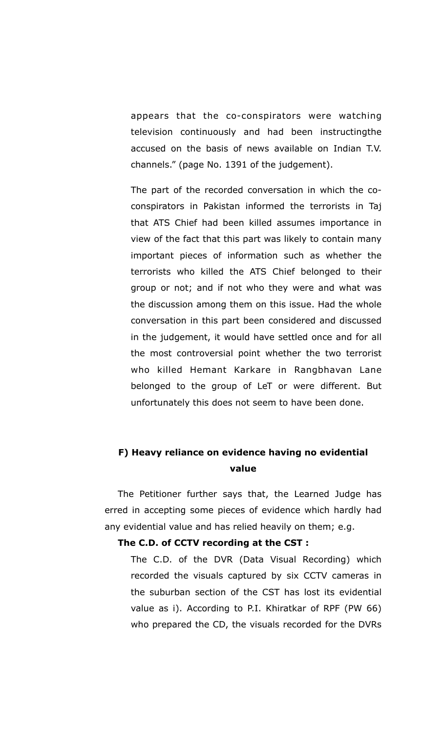appears that the co-conspirators were watching television continuously and had been instructingthe accused on the basis of news available on Indian T.V. channels." (page No. 1391 of the judgement).

The part of the recorded conversation in which the co-conspirators in Pakistan informed the terrorists in Taj that ATS Chief had been killed assumes importance in view of the fact that this part was likely to contain many important pieces of information such as whether the terrorists who killed the ATS Chief belonged to their group or not; and if not who they were and what was the discussion among them on this issue. Had the whole conversation in this part been considered and discussed in the judgement, it would have settled once and for all the most controversial point whether the two terrorist who killed Hemant Karkare in Rangbhavan Lane belonged to the group of LeT or were different. But unfortunately this does not seem to have been done.

### F) Heavy reliance on evidence having no evidential value

The Petitioner further says that, the Learned Judge has erred in accepting some pieces of evidence which hardly had any evidential value and has relied heavily on them; e.g.

**The C.D. of CCTV recording at the CST :**

The C.D. of the DVR (Data Visual Recording) which recorded the visuals captured by six CCTV cameras in the suburban section of the CST has lost its evidential value as i). According to P.I. Khiratkar of RPF (PW 66) who prepared the CD, the visuals recorded for the DVRs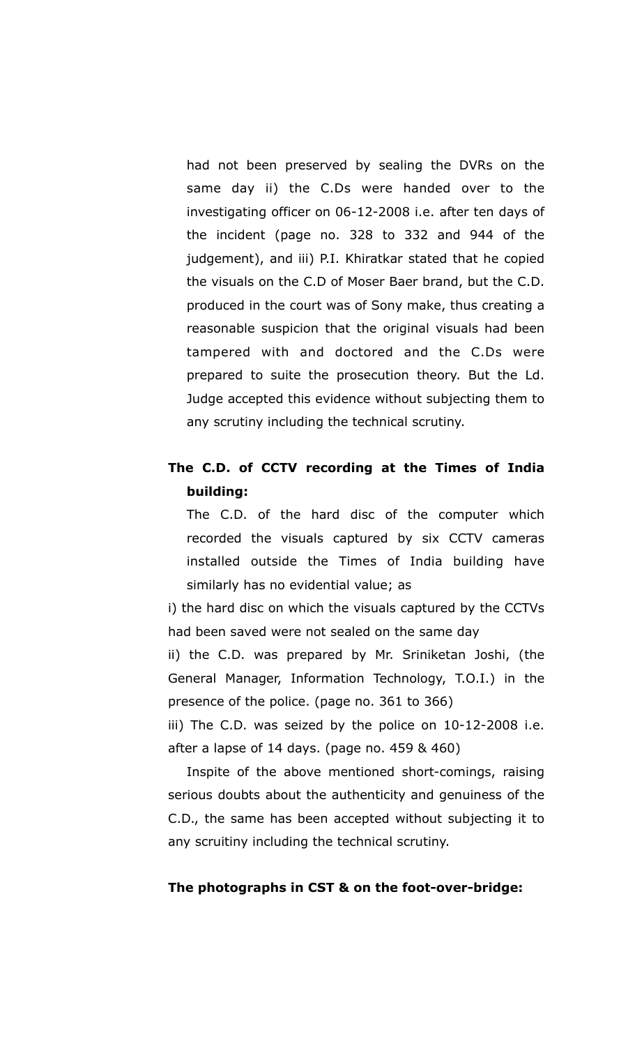had not been preserved by sealing the DVRs on the same day ii) the C.Ds were handed over to the investigating officer on 06-12-2008 i.e. after ten days of the incident (page no. 328 to 332 and 944 of the judgement), and iii) P.I. Khiratkar stated that he copied the visuals on the C.D of Moser Baer brand, but the C.D. produced in the court was of Sony make, thus creating a reasonable suspicion that the original visuals had been tampered with and doctored and the C.Ds were prepared to suite the prosecution theory. But the Ld. Judge accepted this evidence without subjecting them to any scrutiny including the technical scrutiny.

**The C.D. of CCTV recording at the Times of India building:**

The C.D. of the hard disc of the computer which recorded the visuals captured by six CCTV cameras installed outside the Times of India building have similarly has no evidential value; as

i) the hard disc on which the visuals captured by the CCTVs had been saved were not sealed on the same day

ii) the C.D. was prepared by Mr. Sriniketan Joshi, (the General Manager, Information Technology, T.O.I.) in the presence of the police. (page no. 361 to 366)

iii) The C.D. was seized by the police on 10-12-2008 i.e. after a lapse of 14 days. (page no. 459 & 460)

Inspite of the above mentioned short-comings, raising serious doubts about the authenticity and genuiness of the C.D., the same has been accepted without subjecting it to any scruitiny including the technical scrutiny.

**The photographs in CST & on the foot-over-bridge:**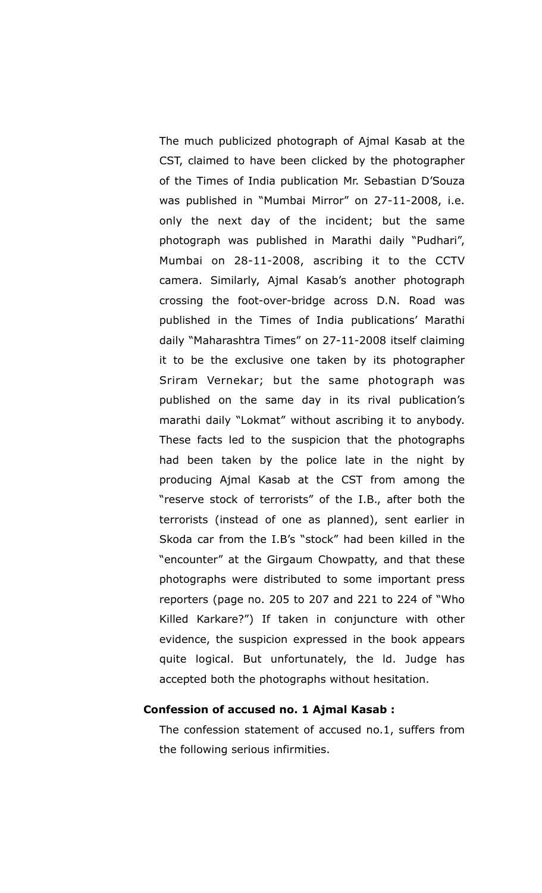The much publicized photograph of Ajmal Kasab at the CST, claimed to have been clicked by the photographer of the Times of India publication Mr. Sebastian D'Souza was published in "Mumbai Mirror" on 27-11-2008, i.e. only the next day of the incident; but the same photograph was published in Marathi daily "Pudhari", Mumbai on 28-11-2008, ascribing it to the CCTV camera. Similarly, Ajmal Kasab's another photograph crossing the foot-over-bridge across D.N. Road was published in the Times of India publications' Marathi daily "Maharashtra Times" on 27-11-2008 itself claiming it to be the exclusive one taken by its photographer Sriram Vernekar; but the same photograph was published on the same day in its rival publication's marathi daily "Lokmat" without ascribing it to anybody. These facts led to the suspicion that the photographs had been taken by the police late in the night by producing Ajmal Kasab at the CST from among the "reserve stock of terrorists" of the I.B., after both the terrorists (instead of one as planned), sent earlier in Skoda car from the I.B's "stock" had been killed in the "encounter" at the Girgaum Chowpatty, and that these photographs were distributed to some important press reporters (page no. 205 to 207 and 221 to 224 of "Who Killed Karkare?") If taken in conjuncture with other evidence, the suspicion expressed in the book appears quite logical. But unfortunately, the ld. Judge has accepted both the photographs without hesitation.

**Confession of accused no. 1 Ajmal Kasab :**

The confession statement of accused no.1, suffers from the following serious infirmities.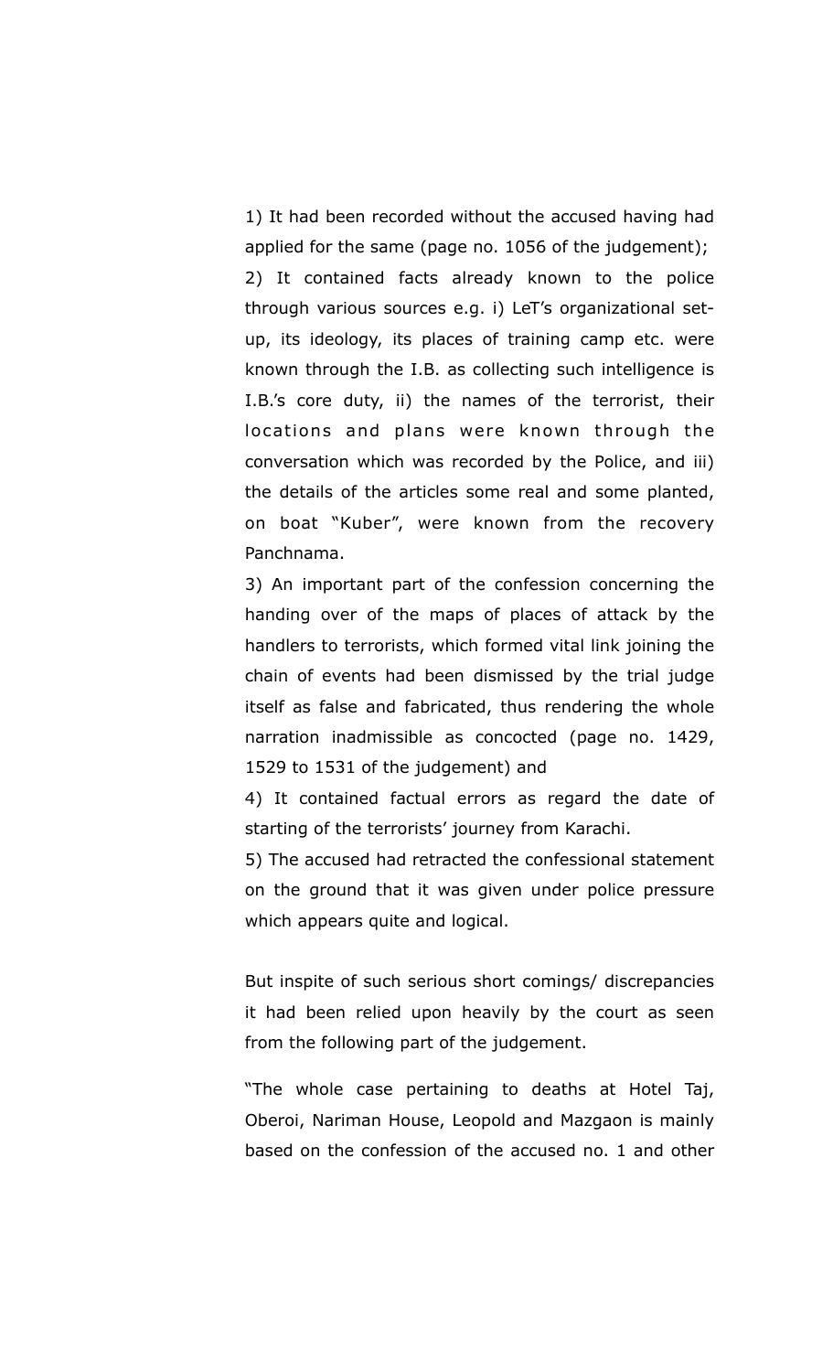1) It had been recorded without the accused having had applied for the same (page no. 1056 of the judgement);

2) It contained facts already known to the police through various sources e.g. i) LeT's organizational set-up, its ideology, its places of training camp etc. were known through the I.B. as collecting such intelligence is I.B.'s core duty, ii) the names of the terrorist, their locations and plans were known through the conversation which was recorded by the Police, and iii) the details of the articles some real and some planted, on boat "Kuber", were known from the recovery Panchnama.

3) An important part of the confession concerning the handing over of the maps of places of attack by the handlers to terrorists, which formed vital link joining the chain of events had been dismissed by the trial judge itself as false and fabricated, thus rendering the whole narration inadmissible as concocted (page no. 1429, 1529 to 1531 of the judgement) and

4) It contained factual errors as regard the date of starting of the terrorists' journey from Karachi.

5) The accused had retracted the confessional statement on the ground that it was given under police pressure which appears quite and logical.

But inspite of such serious short comings/ discrepancies it had been relied upon heavily by the court as seen from the following part of the judgement.

"The whole case pertaining to deaths at Hotel Taj, Oberoi, Nariman House, Leopold and Mazgaon is mainly based on the confession of the accused no. 1 and other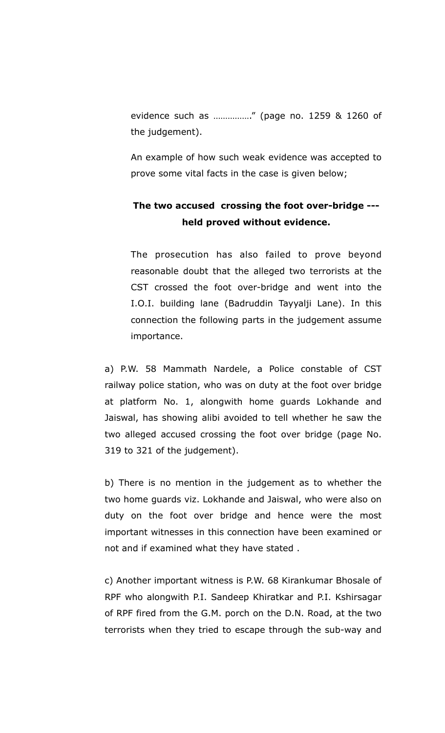evidence such as ……………." (page no. 1259 & 1260 of the judgement).

An example of how such weak evidence was accepted to prove some vital facts in the case is given below;

**The two accused crossing the foot over-bridge --- held proved without evidence.**

The prosecution has also failed to prove beyond reasonable doubt that the alleged two terrorists at the CST crossed the foot over-bridge and went into the I.O.I. building lane (Badruddin Tayyalji Lane). In this connection the following parts in the judgement assume importance.

a) P.W. 58 Mammath Nardele, a Police constable of CST railway police station, who was on duty at the foot over bridge at platform No. 1, alongwith home guards Lokhande and Jaiswal, has showing alibi avoided to tell whether he saw the two alleged accused crossing the foot over bridge (page No. 319 to 321 of the judgement).

b) There is no mention in the judgement as to whether the two home guards viz. Lokhande and Jaiswal, who were also on duty on the foot over bridge and hence were the most important witnesses in this connection have been examined or not and if examined what they have stated .

c) Another important witness is P.W. 68 Kirankumar Bhosale of RPF who alongwith P.I. Sandeep Khiratkar and P.I. Kshirsagar of RPF fired from the G.M. porch on the D.N. Road, at the two terrorists when they tried to escape through the sub-way and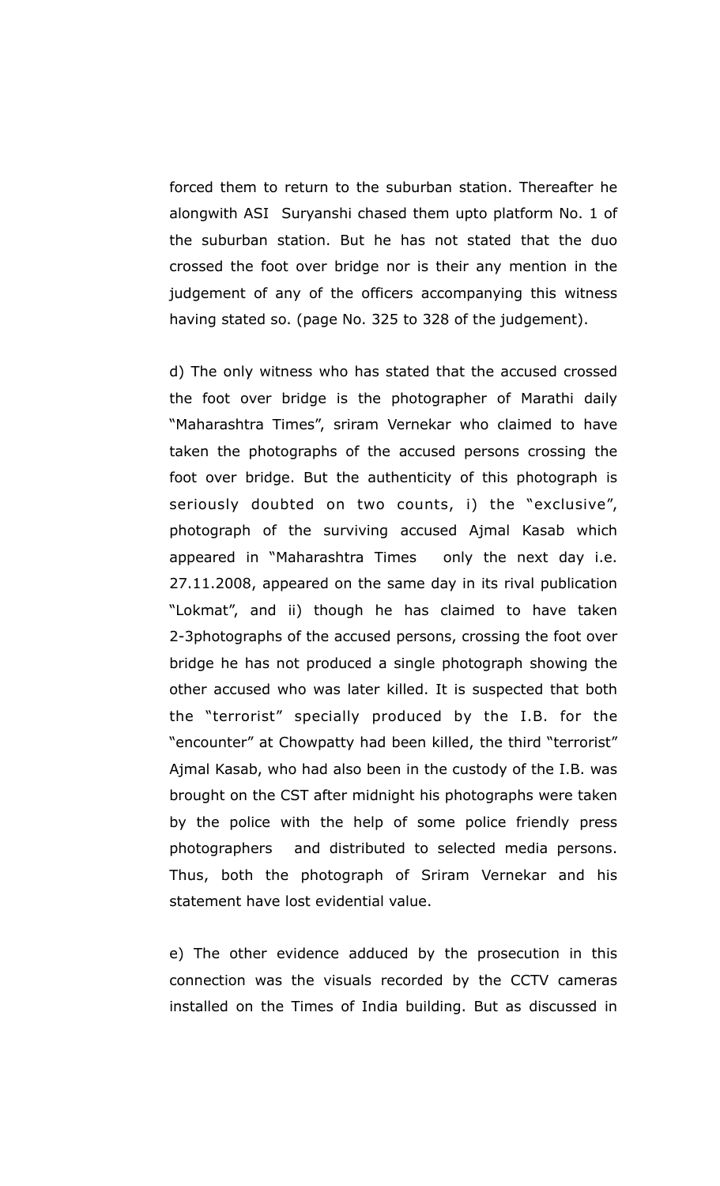forced them to return to the suburban station. Thereafter he alongwith ASI Suryanshi chased them upto platform No. 1 of the suburban station. But he has not stated that the duo crossed the foot over bridge nor is their any mention in the judgement of any of the officers accompanying this witness having stated so. (page No. 325 to 328 of the judgement).

d) The only witness who has stated that the accused crossed the foot over bridge is the photographer of Marathi daily "Maharashtra Times", sriram Vernekar who claimed to have taken the photographs of the accused persons crossing the foot over bridge. But the authenticity of this photograph is seriously doubted on two counts, i) the "exclusive", photograph of the surviving accused Ajmal Kasab which appeared in "Maharashtra Times only the next day i.e. 27.11.2008, appeared on the same day in its rival publication "Lokmat", and ii) though he has claimed to have taken 2-3photographs of the accused persons, crossing the foot over bridge he has not produced a single photograph showing the other accused who was later killed. It is suspected that both the "terrorist" specially produced by the I.B. for the "encounter" at Chowpatty had been killed, the third "terrorist" Ajmal Kasab, who had also been in the custody of the I.B. was brought on the CST after midnight his photographs were taken by the police with the help of some police friendly press photographers and distributed to selected media persons. Thus, both the photograph of Sriram Vernekar and his statement have lost evidential value.

e) The other evidence adduced by the prosecution in this connection was the visuals recorded by the CCTV cameras installed on the Times of India building. But as discussed in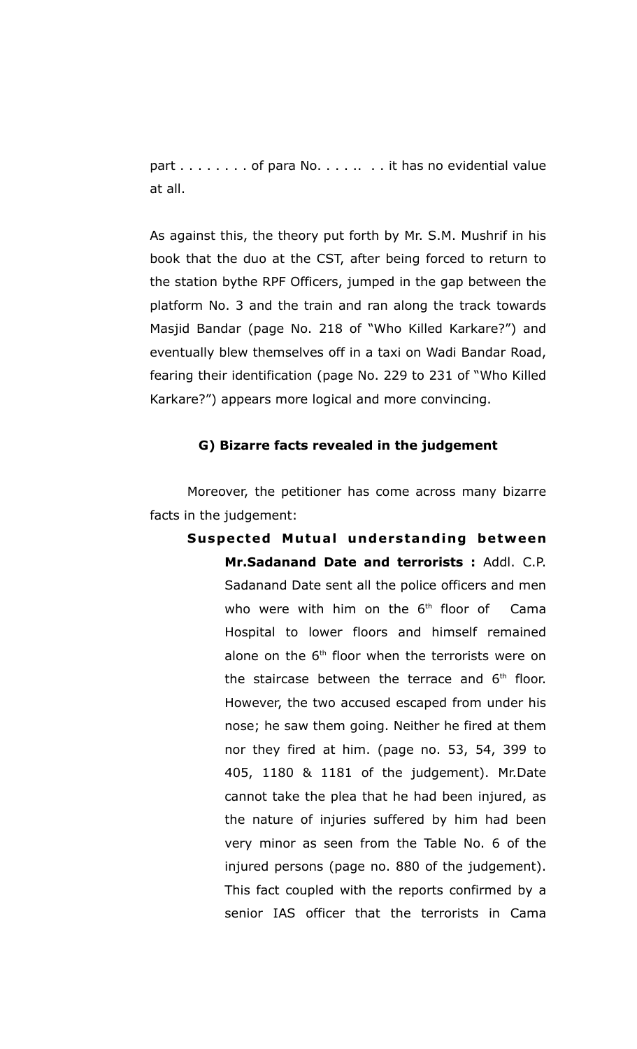part . . . . . . . . of para No. . . . .. . . it has no evidential value at all.

As against this, the theory put forth by Mr. S.M. Mushrif in his book that the duo at the CST, after being forced to return to the station bythe RPF Officers, jumped in the gap between the platform No. 3 and the train and ran along the track towards Masjid Bandar (page No. 218 of "Who Killed Karkare?") and eventually blew themselves off in a taxi on Wadi Bandar Road, fearing their identification (page No. 229 to 231 of "Who Killed Karkare?") appears more logical and more convincing.

**G) Bizarre facts revealed in the judgement**

Moreover, the petitioner has come across many bizarre facts in the judgement:

- **Suspected Mutual understanding between Mr.Sadanand Date and terrorists :** Addl. C.P. Sadanand Date sent all the police officers and men who were with him on the 6th floor of Cama Hospital to lower floors and himself remained alone on the 6th floor when the terrorists were on the staircase between the terrace and 6th floor. However, the two accused escaped from under his nose; he saw them going. Neither he fired at them nor they fired at him. (page no. 53, 54, 399 to 405, 1180 & 1181 of the judgement). Mr.Date cannot take the plea that he had been injured, as the nature of injuries suffered by him had been very minor as seen from the Table No. 6 of the injured persons (page no. 880 of the judgement). This fact coupled with the reports confirmed by a senior IAS officer that the terrorists in Cama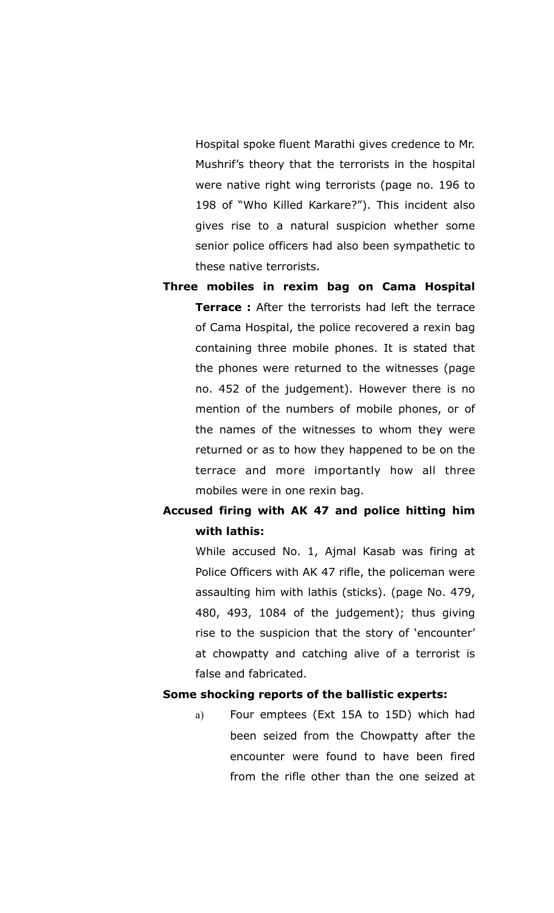Hospital spoke fluent Marathi gives credence to Mr. Mushrif's theory that the terrorists in the hospital were native right wing terrorists (page no. 196 to 198 of "Who Killed Karkare?"). This incident also gives rise to a natural suspicion whether some senior police officers had also been sympathetic to these native terrorists.

**Three mobiles in rexim bag on Cama Hospital Terrace :** After the terrorists had left the terrace of Cama Hospital, the police recovered a rexin bag containing three mobile phones. It is stated that the phones were returned to the witnesses (page no. 452 of the judgement). However there is no mention of the numbers of mobile phones, or of the names of the witnesses to whom they were returned or as to how they happened to be on the terrace and more importantly how all three mobiles were in one rexin bag.

**Accused firing with AK 47 and police hitting him with lathis:**

While accused No. 1, Ajmal Kasab was firing at Police Officers with AK 47 rifle, the policeman were assaulting him with lathis (sticks). (page No. 479, 480, 493, 1084 of the judgement); thus giving rise to the suspicion that the story of 'encounter' at chowpatty and catching alive of a terrorist is false and fabricated.

**Some shocking reports of the ballistic experts:**

a) Four emptees (Ext 15A to 15D) which had been seized from the Chowpatty after the encounter were found to have been fired from the rifle other than the one seized at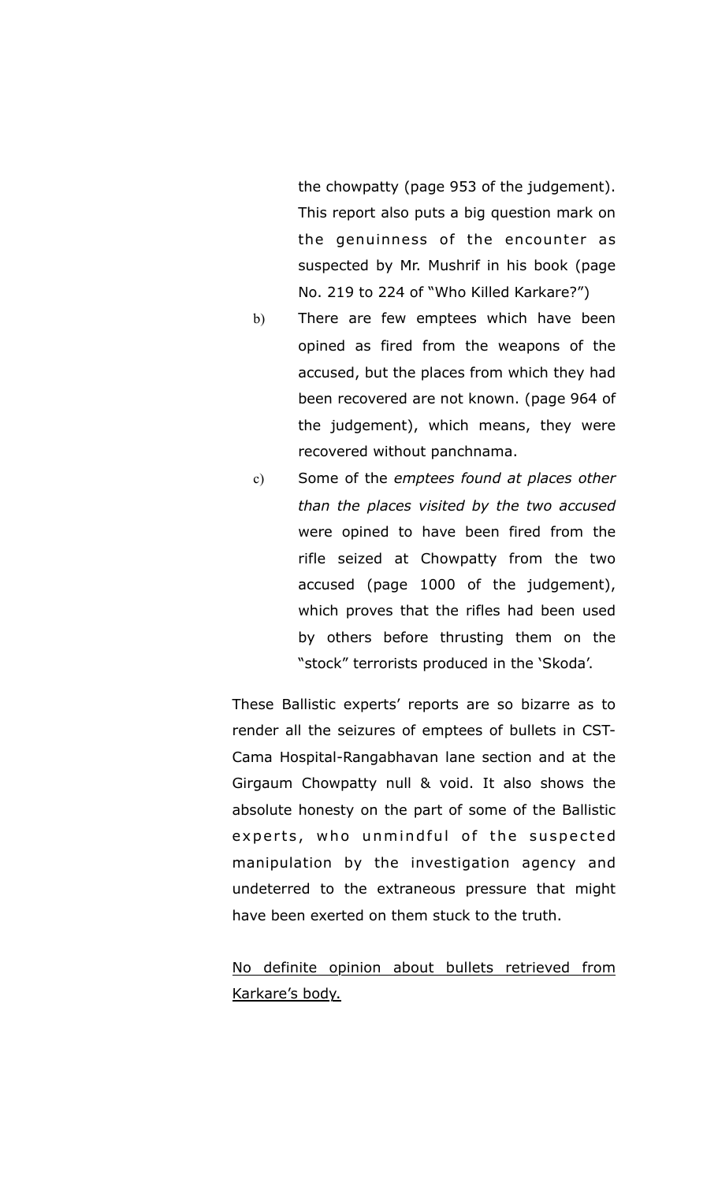the chowpatty (page 953 of the judgement). This report also puts a big question mark on the genuinness of the encounter as suspected by Mr. Mushrif in his book (page No. 219 to 224 of "Who Killed Karkare?")

b) There are few emptees which have been opined as fired from the weapons of the accused, but the places from which they had been recovered are not known. (page 964 of the judgement), which means, they were recovered without panchnama.

c) Some of the *emptees found at places other than the places visited by the two accused* were opined to have been fired from the rifle seized at Chowpatty from the two accused (page 1000 of the judgement), which proves that the rifles had been used by others before thrusting them on the "stock" terrorists produced in the 'Skoda'.

These Ballistic experts' reports are so bizarre as to render all the seizures of emptees of bullets in CST-Cama Hospital-Rangabhavan lane section and at the Girgaum Chowpatty null & void. It also shows the absolute honesty on the part of some of the Ballistic experts, who unmindful of the suspected manipulation by the investigation agency and undeterred to the extraneous pressure that might have been exerted on them stuck to the truth.

<u>No definite opinion about bullets retrieved from Karkare's body.</u>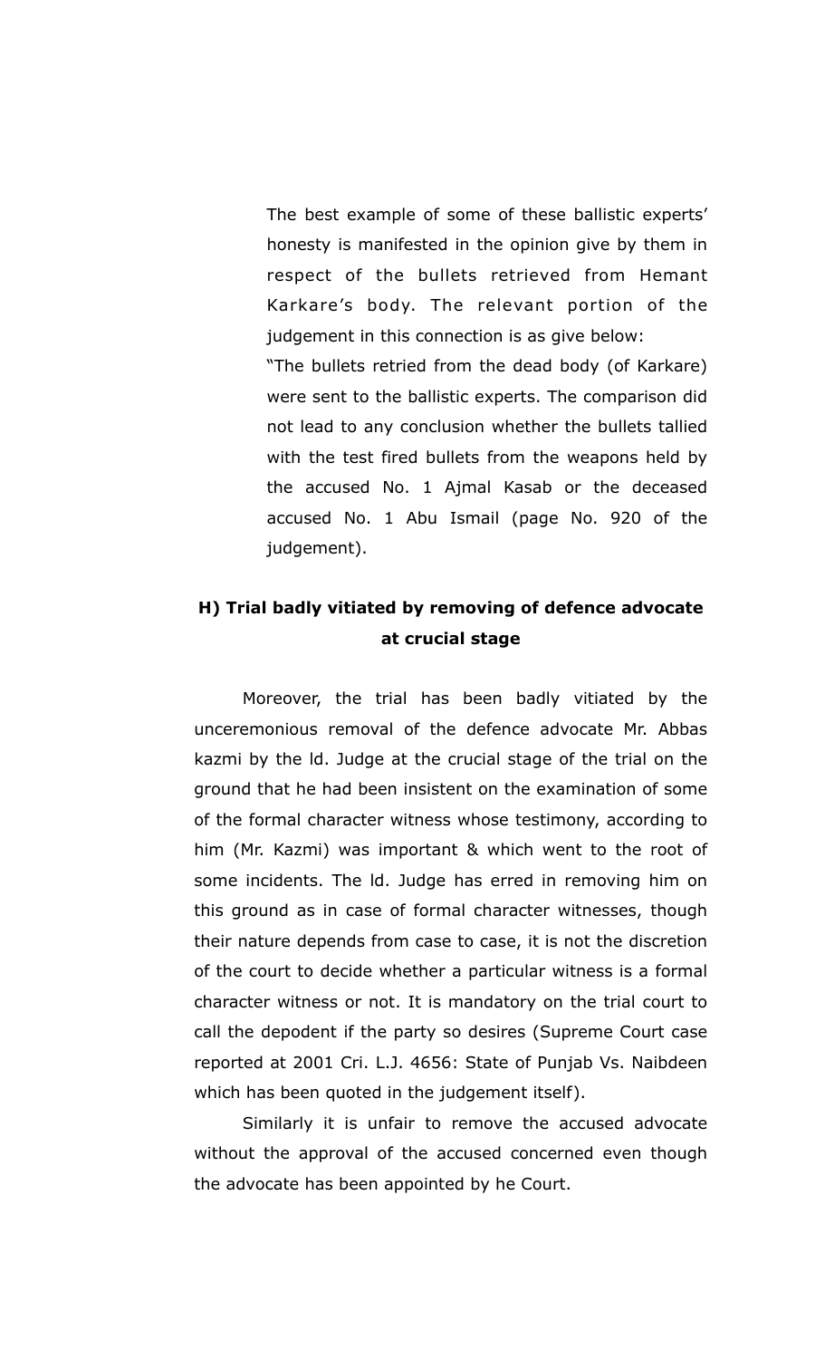The best example of some of these ballistic experts' honesty is manifested in the opinion give by them in respect of the bullets retrieved from Hemant Karkare's body. The relevant portion of the judgement in this connection is as give below:

"The bullets retried from the dead body (of Karkare) were sent to the ballistic experts. The comparison did not lead to any conclusion whether the bullets tallied with the test fired bullets from the weapons held by the accused No. 1 Ajmal Kasab or the deceased accused No. 1 Abu Ismail (page No. 920 of the judgement).

## H) Trial badly vitiated by removing of defence advocate at crucial stage

Moreover, the trial has been badly vitiated by the unceremonious removal of the defence advocate Mr. Abbas kazmi by the ld. Judge at the crucial stage of the trial on the ground that he had been insistent on the examination of some of the formal character witness whose testimony, according to him (Mr. Kazmi) was important & which went to the root of some incidents. The ld. Judge has erred in removing him on this ground as in case of formal character witnesses, though their nature depends from case to case, it is not the discretion of the court to decide whether a particular witness is a formal character witness or not. It is mandatory on the trial court to call the depodent if the party so desires (Supreme Court case reported at 2001 Cri. L.J. 4656: State of Punjab Vs. Naibdeen which has been quoted in the judgement itself).

Similarly it is unfair to remove the accused advocate without the approval of the accused concerned even though the advocate has been appointed by he Court.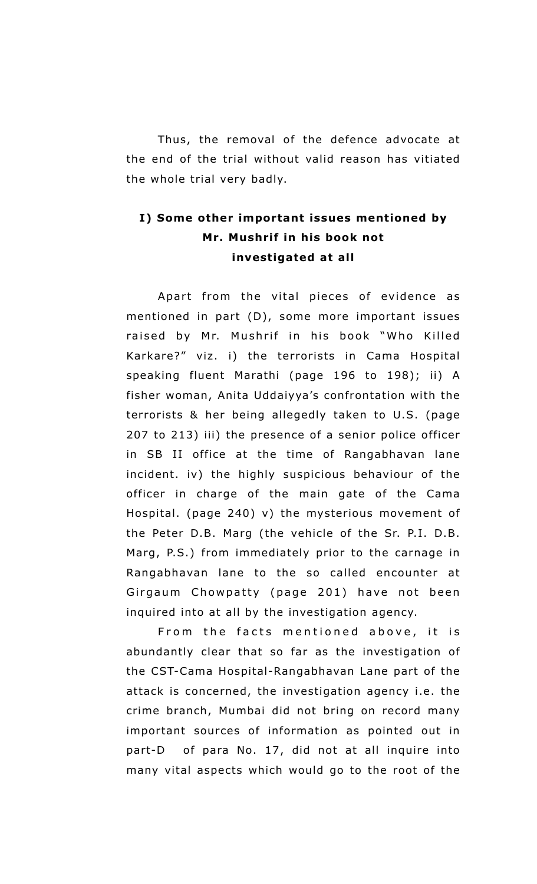Thus, the removal of the defence advocate at the end of the trial without valid reason has vitiated the whole trial very badly.

## I) Some other important issues mentioned by Mr. Mushrif in his book not investigated at all

Apart from the vital pieces of evidence as mentioned in part (D), some more important issues raised by Mr. Mushrif in his book "Who Killed Karkare?" viz. i) the terrorists in Cama Hospital speaking fluent Marathi (page 196 to 198); ii) A fisher woman, Anita Uddaiyya's confrontation with the terrorists & her being allegedly taken to U.S. (page 207 to 213) iii) the presence of a senior police officer in SB II office at the time of Rangabhavan lane incident. iv) the highly suspicious behaviour of the officer in charge of the main gate of the Cama Hospital. (page 240) v) the mysterious movement of the Peter D.B. Marg (the vehicle of the Sr. P.I. D.B. Marg, P.S.) from immediately prior to the carnage in Rangabhavan lane to the so called encounter at Girgaum Chowpatty (page 201) have not been inquired into at all by the investigation agency.

From the facts mentioned above, it is abundantly clear that so far as the investigation of the CST-Cama Hospital-Rangabhavan Lane part of the attack is concerned, the investigation agency i.e. the crime branch, Mumbai did not bring on record many important sources of information as pointed out in part-D of para No. 17, did not at all inquire into many vital aspects which would go to the root of the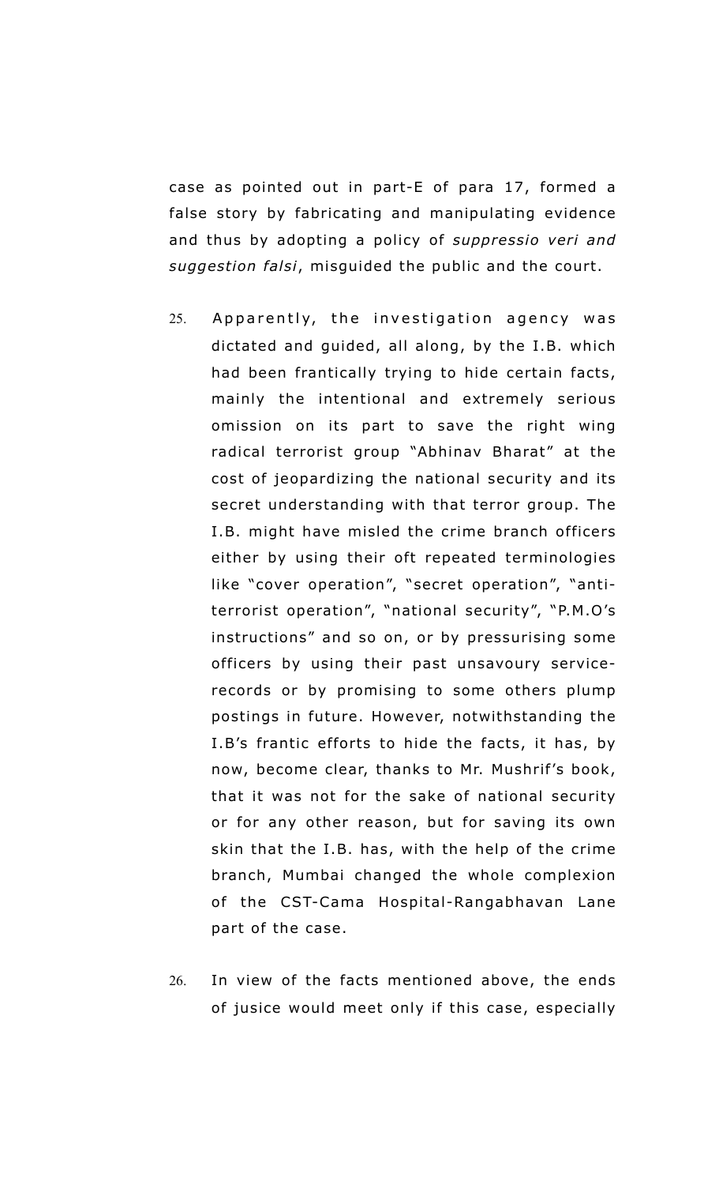case as pointed out in part-E of para 17, formed a false story by fabricating and manipulating evidence and thus by adopting a policy of *suppressio veri and suggestion falsi*, misguided the public and the court.

25. Apparently, the investigation agency was dictated and guided, all along, by the I.B. which had been frantically trying to hide certain facts, mainly the intentional and extremely serious omission on its part to save the right wing radical terrorist group "Abhinav Bharat" at the cost of jeopardizing the national security and its secret understanding with that terror group. The I.B. might have misled the crime branch officers either by using their oft repeated terminologies like "cover operation", "secret operation", "anti-terrorist operation", "national security", "P.M.O's instructions" and so on, or by pressurising some officers by using their past unsavoury service-records or by promising to some others plump postings in future. However, notwithstanding the I.B's frantic efforts to hide the facts, it has, by now, become clear, thanks to Mr. Mushrif's book, that it was not for the sake of national security or for any other reason, but for saving its own skin that the I.B. has, with the help of the crime branch, Mumbai changed the whole complexion of the CST-Cama Hospital-Rangabhavan Lane part of the case.

26. In view of the facts mentioned above, the ends of jusice would meet only if this case, especially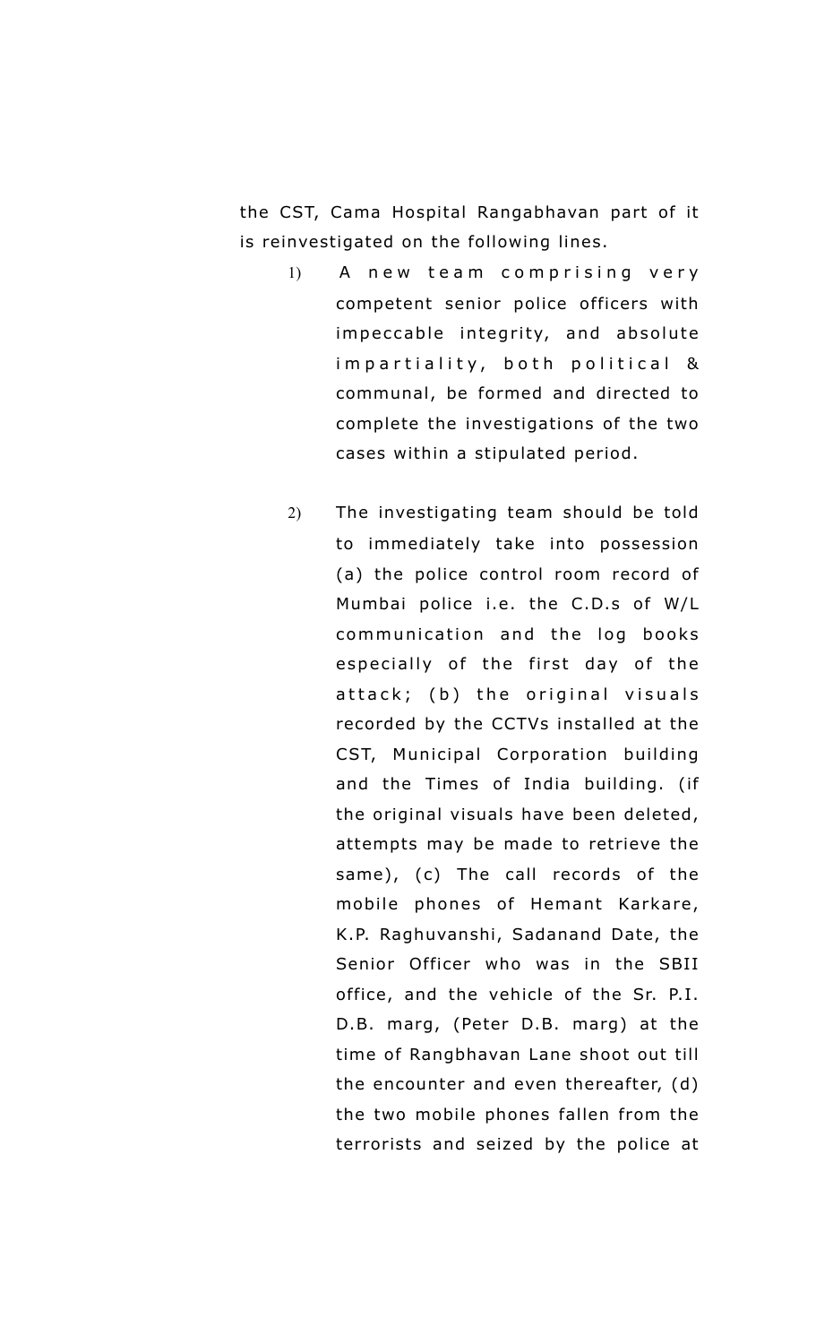the CST, Cama Hospital Rangabhavan part of it is reinvestigated on the following lines.

1) A new team comprising very competent senior police officers with impeccable integrity, and absolute impartiality, both political & communal, be formed and directed to complete the investigations of the two cases within a stipulated period.

2) The investigating team should be told to immediately take into possession (a) the police control room record of Mumbai police i.e. the C.D.s of W/L communication and the log books especially of the first day of the attack; (b) the original visuals recorded by the CCTVs installed at the CST, Municipal Corporation building and the Times of India building. (if the original visuals have been deleted, attempts may be made to retrieve the same), (c) The call records of the mobile phones of Hemant Karkare, K.P. Raghuvanshi, Sadanand Date, the Senior Officer who was in the SBII office, and the vehicle of the Sr. P.I. D.B. marg, (Peter D.B. marg) at the time of Rangbhavan Lane shoot out till the encounter and even thereafter, (d) the two mobile phones fallen from the terrorists and seized by the police at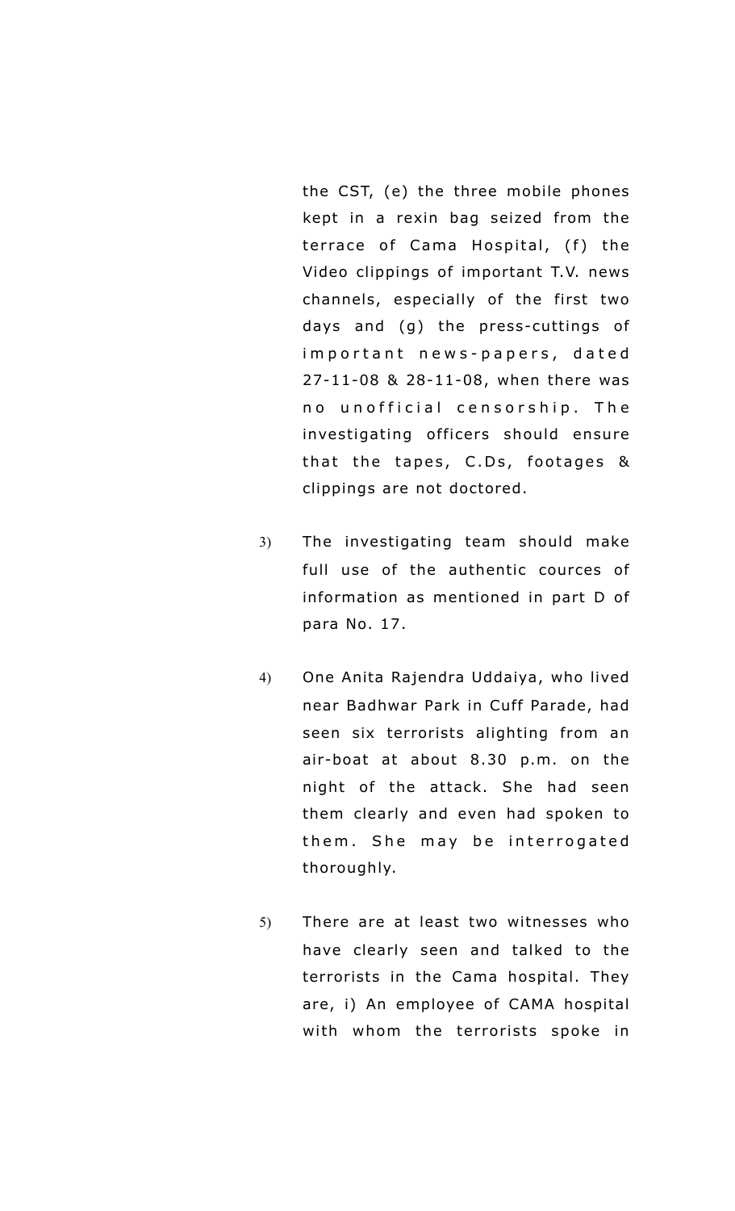the CST, (e) the three mobile phones kept in a rexin bag seized from the terrace of Cama Hospital, (f) the Video clippings of important T.V. news channels, especially of the first two days and (g) the press-cuttings of important news-papers, dated 27-11-08 & 28-11-08, when there was no unofficial censorship. The investigating officers should ensure that the tapes, C.Ds, footages & clippings are not doctored.

3) The investigating team should make full use of the authentic cources of information as mentioned in part D of para No. 17.

4) One Anita Rajendra Uddaiya, who lived near Badhwar Park in Cuff Parade, had seen six terrorists alighting from an air-boat at about 8.30 p.m. on the night of the attack. She had seen them clearly and even had spoken to them. She may be interrogated thoroughly.

5) There are at least two witnesses who have clearly seen and talked to the terrorists in the Cama hospital. They are, i) An employee of CAMA hospital with whom the terrorists spoke in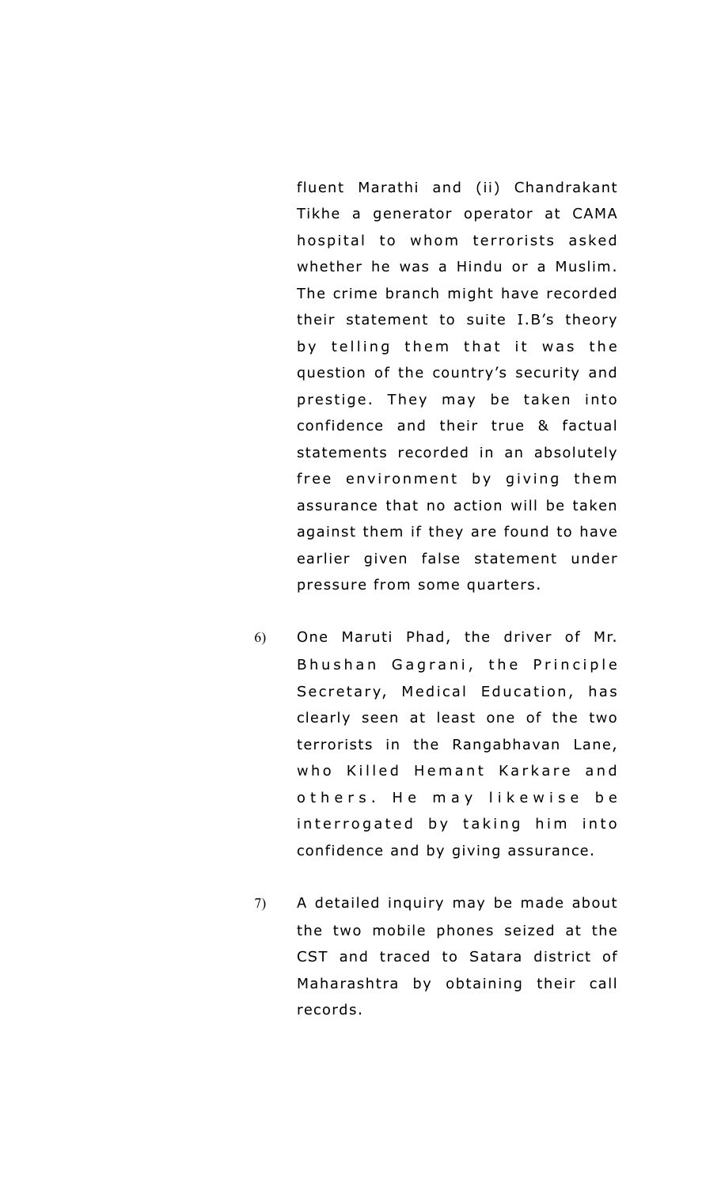fluent Marathi and (ii) Chandrakant Tikhe a generator operator at CAMA hospital to whom terrorists asked whether he was a Hindu or a Muslim. The crime branch might have recorded their statement to suite I.B's theory by telling them that it was the question of the country's security and prestige. They may be taken into confidence and their true & factual statements recorded in an absolutely free environment by giving them assurance that no action will be taken against them if they are found to have earlier given false statement under pressure from some quarters.

6) One Maruti Phad, the driver of Mr. Bhushan Gagrani, the Principle Secretary, Medical Education, has clearly seen at least one of the two terrorists in the Rangabhavan Lane, who Killed Hemant Karkare and others. He may likewise be interrogated by taking him into confidence and by giving assurance.

7) A detailed inquiry may be made about the two mobile phones seized at the CST and traced to Satara district of Maharashtra by obtaining their call records.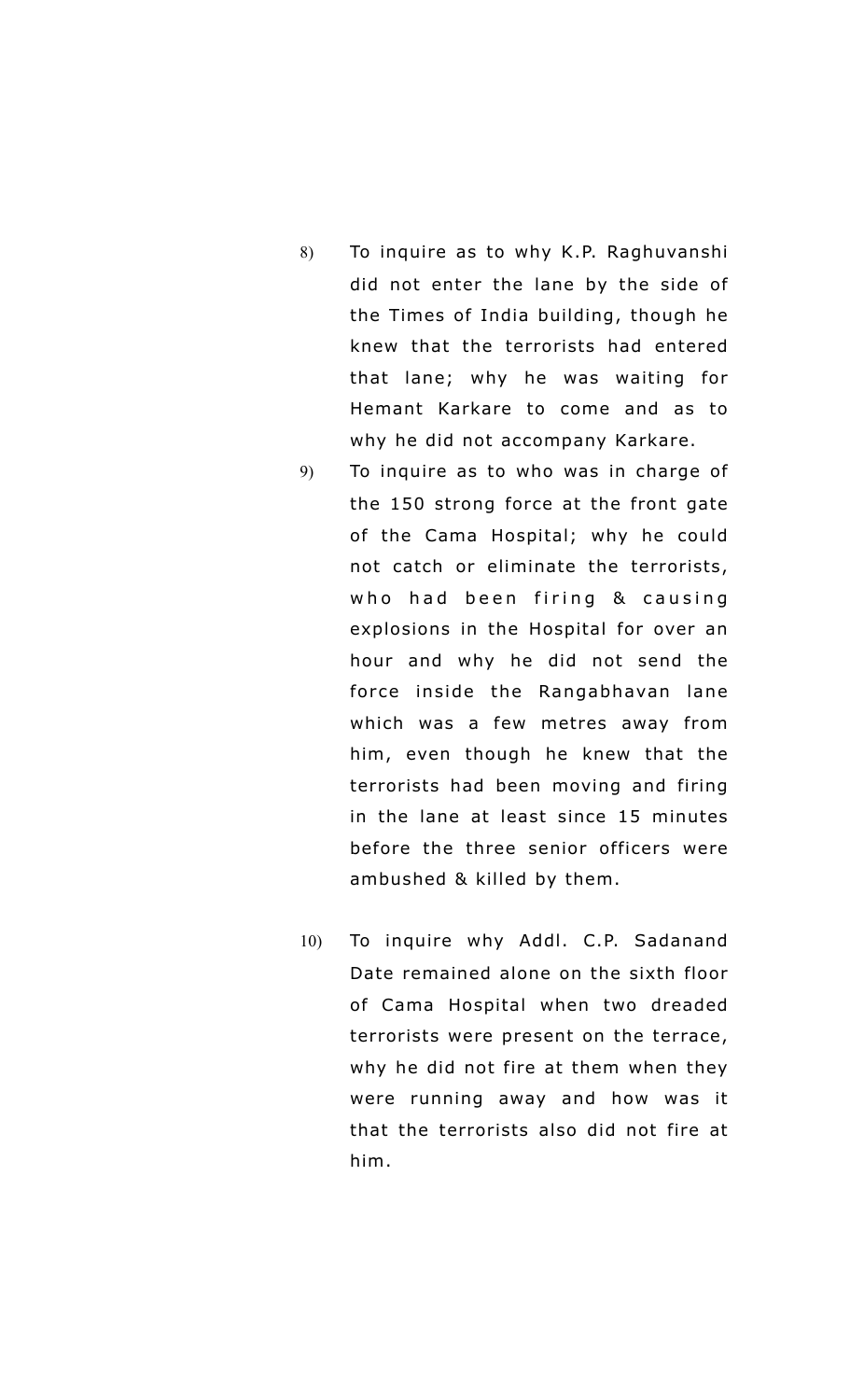8) To inquire as to why K.P. Raghuvanshi did not enter the lane by the side of the Times of India building, though he knew that the terrorists had entered that lane; why he was waiting for Hemant Karkare to come and as to why he did not accompany Karkare.

9) To inquire as to who was in charge of the 150 strong force at the front gate of the Cama Hospital; why he could not catch or eliminate the terrorists, who had been firing & causing explosions in the Hospital for over an hour and why he did not send the force inside the Rangabhavan lane which was a few metres away from him, even though he knew that the terrorists had been moving and firing in the lane at least since 15 minutes before the three senior officers were ambushed & killed by them.

10) To inquire why Addl. C.P. Sadanand Date remained alone on the sixth floor of Cama Hospital when two dreaded terrorists were present on the terrace, why he did not fire at them when they were running away and how was it that the terrorists also did not fire at him.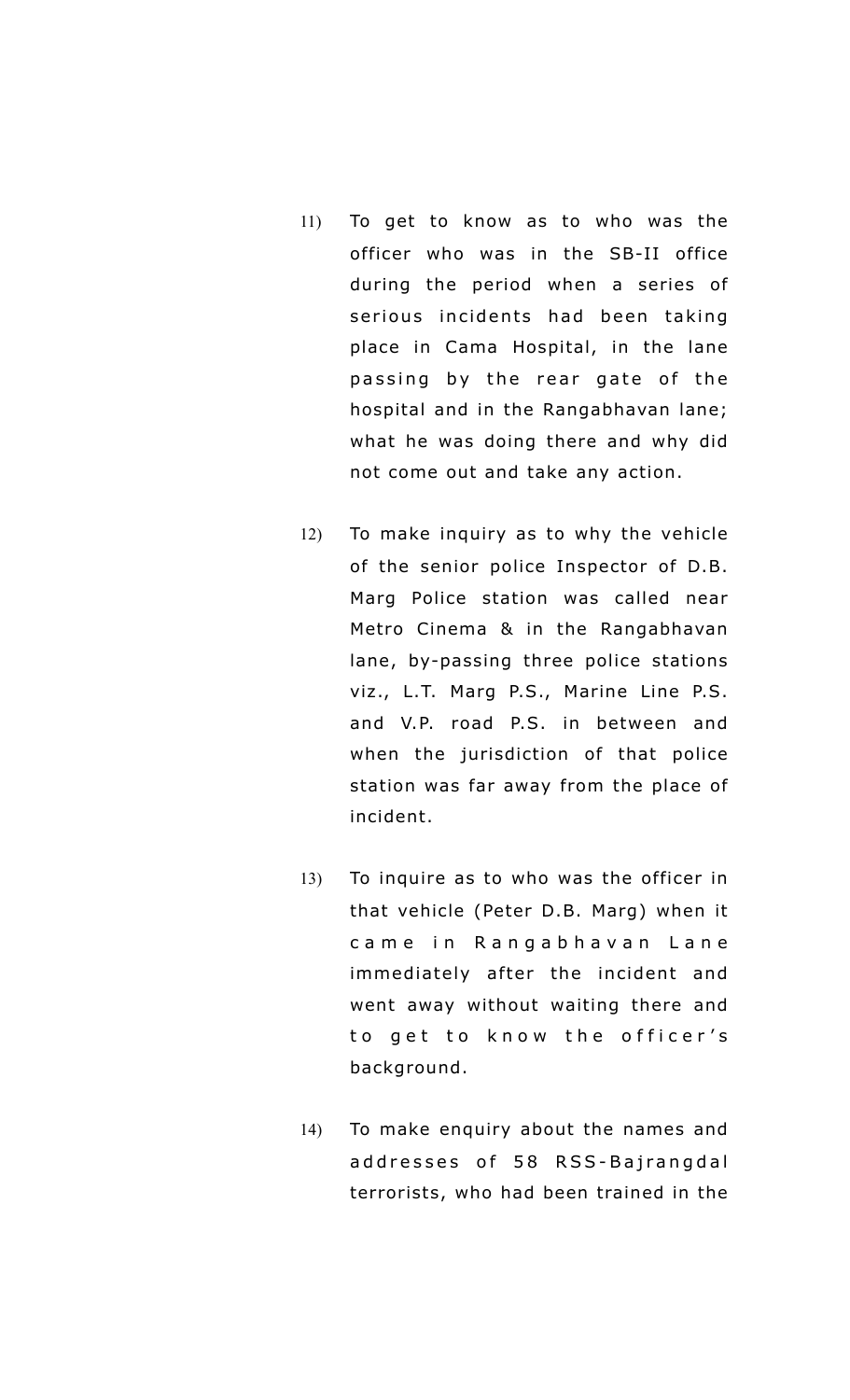11) To get to know as to who was the officer who was in the SB-II office during the period when a series of serious incidents had been taking place in Cama Hospital, in the lane passing by the rear gate of the hospital and in the Rangabhavan lane; what he was doing there and why did not come out and take any action.

12) To make inquiry as to why the vehicle of the senior police Inspector of D.B. Marg Police station was called near Metro Cinema & in the Rangabhavan lane, by-passing three police stations viz., L.T. Marg P.S., Marine Line P.S. and V.P. road P.S. in between and when the jurisdiction of that police station was far away from the place of incident.

13) To inquire as to who was the officer in that vehicle (Peter D.B. Marg) when it came in Rangabhavan Lane immediately after the incident and went away without waiting there and to get to know the officer's background.

14) To make enquiry about the names and addresses of 58 RSS-Bajrangdal terrorists, who had been trained in the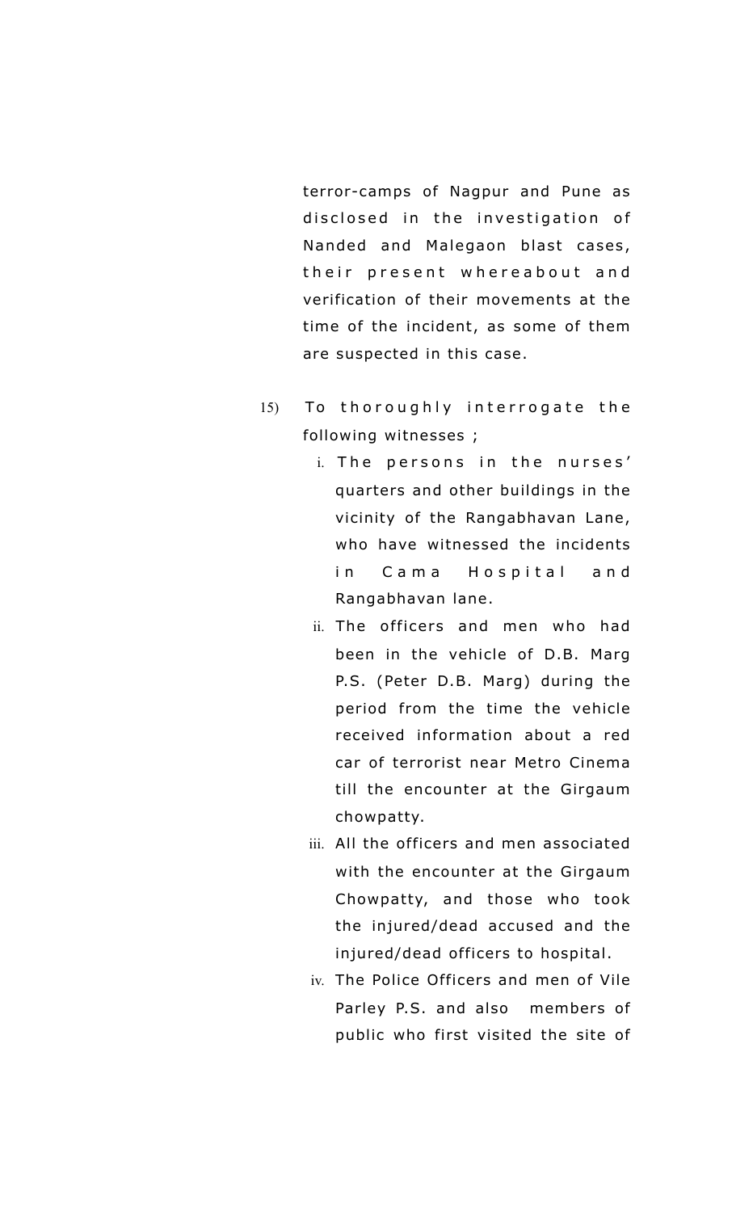terror-camps of Nagpur and Pune as disclosed in the investigation of Nanded and Malegaon blast cases, their present whereabout and verification of their movements at the time of the incident, as some of them are suspected in this case.

15) To thoroughly interrogate the following witnesses ;

   i. The persons in the nurses' quarters and other buildings in the vicinity of the Rangabhavan Lane, who have witnessed the incidents in Cama Hospital and Rangabhavan lane.

   ii. The officers and men who had been in the vehicle of D.B. Marg P.S. (Peter D.B. Marg) during the period from the time the vehicle received information about a red car of terrorist near Metro Cinema till the encounter at the Girgaum chowpatty.

   iii. All the officers and men associated with the encounter at the Girgaum Chowpatty, and those who took the injured/dead accused and the injured/dead officers to hospital.

   iv. The Police Officers and men of Vile Parley P.S. and also members of public who first visited the site of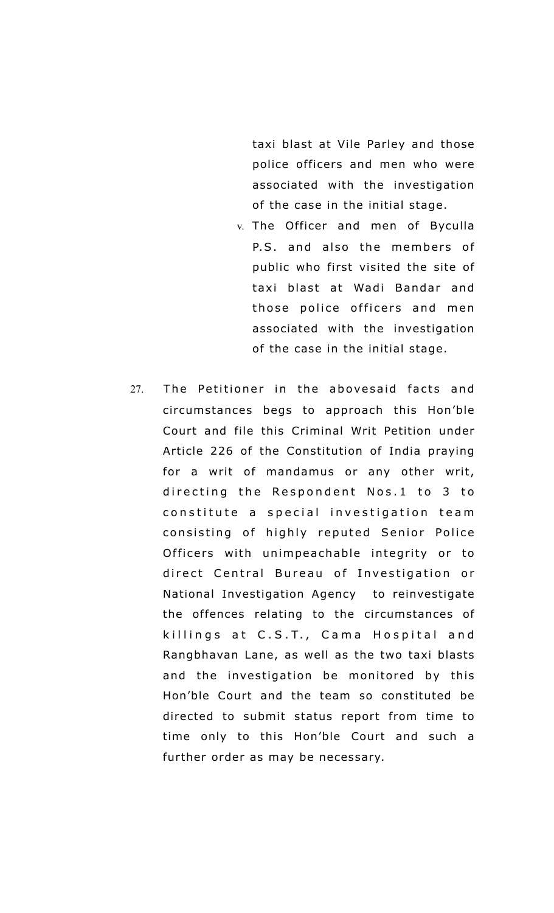taxi blast at Vile Parley and those police officers and men who were associated with the investigation of the case in the initial stage.

v. The Officer and men of Byculla P.S. and also the members of public who first visited the site of taxi blast at Wadi Bandar and those police officers and men associated with the investigation of the case in the initial stage.

27. The Petitioner in the abovesaid facts and circumstances begs to approach this Hon'ble Court and file this Criminal Writ Petition under Article 226 of the Constitution of India praying for a writ of mandamus or any other writ, directing the Respondent Nos.1 to 3 to constitute a special investigation team consisting of highly reputed Senior Police Officers with unimpeachable integrity or to direct Central Bureau of Investigation or National Investigation Agency to reinvestigate the offences relating to the circumstances of killings at C.S.T., Cama Hospital and Rangbhavan Lane, as well as the two taxi blasts and the investigation be monitored by this Hon'ble Court and the team so constituted be directed to submit status report from time to time only to this Hon'ble Court and such a further order as may be necessary.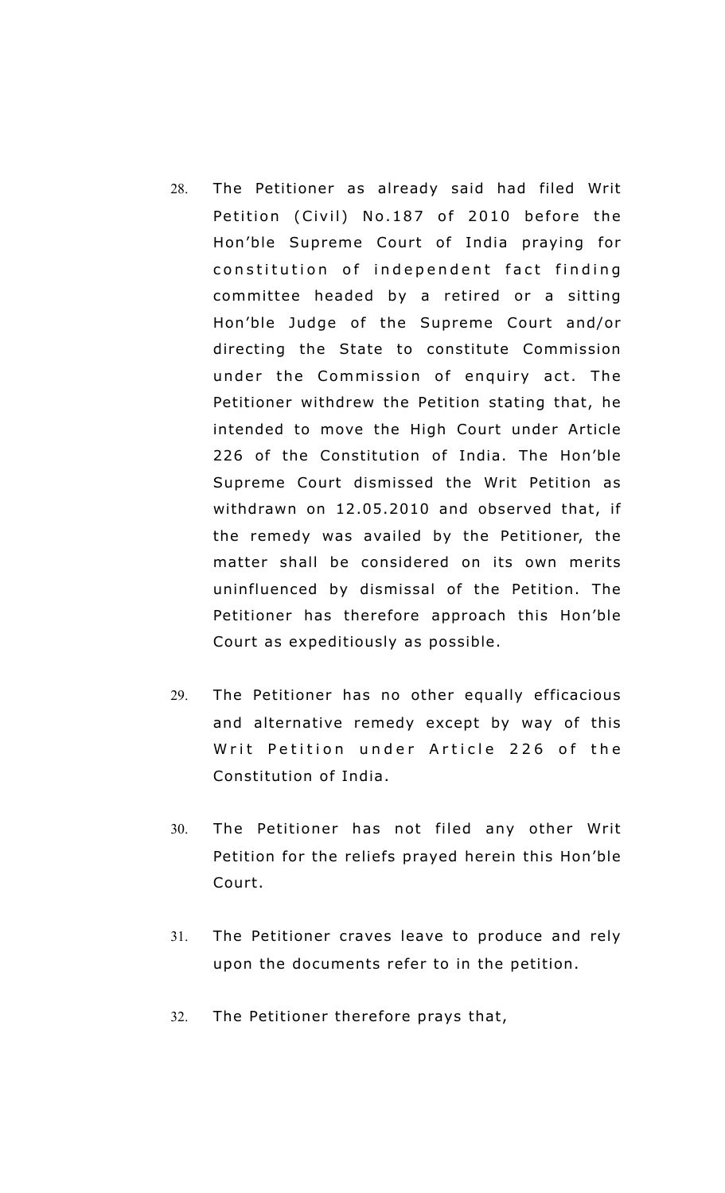28. The Petitioner as already said had filed Writ Petition (Civil) No.187 of 2010 before the Hon'ble Supreme Court of India praying for constitution of independent fact finding committee headed by a retired or a sitting Hon'ble Judge of the Supreme Court and/or directing the State to constitute Commission under the Commission of enquiry act. The Petitioner withdrew the Petition stating that, he intended to move the High Court under Article 226 of the Constitution of India. The Hon'ble Supreme Court dismissed the Writ Petition as withdrawn on 12.05.2010 and observed that, if the remedy was availed by the Petitioner, the matter shall be considered on its own merits uninfluenced by dismissal of the Petition. The Petitioner has therefore approach this Hon'ble Court as expeditiously as possible.

29. The Petitioner has no other equally efficacious and alternative remedy except by way of this Writ Petition under Article 226 of the Constitution of India.

30. The Petitioner has not filed any other Writ Petition for the reliefs prayed herein this Hon'ble Court.

31. The Petitioner craves leave to produce and rely upon the documents refer to in the petition.

32. The Petitioner therefore prays that,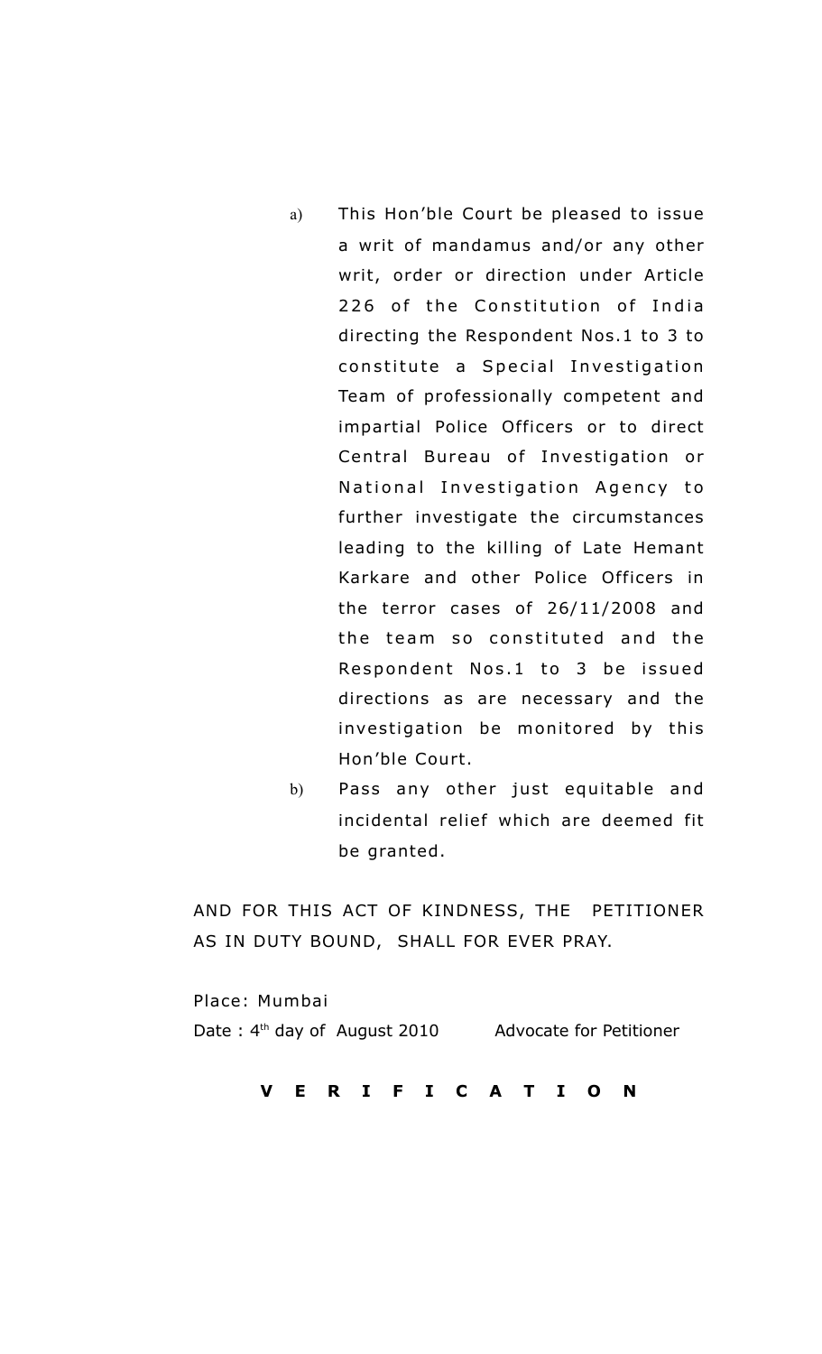a) This Hon'ble Court be pleased to issue a writ of mandamus and/or any other writ, order or direction under Article 226 of the Constitution of India directing the Respondent Nos.1 to 3 to constitute a Special Investigation Team of professionally competent and impartial Police Officers or to direct Central Bureau of Investigation or National Investigation Agency to further investigate the circumstances leading to the killing of Late Hemant Karkare and other Police Officers in the terror cases of 26/11/2008 and the team so constituted and the Respondent Nos.1 to 3 be issued directions as are necessary and the investigation be monitored by this Hon'ble Court.

b) Pass any other just equitable and incidental relief which are deemed fit be granted.

AND FOR THIS ACT OF KINDNESS, THE PETITIONER AS IN DUTY BOUND, SHALL FOR EVER PRAY.

Place: Mumbai

Date : 4th day of August 2010 Advocate for Petitioner

**V E R I F I C A T I O N**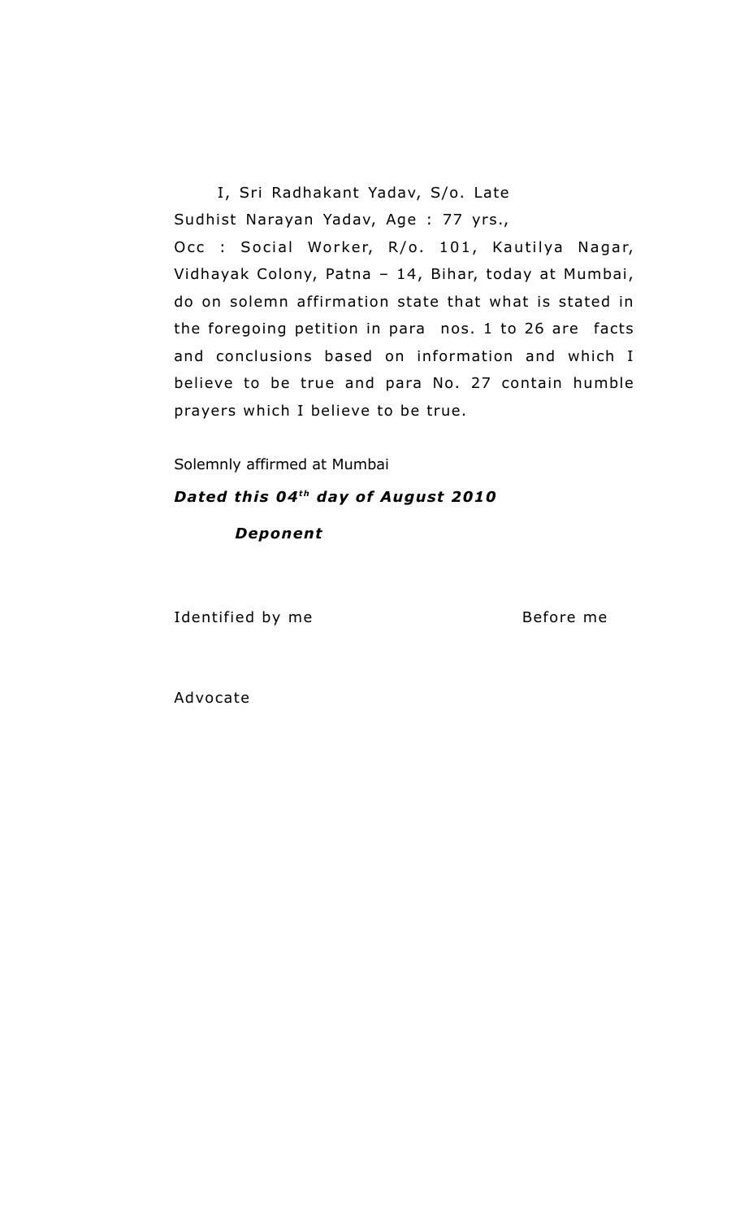I, Sri Radhakant Yadav, S/o. Late Sudhist Narayan Yadav, Age : 77 yrs., Occ : Social Worker, R/o. 101, Kautilya Nagar, Vidhayak Colony, Patna – 14, Bihar, today at Mumbai, do on solemn affirmation state that what is stated in the foregoing petition in para nos. 1 to 26 are facts and conclusions based on information and which I believe to be true and para No. 27 contain humble prayers which I believe to be true.

Solemnly affirmed at Mumbai

***Dated this 04th day of August 2010***

***Deponent***

Identified by me

Before me

Advocate